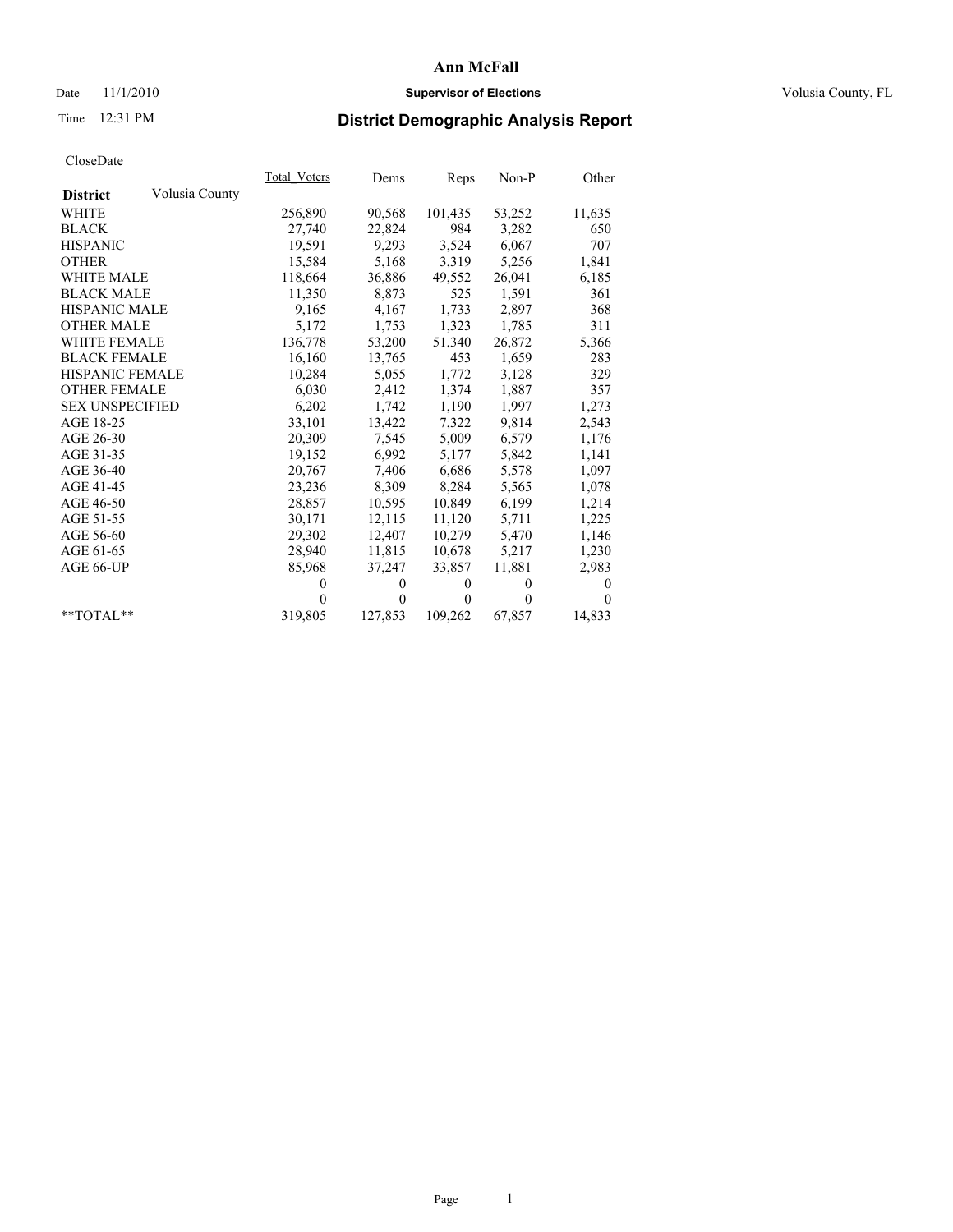# Ann McFall

Date 11/1/2010 **Supervisor of Elections** Volusia County, FL

Time 12:31 PM

## District Demographic Analysis Report

CloseDate

| District | Volusia County | Total_Voters | Dems | Reps | Non-P | Other |
|---|---|---|---|---|---|---|
| WHITE | | 256,890 | 90,568 | 101,435 | 53,252 | 11,635 |
| BLACK | | 27,740 | 22,824 | 984 | 3,282 | 650 |
| HISPANIC | | 19,591 | 9,293 | 3,524 | 6,067 | 707 |
| OTHER | | 15,584 | 5,168 | 3,319 | 5,256 | 1,841 |
| WHITE MALE | | 118,664 | 36,886 | 49,552 | 26,041 | 6,185 |
| BLACK MALE | | 11,350 | 8,873 | 525 | 1,591 | 361 |
| HISPANIC MALE | | 9,165 | 4,167 | 1,733 | 2,897 | 368 |
| OTHER MALE | | 5,172 | 1,753 | 1,323 | 1,785 | 311 |
| WHITE FEMALE | | 136,778 | 53,200 | 51,340 | 26,872 | 5,366 |
| BLACK FEMALE | | 16,160 | 13,765 | 453 | 1,659 | 283 |
| HISPANIC FEMALE | | 10,284 | 5,055 | 1,772 | 3,128 | 329 |
| OTHER FEMALE | | 6,030 | 2,412 | 1,374 | 1,887 | 357 |
| SEX UNSPECIFIED | | 6,202 | 1,742 | 1,190 | 1,997 | 1,273 |
| AGE 18-25 | | 33,101 | 13,422 | 7,322 | 9,814 | 2,543 |
| AGE 26-30 | | 20,309 | 7,545 | 5,009 | 6,579 | 1,176 |
| AGE 31-35 | | 19,152 | 6,992 | 5,177 | 5,842 | 1,141 |
| AGE 36-40 | | 20,767 | 7,406 | 6,686 | 5,578 | 1,097 |
| AGE 41-45 | | 23,236 | 8,309 | 8,284 | 5,565 | 1,078 |
| AGE 46-50 | | 28,857 | 10,595 | 10,849 | 6,199 | 1,214 |
| AGE 51-55 | | 30,171 | 12,115 | 11,120 | 5,711 | 1,225 |
| AGE 56-60 | | 29,302 | 12,407 | 10,279 | 5,470 | 1,146 |
| AGE 61-65 | | 28,940 | 11,815 | 10,678 | 5,217 | 1,230 |
| AGE 66-UP | | 85,968 | 37,247 | 33,857 | 11,881 | 2,983 |
| | | 0 | 0 | 0 | 0 | 0 |
| | | 0 | 0 | 0 | 0 | 0 |
| **TOTAL** | | 319,805 | 127,853 | 109,262 | 67,857 | 14,833 |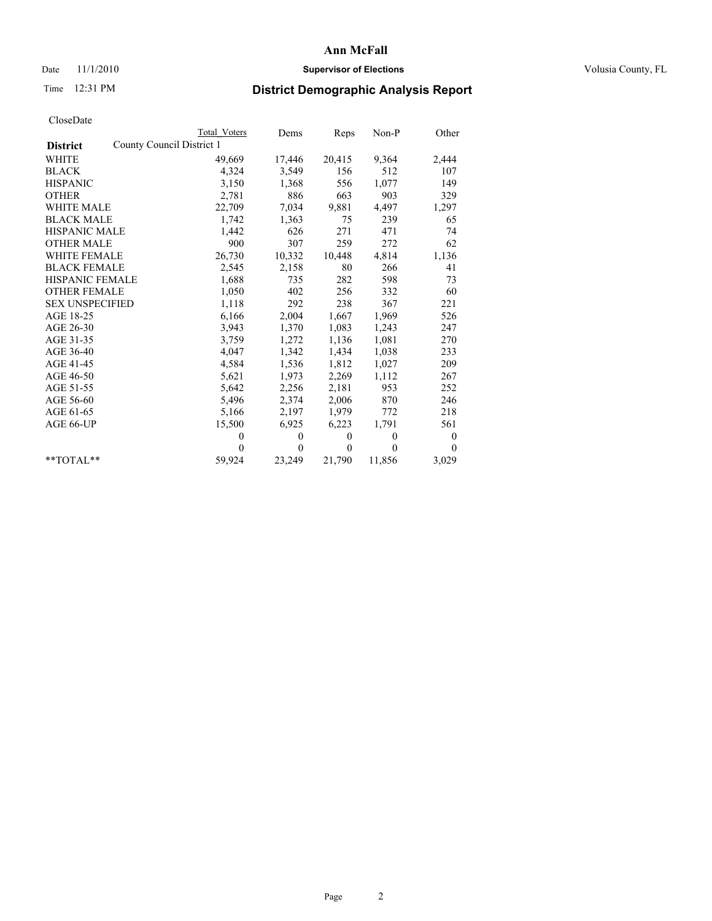**Ann McFall**

Date 11/1/2010 **Supervisor of Elections** Volusia County, FL

Time 12:31 PM

# District Demographic Analysis Report

CloseDate

| | Total Voters | Dems | Reps | Non-P | Other |
|---|---|---|---|---|---|
| **District** County Council District 1 | | | | | |
| WHITE | 49,669 | 17,446 | 20,415 | 9,364 | 2,444 |
| BLACK | 4,324 | 3,549 | 156 | 512 | 107 |
| HISPANIC | 3,150 | 1,368 | 556 | 1,077 | 149 |
| OTHER | 2,781 | 886 | 663 | 903 | 329 |
| WHITE MALE | 22,709 | 7,034 | 9,881 | 4,497 | 1,297 |
| BLACK MALE | 1,742 | 1,363 | 75 | 239 | 65 |
| HISPANIC MALE | 1,442 | 626 | 271 | 471 | 74 |
| OTHER MALE | 900 | 307 | 259 | 272 | 62 |
| WHITE FEMALE | 26,730 | 10,332 | 10,448 | 4,814 | 1,136 |
| BLACK FEMALE | 2,545 | 2,158 | 80 | 266 | 41 |
| HISPANIC FEMALE | 1,688 | 735 | 282 | 598 | 73 |
| OTHER FEMALE | 1,050 | 402 | 256 | 332 | 60 |
| SEX UNSPECIFIED | 1,118 | 292 | 238 | 367 | 221 |
| AGE 18-25 | 6,166 | 2,004 | 1,667 | 1,969 | 526 |
| AGE 26-30 | 3,943 | 1,370 | 1,083 | 1,243 | 247 |
| AGE 31-35 | 3,759 | 1,272 | 1,136 | 1,081 | 270 |
| AGE 36-40 | 4,047 | 1,342 | 1,434 | 1,038 | 233 |
| AGE 41-45 | 4,584 | 1,536 | 1,812 | 1,027 | 209 |
| AGE 46-50 | 5,621 | 1,973 | 2,269 | 1,112 | 267 |
| AGE 51-55 | 5,642 | 2,256 | 2,181 | 953 | 252 |
| AGE 56-60 | 5,496 | 2,374 | 2,006 | 870 | 246 |
| AGE 61-65 | 5,166 | 2,197 | 1,979 | 772 | 218 |
| AGE 66-UP | 15,500 | 6,925 | 6,223 | 1,791 | 561 |
| | 0 | 0 | 0 | 0 | 0 |
| | 0 | 0 | 0 | 0 | 0 |
| **TOTAL** | 59,924 | 23,249 | 21,790 | 11,856 | 3,029 |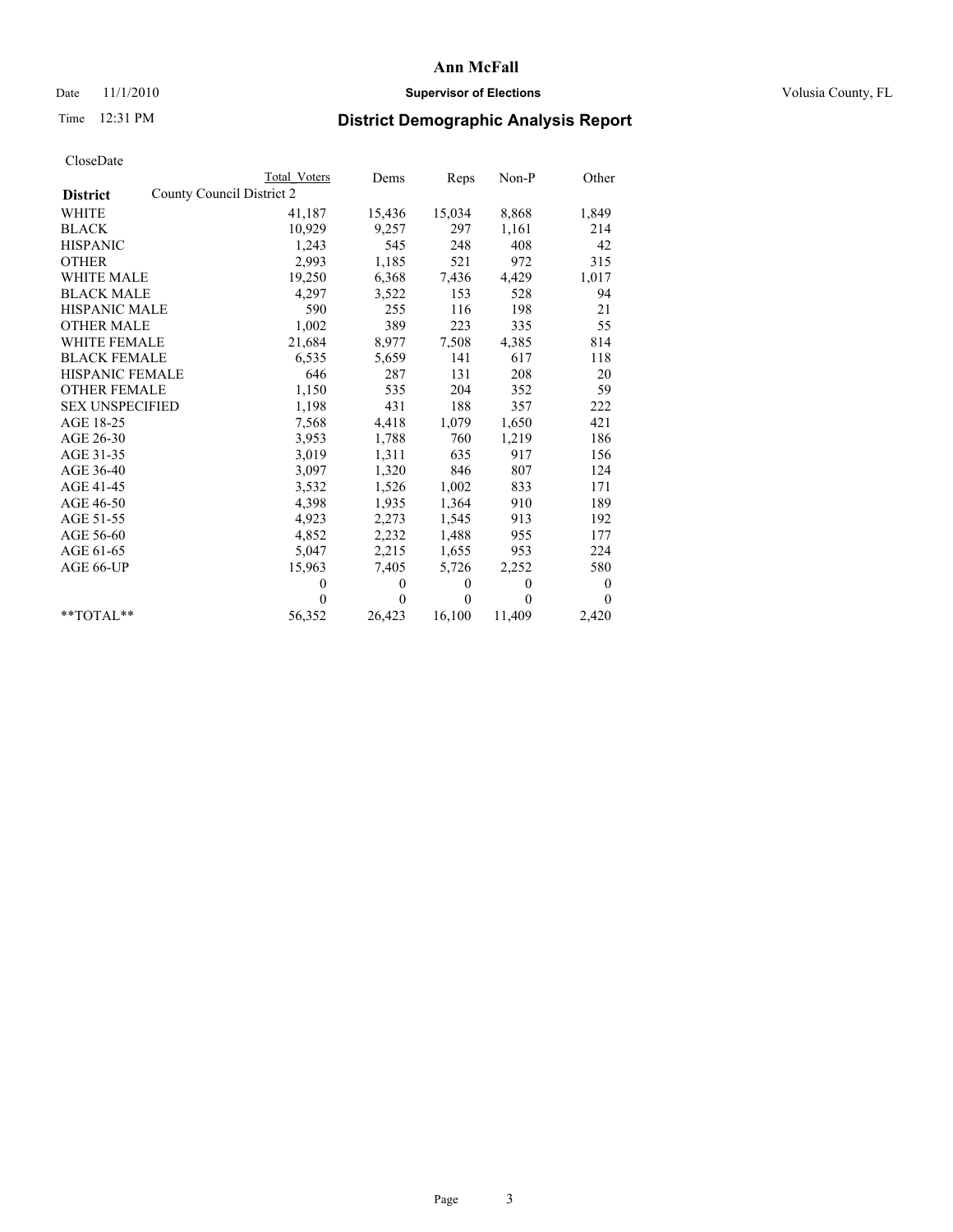# Ann McFall

Date 11/1/2010 **Supervisor of Elections** Volusia County, FL

Time 12:31 PM **District Demographic Analysis Report**

CloseDate

| **District** | County Council District 2 | Total Voters | Dems | Reps | Non-P | Other |
|---|---|---|---|---|---|---|
| WHITE | | 41,187 | 15,436 | 15,034 | 8,868 | 1,849 |
| BLACK | | 10,929 | 9,257 | 297 | 1,161 | 214 |
| HISPANIC | | 1,243 | 545 | 248 | 408 | 42 |
| OTHER | | 2,993 | 1,185 | 521 | 972 | 315 |
| WHITE MALE | | 19,250 | 6,368 | 7,436 | 4,429 | 1,017 |
| BLACK MALE | | 4,297 | 3,522 | 153 | 528 | 94 |
| HISPANIC MALE | | 590 | 255 | 116 | 198 | 21 |
| OTHER MALE | | 1,002 | 389 | 223 | 335 | 55 |
| WHITE FEMALE | | 21,684 | 8,977 | 7,508 | 4,385 | 814 |
| BLACK FEMALE | | 6,535 | 5,659 | 141 | 617 | 118 |
| HISPANIC FEMALE | | 646 | 287 | 131 | 208 | 20 |
| OTHER FEMALE | | 1,150 | 535 | 204 | 352 | 59 |
| SEX UNSPECIFIED | | 1,198 | 431 | 188 | 357 | 222 |
| AGE 18-25 | | 7,568 | 4,418 | 1,079 | 1,650 | 421 |
| AGE 26-30 | | 3,953 | 1,788 | 760 | 1,219 | 186 |
| AGE 31-35 | | 3,019 | 1,311 | 635 | 917 | 156 |
| AGE 36-40 | | 3,097 | 1,320 | 846 | 807 | 124 |
| AGE 41-45 | | 3,532 | 1,526 | 1,002 | 833 | 171 |
| AGE 46-50 | | 4,398 | 1,935 | 1,364 | 910 | 189 |
| AGE 51-55 | | 4,923 | 2,273 | 1,545 | 913 | 192 |
| AGE 56-60 | | 4,852 | 2,232 | 1,488 | 955 | 177 |
| AGE 61-65 | | 5,047 | 2,215 | 1,655 | 953 | 224 |
| AGE 66-UP | | 15,963 | 7,405 | 5,726 | 2,252 | 580 |
| | | 0 | 0 | 0 | 0 | 0 |
| | | 0 | 0 | 0 | 0 | 0 |
| **TOTAL** | | 56,352 | 26,423 | 16,100 | 11,409 | 2,420 |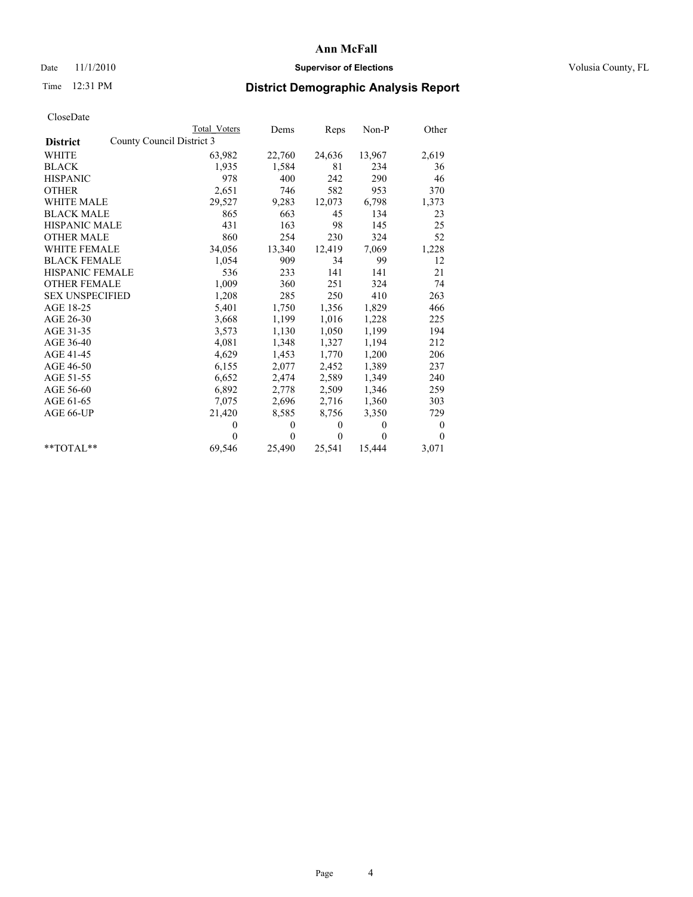# Ann McFall

Date 11/1/2010 **Supervisor of Elections** Volusia County, FL

Time 12:31 PM **District Demographic Analysis Report**

CloseDate

| | Total Voters | Dems | Reps | Non-P | Other |
|---|---|---|---|---|---|
| **District** County Council District 3 | | | | | |
| WHITE | 63,982 | 22,760 | 24,636 | 13,967 | 2,619 |
| BLACK | 1,935 | 1,584 | 81 | 234 | 36 |
| HISPANIC | 978 | 400 | 242 | 290 | 46 |
| OTHER | 2,651 | 746 | 582 | 953 | 370 |
| WHITE MALE | 29,527 | 9,283 | 12,073 | 6,798 | 1,373 |
| BLACK MALE | 865 | 663 | 45 | 134 | 23 |
| HISPANIC MALE | 431 | 163 | 98 | 145 | 25 |
| OTHER MALE | 860 | 254 | 230 | 324 | 52 |
| WHITE FEMALE | 34,056 | 13,340 | 12,419 | 7,069 | 1,228 |
| BLACK FEMALE | 1,054 | 909 | 34 | 99 | 12 |
| HISPANIC FEMALE | 536 | 233 | 141 | 141 | 21 |
| OTHER FEMALE | 1,009 | 360 | 251 | 324 | 74 |
| SEX UNSPECIFIED | 1,208 | 285 | 250 | 410 | 263 |
| AGE 18-25 | 5,401 | 1,750 | 1,356 | 1,829 | 466 |
| AGE 26-30 | 3,668 | 1,199 | 1,016 | 1,228 | 225 |
| AGE 31-35 | 3,573 | 1,130 | 1,050 | 1,199 | 194 |
| AGE 36-40 | 4,081 | 1,348 | 1,327 | 1,194 | 212 |
| AGE 41-45 | 4,629 | 1,453 | 1,770 | 1,200 | 206 |
| AGE 46-50 | 6,155 | 2,077 | 2,452 | 1,389 | 237 |
| AGE 51-55 | 6,652 | 2,474 | 2,589 | 1,349 | 240 |
| AGE 56-60 | 6,892 | 2,778 | 2,509 | 1,346 | 259 |
| AGE 61-65 | 7,075 | 2,696 | 2,716 | 1,360 | 303 |
| AGE 66-UP | 21,420 | 8,585 | 8,756 | 3,350 | 729 |
| | 0 | 0 | 0 | 0 | 0 |
| | 0 | 0 | 0 | 0 | 0 |
| **TOTAL** | 69,546 | 25,490 | 25,541 | 15,444 | 3,071 |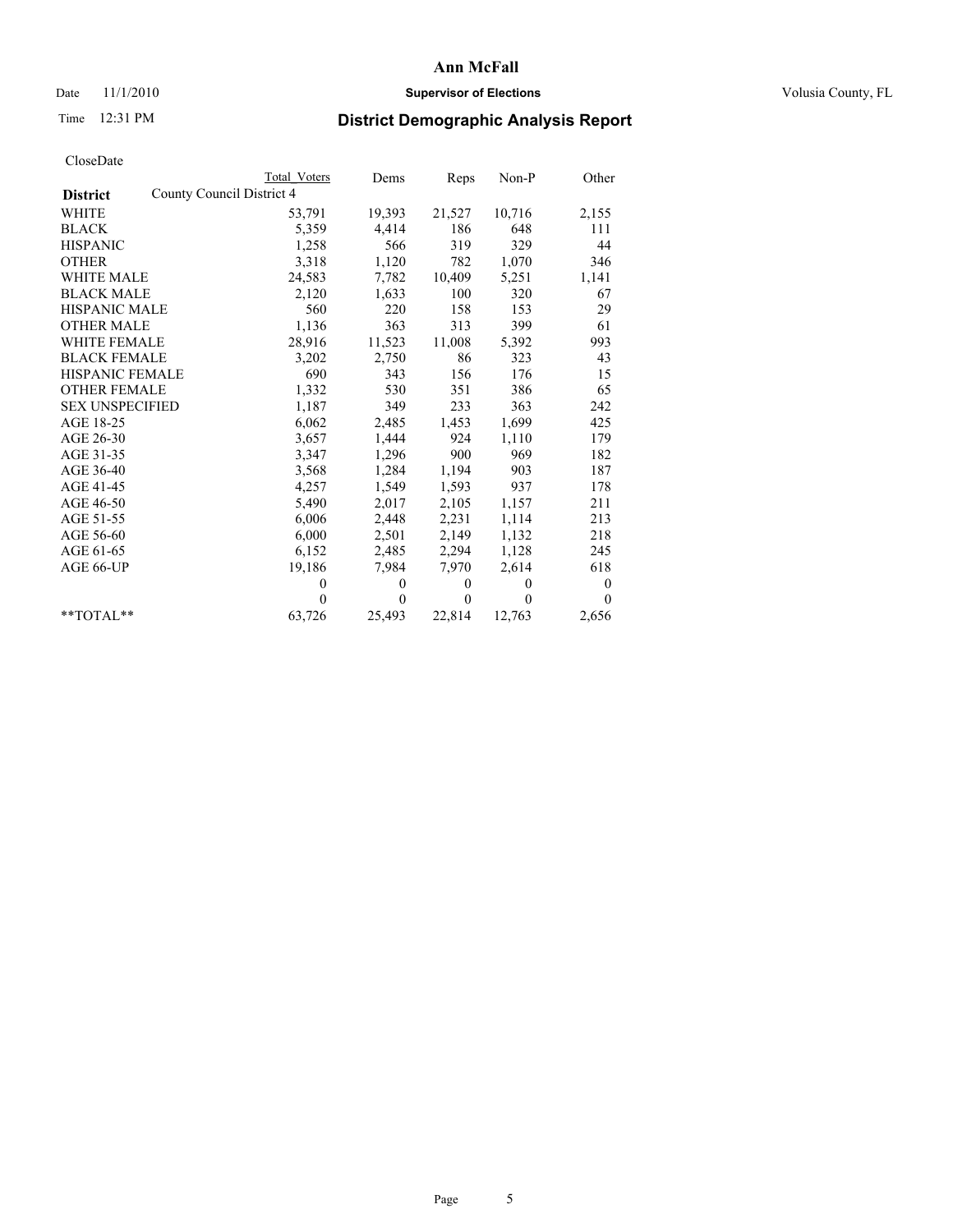# Ann McFall

Date 11/1/2010 **Supervisor of Elections** Volusia County, FL

Time 12:31 PM

## District Demographic Analysis Report

CloseDate

| | Total Voters | Dems | Reps | Non-P | Other |
|---|---|---|---|---|---|
| **District** County Council District 4 | | | | | |
| WHITE | 53,791 | 19,393 | 21,527 | 10,716 | 2,155 |
| BLACK | 5,359 | 4,414 | 186 | 648 | 111 |
| HISPANIC | 1,258 | 566 | 319 | 329 | 44 |
| OTHER | 3,318 | 1,120 | 782 | 1,070 | 346 |
| WHITE MALE | 24,583 | 7,782 | 10,409 | 5,251 | 1,141 |
| BLACK MALE | 2,120 | 1,633 | 100 | 320 | 67 |
| HISPANIC MALE | 560 | 220 | 158 | 153 | 29 |
| OTHER MALE | 1,136 | 363 | 313 | 399 | 61 |
| WHITE FEMALE | 28,916 | 11,523 | 11,008 | 5,392 | 993 |
| BLACK FEMALE | 3,202 | 2,750 | 86 | 323 | 43 |
| HISPANIC FEMALE | 690 | 343 | 156 | 176 | 15 |
| OTHER FEMALE | 1,332 | 530 | 351 | 386 | 65 |
| SEX UNSPECIFIED | 1,187 | 349 | 233 | 363 | 242 |
| AGE 18-25 | 6,062 | 2,485 | 1,453 | 1,699 | 425 |
| AGE 26-30 | 3,657 | 1,444 | 924 | 1,110 | 179 |
| AGE 31-35 | 3,347 | 1,296 | 900 | 969 | 182 |
| AGE 36-40 | 3,568 | 1,284 | 1,194 | 903 | 187 |
| AGE 41-45 | 4,257 | 1,549 | 1,593 | 937 | 178 |
| AGE 46-50 | 5,490 | 2,017 | 2,105 | 1,157 | 211 |
| AGE 51-55 | 6,006 | 2,448 | 2,231 | 1,114 | 213 |
| AGE 56-60 | 6,000 | 2,501 | 2,149 | 1,132 | 218 |
| AGE 61-65 | 6,152 | 2,485 | 2,294 | 1,128 | 245 |
| AGE 66-UP | 19,186 | 7,984 | 7,970 | 2,614 | 618 |
| | 0 | 0 | 0 | 0 | 0 |
| | 0 | 0 | 0 | 0 | 0 |
| **TOTAL** | 63,726 | 25,493 | 22,814 | 12,763 | 2,656 |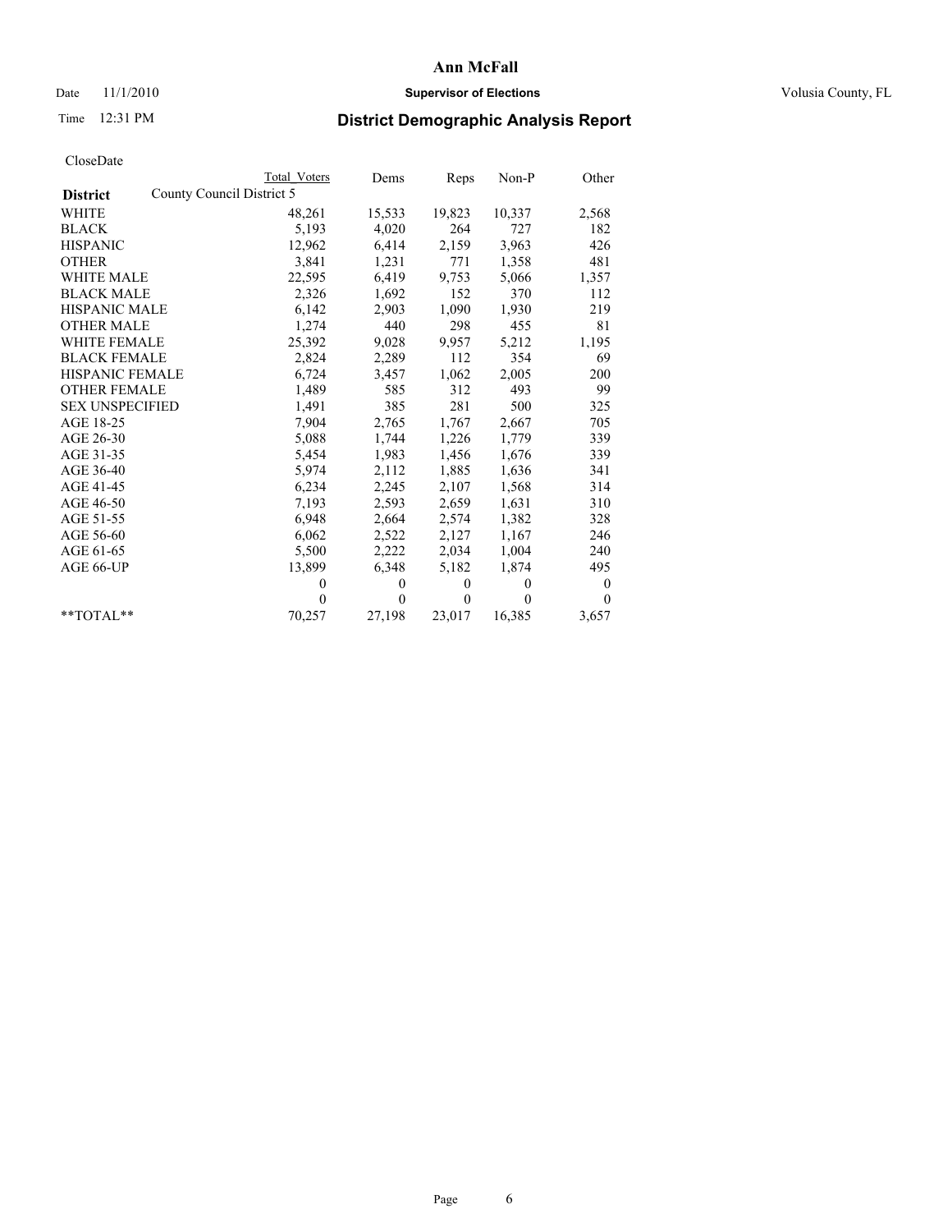# Ann McFall

Date 11/1/2010 **Supervisor of Elections** Volusia County, FL

Time 12:31 PM

## District Demographic Analysis Report

CloseDate

| | Total Voters | Dems | Reps | Non-P | Other |
|---|---|---|---|---|---|
| **District** County Council District 5 | | | | | |
| WHITE | 48,261 | 15,533 | 19,823 | 10,337 | 2,568 |
| BLACK | 5,193 | 4,020 | 264 | 727 | 182 |
| HISPANIC | 12,962 | 6,414 | 2,159 | 3,963 | 426 |
| OTHER | 3,841 | 1,231 | 771 | 1,358 | 481 |
| WHITE MALE | 22,595 | 6,419 | 9,753 | 5,066 | 1,357 |
| BLACK MALE | 2,326 | 1,692 | 152 | 370 | 112 |
| HISPANIC MALE | 6,142 | 2,903 | 1,090 | 1,930 | 219 |
| OTHER MALE | 1,274 | 440 | 298 | 455 | 81 |
| WHITE FEMALE | 25,392 | 9,028 | 9,957 | 5,212 | 1,195 |
| BLACK FEMALE | 2,824 | 2,289 | 112 | 354 | 69 |
| HISPANIC FEMALE | 6,724 | 3,457 | 1,062 | 2,005 | 200 |
| OTHER FEMALE | 1,489 | 585 | 312 | 493 | 99 |
| SEX UNSPECIFIED | 1,491 | 385 | 281 | 500 | 325 |
| AGE 18-25 | 7,904 | 2,765 | 1,767 | 2,667 | 705 |
| AGE 26-30 | 5,088 | 1,744 | 1,226 | 1,779 | 339 |
| AGE 31-35 | 5,454 | 1,983 | 1,456 | 1,676 | 339 |
| AGE 36-40 | 5,974 | 2,112 | 1,885 | 1,636 | 341 |
| AGE 41-45 | 6,234 | 2,245 | 2,107 | 1,568 | 314 |
| AGE 46-50 | 7,193 | 2,593 | 2,659 | 1,631 | 310 |
| AGE 51-55 | 6,948 | 2,664 | 2,574 | 1,382 | 328 |
| AGE 56-60 | 6,062 | 2,522 | 2,127 | 1,167 | 246 |
| AGE 61-65 | 5,500 | 2,222 | 2,034 | 1,004 | 240 |
| AGE 66-UP | 13,899 | 6,348 | 5,182 | 1,874 | 495 |
| | 0 | 0 | 0 | 0 | 0 |
| | 0 | 0 | 0 | 0 | 0 |
| **TOTAL** | 70,257 | 27,198 | 23,017 | 16,385 | 3,657 |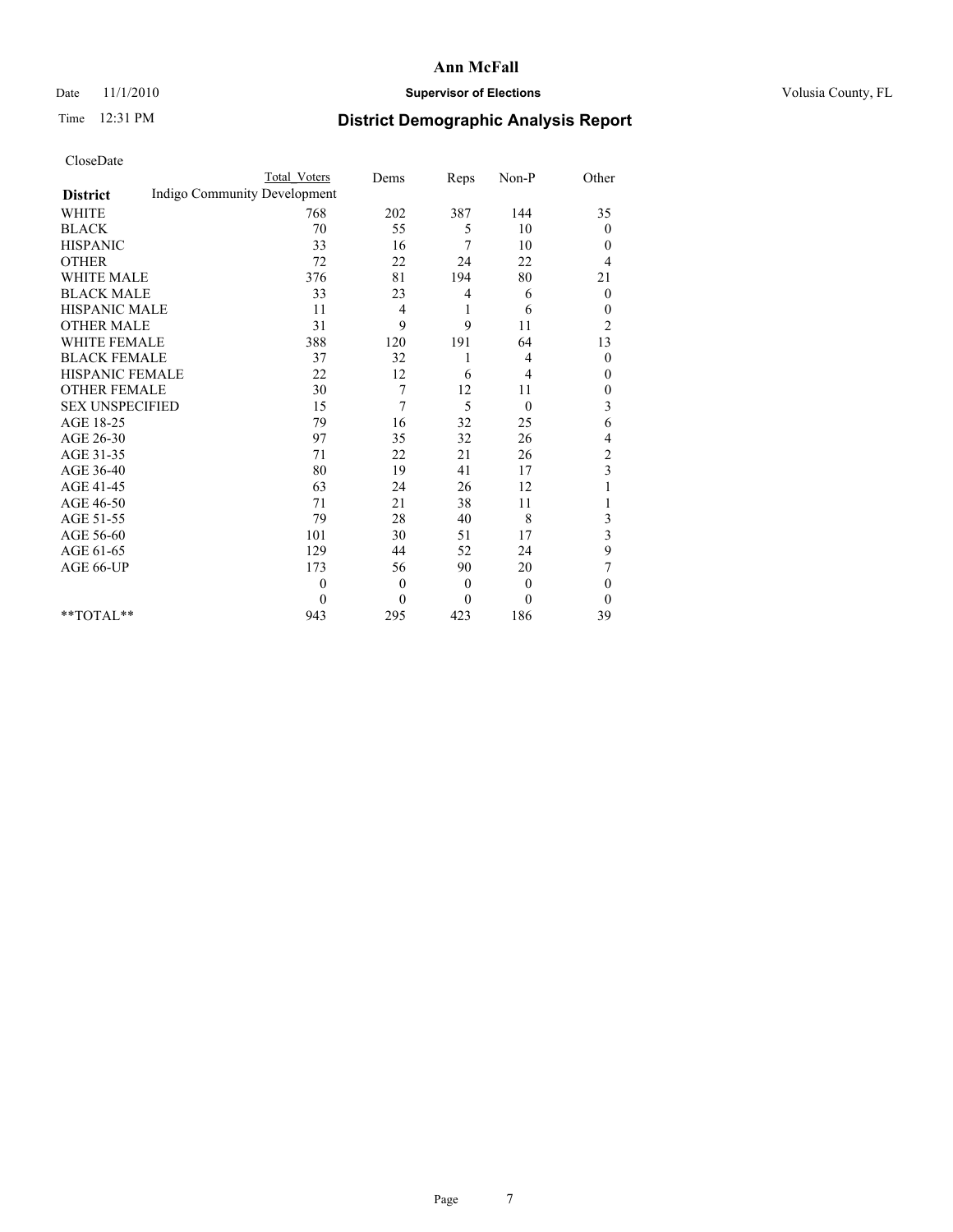**Ann McFall**

Date 11/1/2010 **Supervisor of Elections** Volusia County, FL

Time 12:31 PM **District Demographic Analysis Report**

CloseDate

| District | Total Voters | Dems | Reps | Non-P | Other |
|---|---|---|---|---|---|
| Indigo Community Development | | | | | |
| WHITE | 768 | 202 | 387 | 144 | 35 |
| BLACK | 70 | 55 | 5 | 10 | 0 |
| HISPANIC | 33 | 16 | 7 | 10 | 0 |
| OTHER | 72 | 22 | 24 | 22 | 4 |
| WHITE MALE | 376 | 81 | 194 | 80 | 21 |
| BLACK MALE | 33 | 23 | 4 | 6 | 0 |
| HISPANIC MALE | 11 | 4 | 1 | 6 | 0 |
| OTHER MALE | 31 | 9 | 9 | 11 | 2 |
| WHITE FEMALE | 388 | 120 | 191 | 64 | 13 |
| BLACK FEMALE | 37 | 32 | 1 | 4 | 0 |
| HISPANIC FEMALE | 22 | 12 | 6 | 4 | 0 |
| OTHER FEMALE | 30 | 7 | 12 | 11 | 0 |
| SEX UNSPECIFIED | 15 | 7 | 5 | 0 | 3 |
| AGE 18-25 | 79 | 16 | 32 | 25 | 6 |
| AGE 26-30 | 97 | 35 | 32 | 26 | 4 |
| AGE 31-35 | 71 | 22 | 21 | 26 | 2 |
| AGE 36-40 | 80 | 19 | 41 | 17 | 3 |
| AGE 41-45 | 63 | 24 | 26 | 12 | 1 |
| AGE 46-50 | 71 | 21 | 38 | 11 | 1 |
| AGE 51-55 | 79 | 28 | 40 | 8 | 3 |
| AGE 56-60 | 101 | 30 | 51 | 17 | 3 |
| AGE 61-65 | 129 | 44 | 52 | 24 | 9 |
| AGE 66-UP | 173 | 56 | 90 | 20 | 7 |
| | 0 | 0 | 0 | 0 | 0 |
| | 0 | 0 | 0 | 0 | 0 |
| **TOTAL** | 943 | 295 | 423 | 186 | 39 |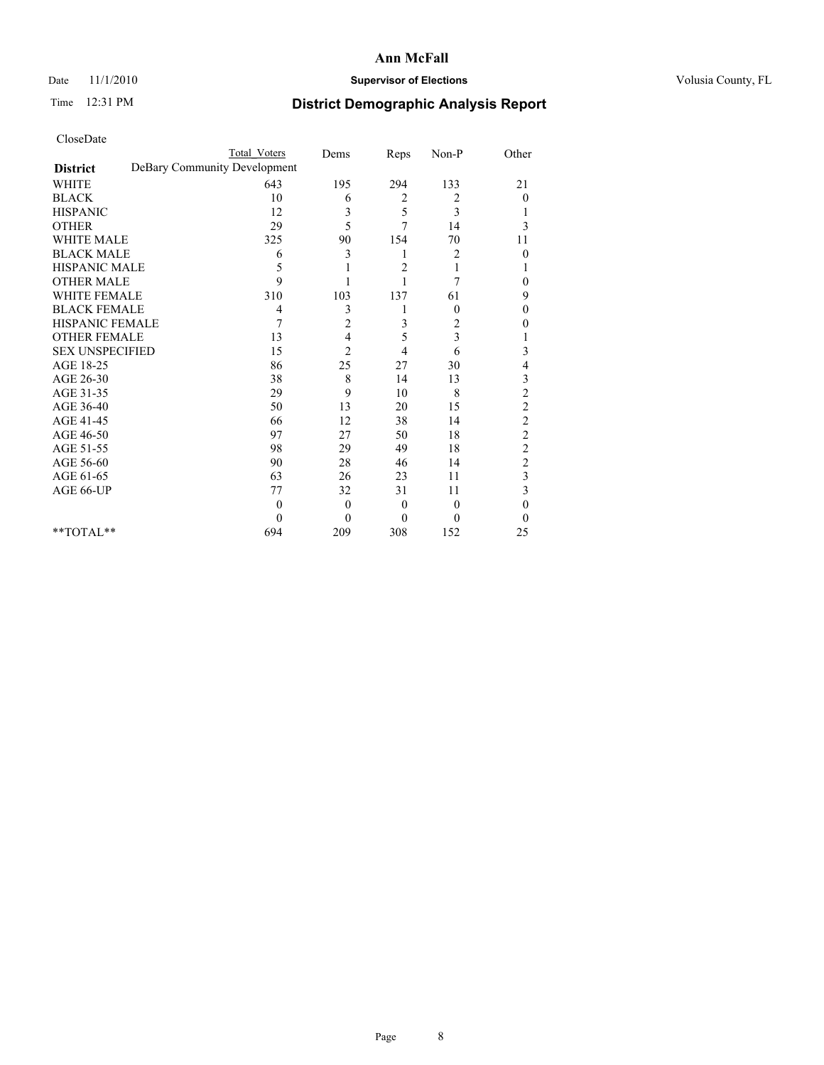# Ann McFall

Date 11/1/2010 **Supervisor of Elections** Volusia County, FL

Time 12:31 PM **District Demographic Analysis Report**

CloseDate

| **District** | Total Voters | Dems | Reps | Non-P | Other |
|---|---|---|---|---|---|
| DeBary Community Development | | | | | |
| WHITE | 643 | 195 | 294 | 133 | 21 |
| BLACK | 10 | 6 | 2 | 2 | 0 |
| HISPANIC | 12 | 3 | 5 | 3 | 1 |
| OTHER | 29 | 5 | 7 | 14 | 3 |
| WHITE MALE | 325 | 90 | 154 | 70 | 11 |
| BLACK MALE | 6 | 3 | 1 | 2 | 0 |
| HISPANIC MALE | 5 | 1 | 2 | 1 | 1 |
| OTHER MALE | 9 | 1 | 1 | 7 | 0 |
| WHITE FEMALE | 310 | 103 | 137 | 61 | 9 |
| BLACK FEMALE | 4 | 3 | 1 | 0 | 0 |
| HISPANIC FEMALE | 7 | 2 | 3 | 2 | 0 |
| OTHER FEMALE | 13 | 4 | 5 | 3 | 1 |
| SEX UNSPECIFIED | 15 | 2 | 4 | 6 | 3 |
| AGE 18-25 | 86 | 25 | 27 | 30 | 4 |
| AGE 26-30 | 38 | 8 | 14 | 13 | 3 |
| AGE 31-35 | 29 | 9 | 10 | 8 | 2 |
| AGE 36-40 | 50 | 13 | 20 | 15 | 2 |
| AGE 41-45 | 66 | 12 | 38 | 14 | 2 |
| AGE 46-50 | 97 | 27 | 50 | 18 | 2 |
| AGE 51-55 | 98 | 29 | 49 | 18 | 2 |
| AGE 56-60 | 90 | 28 | 46 | 14 | 2 |
| AGE 61-65 | 63 | 26 | 23 | 11 | 3 |
| AGE 66-UP | 77 | 32 | 31 | 11 | 3 |
| | 0 | 0 | 0 | 0 | 0 |
| | 0 | 0 | 0 | 0 | 0 |
| **TOTAL** | 694 | 209 | 308 | 152 | 25 |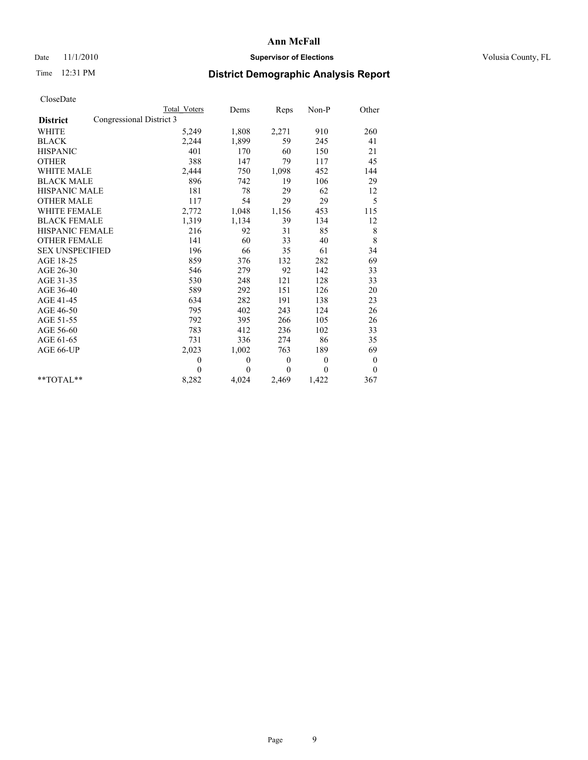# Ann McFall

Date 11/1/2010 **Supervisor of Elections** Volusia County, FL

Time 12:31 PM **District Demographic Analysis Report**

CloseDate

| **District** | Congressional District 3 | Total Voters | Dems | Reps | Non-P | Other |
|---|---|---|---|---|---|---|
| WHITE | | 5,249 | 1,808 | 2,271 | 910 | 260 |
| BLACK | | 2,244 | 1,899 | 59 | 245 | 41 |
| HISPANIC | | 401 | 170 | 60 | 150 | 21 |
| OTHER | | 388 | 147 | 79 | 117 | 45 |
| WHITE MALE | | 2,444 | 750 | 1,098 | 452 | 144 |
| BLACK MALE | | 896 | 742 | 19 | 106 | 29 |
| HISPANIC MALE | | 181 | 78 | 29 | 62 | 12 |
| OTHER MALE | | 117 | 54 | 29 | 29 | 5 |
| WHITE FEMALE | | 2,772 | 1,048 | 1,156 | 453 | 115 |
| BLACK FEMALE | | 1,319 | 1,134 | 39 | 134 | 12 |
| HISPANIC FEMALE | | 216 | 92 | 31 | 85 | 8 |
| OTHER FEMALE | | 141 | 60 | 33 | 40 | 8 |
| SEX UNSPECIFIED | | 196 | 66 | 35 | 61 | 34 |
| AGE 18-25 | | 859 | 376 | 132 | 282 | 69 |
| AGE 26-30 | | 546 | 279 | 92 | 142 | 33 |
| AGE 31-35 | | 530 | 248 | 121 | 128 | 33 |
| AGE 36-40 | | 589 | 292 | 151 | 126 | 20 |
| AGE 41-45 | | 634 | 282 | 191 | 138 | 23 |
| AGE 46-50 | | 795 | 402 | 243 | 124 | 26 |
| AGE 51-55 | | 792 | 395 | 266 | 105 | 26 |
| AGE 56-60 | | 783 | 412 | 236 | 102 | 33 |
| AGE 61-65 | | 731 | 336 | 274 | 86 | 35 |
| AGE 66-UP | | 2,023 | 1,002 | 763 | 189 | 69 |
| | | 0 | 0 | 0 | 0 | 0 |
| | | 0 | 0 | 0 | 0 | 0 |
| **TOTAL** | | 8,282 | 4,024 | 2,469 | 1,422 | 367 |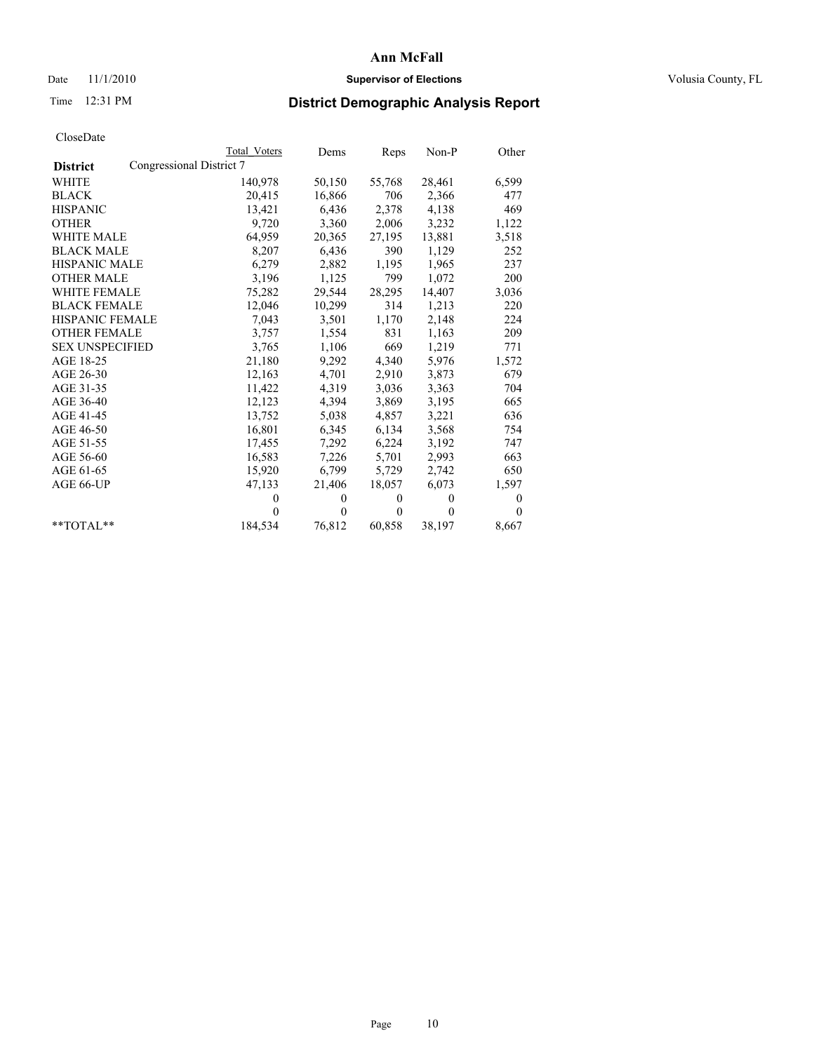# Ann McFall

Date 11/1/2010 **Supervisor of Elections** Volusia County, FL

Time 12:31 PM **District Demographic Analysis Report**

CloseDate

| **District** | Congressional District 7 | | | | |
|---|---|---|---|---|---|
| | Total Voters | Dems | Reps | Non-P | Other |
| WHITE | 140,978 | 50,150 | 55,768 | 28,461 | 6,599 |
| BLACK | 20,415 | 16,866 | 706 | 2,366 | 477 |
| HISPANIC | 13,421 | 6,436 | 2,378 | 4,138 | 469 |
| OTHER | 9,720 | 3,360 | 2,006 | 3,232 | 1,122 |
| WHITE MALE | 64,959 | 20,365 | 27,195 | 13,881 | 3,518 |
| BLACK MALE | 8,207 | 6,436 | 390 | 1,129 | 252 |
| HISPANIC MALE | 6,279 | 2,882 | 1,195 | 1,965 | 237 |
| OTHER MALE | 3,196 | 1,125 | 799 | 1,072 | 200 |
| WHITE FEMALE | 75,282 | 29,544 | 28,295 | 14,407 | 3,036 |
| BLACK FEMALE | 12,046 | 10,299 | 314 | 1,213 | 220 |
| HISPANIC FEMALE | 7,043 | 3,501 | 1,170 | 2,148 | 224 |
| OTHER FEMALE | 3,757 | 1,554 | 831 | 1,163 | 209 |
| SEX UNSPECIFIED | 3,765 | 1,106 | 669 | 1,219 | 771 |
| AGE 18-25 | 21,180 | 9,292 | 4,340 | 5,976 | 1,572 |
| AGE 26-30 | 12,163 | 4,701 | 2,910 | 3,873 | 679 |
| AGE 31-35 | 11,422 | 4,319 | 3,036 | 3,363 | 704 |
| AGE 36-40 | 12,123 | 4,394 | 3,869 | 3,195 | 665 |
| AGE 41-45 | 13,752 | 5,038 | 4,857 | 3,221 | 636 |
| AGE 46-50 | 16,801 | 6,345 | 6,134 | 3,568 | 754 |
| AGE 51-55 | 17,455 | 7,292 | 6,224 | 3,192 | 747 |
| AGE 56-60 | 16,583 | 7,226 | 5,701 | 2,993 | 663 |
| AGE 61-65 | 15,920 | 6,799 | 5,729 | 2,742 | 650 |
| AGE 66-UP | 47,133 | 21,406 | 18,057 | 6,073 | 1,597 |
| | 0 | 0 | 0 | 0 | 0 |
| | 0 | 0 | 0 | 0 | 0 |
| **TOTAL** | 184,534 | 76,812 | 60,858 | 38,197 | 8,667 |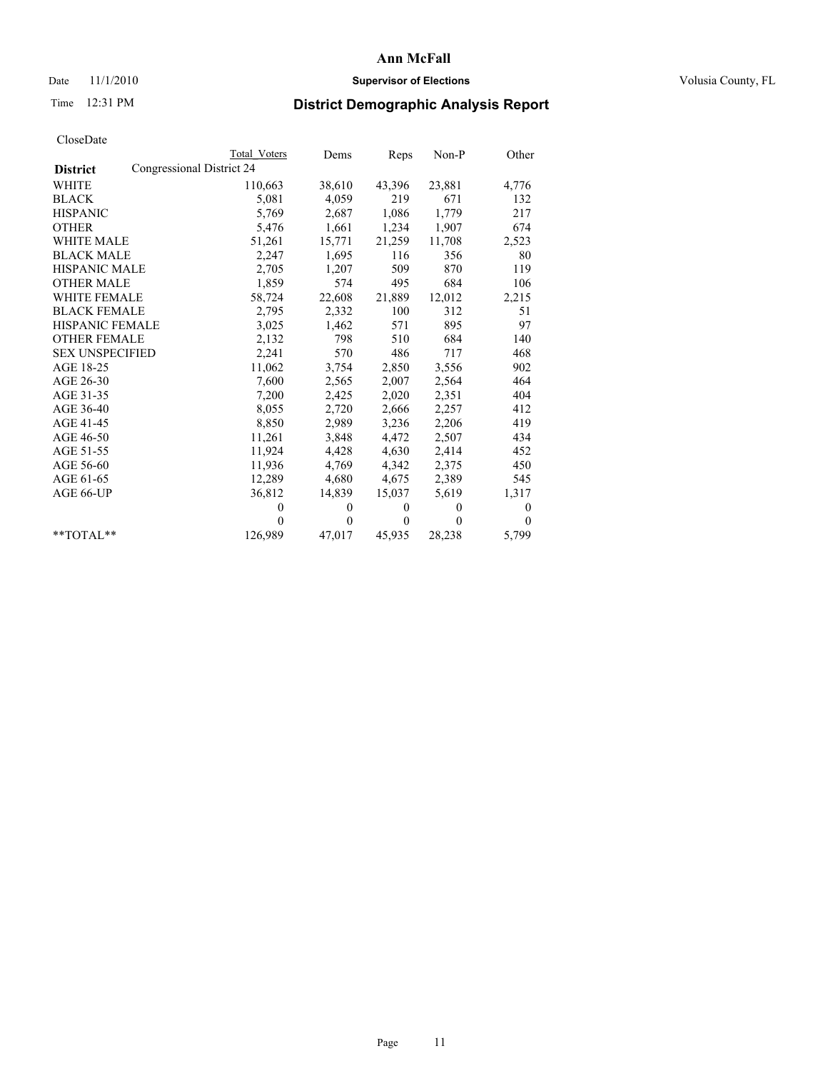# Ann McFall

Date 11/1/2010 **Supervisor of Elections** Volusia County, FL

Time 12:31 PM

## District Demographic Analysis Report

CloseDate

| District | Total Voters | Dems | Reps | Non-P | Other |
|---|---|---|---|---|---|
| Congressional District 24 | | | | | |
| WHITE | 110,663 | 38,610 | 43,396 | 23,881 | 4,776 |
| BLACK | 5,081 | 4,059 | 219 | 671 | 132 |
| HISPANIC | 5,769 | 2,687 | 1,086 | 1,779 | 217 |
| OTHER | 5,476 | 1,661 | 1,234 | 1,907 | 674 |
| WHITE MALE | 51,261 | 15,771 | 21,259 | 11,708 | 2,523 |
| BLACK MALE | 2,247 | 1,695 | 116 | 356 | 80 |
| HISPANIC MALE | 2,705 | 1,207 | 509 | 870 | 119 |
| OTHER MALE | 1,859 | 574 | 495 | 684 | 106 |
| WHITE FEMALE | 58,724 | 22,608 | 21,889 | 12,012 | 2,215 |
| BLACK FEMALE | 2,795 | 2,332 | 100 | 312 | 51 |
| HISPANIC FEMALE | 3,025 | 1,462 | 571 | 895 | 97 |
| OTHER FEMALE | 2,132 | 798 | 510 | 684 | 140 |
| SEX UNSPECIFIED | 2,241 | 570 | 486 | 717 | 468 |
| AGE 18-25 | 11,062 | 3,754 | 2,850 | 3,556 | 902 |
| AGE 26-30 | 7,600 | 2,565 | 2,007 | 2,564 | 464 |
| AGE 31-35 | 7,200 | 2,425 | 2,020 | 2,351 | 404 |
| AGE 36-40 | 8,055 | 2,720 | 2,666 | 2,257 | 412 |
| AGE 41-45 | 8,850 | 2,989 | 3,236 | 2,206 | 419 |
| AGE 46-50 | 11,261 | 3,848 | 4,472 | 2,507 | 434 |
| AGE 51-55 | 11,924 | 4,428 | 4,630 | 2,414 | 452 |
| AGE 56-60 | 11,936 | 4,769 | 4,342 | 2,375 | 450 |
| AGE 61-65 | 12,289 | 4,680 | 4,675 | 2,389 | 545 |
| AGE 66-UP | 36,812 | 14,839 | 15,037 | 5,619 | 1,317 |
| | 0 | 0 | 0 | 0 | 0 |
| | 0 | 0 | 0 | 0 | 0 |
| **TOTAL** | 126,989 | 47,017 | 45,935 | 28,238 | 5,799 |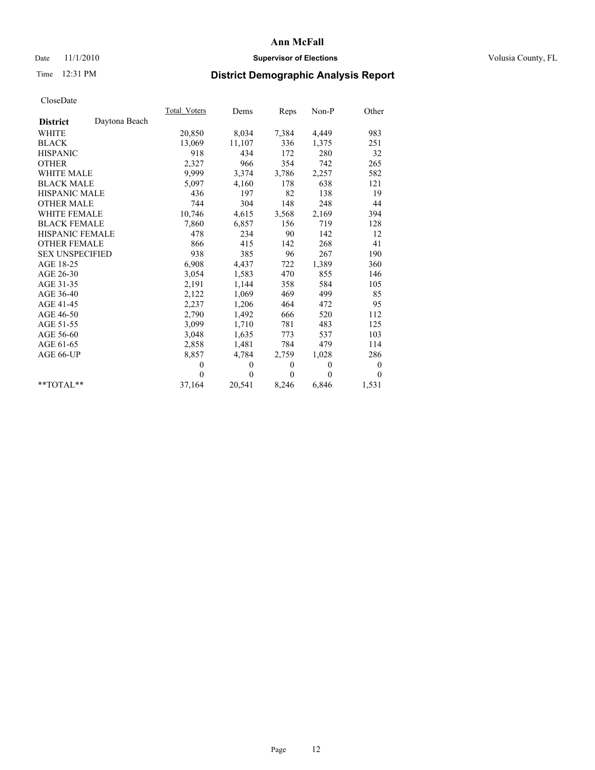# Ann McFall

Date 11/1/2010 **Supervisor of Elections** Volusia County, FL

Time 12:31 PM

## District Demographic Analysis Report

CloseDate

| | Total_Voters | Dems | Reps | Non-P | Other |
|---|---|---|---|---|---|
| **District** Daytona Beach | | | | | |
| WHITE | 20,850 | 8,034 | 7,384 | 4,449 | 983 |
| BLACK | 13,069 | 11,107 | 336 | 1,375 | 251 |
| HISPANIC | 918 | 434 | 172 | 280 | 32 |
| OTHER | 2,327 | 966 | 354 | 742 | 265 |
| WHITE MALE | 9,999 | 3,374 | 3,786 | 2,257 | 582 |
| BLACK MALE | 5,097 | 4,160 | 178 | 638 | 121 |
| HISPANIC MALE | 436 | 197 | 82 | 138 | 19 |
| OTHER MALE | 744 | 304 | 148 | 248 | 44 |
| WHITE FEMALE | 10,746 | 4,615 | 3,568 | 2,169 | 394 |
| BLACK FEMALE | 7,860 | 6,857 | 156 | 719 | 128 |
| HISPANIC FEMALE | 478 | 234 | 90 | 142 | 12 |
| OTHER FEMALE | 866 | 415 | 142 | 268 | 41 |
| SEX UNSPECIFIED | 938 | 385 | 96 | 267 | 190 |
| AGE 18-25 | 6,908 | 4,437 | 722 | 1,389 | 360 |
| AGE 26-30 | 3,054 | 1,583 | 470 | 855 | 146 |
| AGE 31-35 | 2,191 | 1,144 | 358 | 584 | 105 |
| AGE 36-40 | 2,122 | 1,069 | 469 | 499 | 85 |
| AGE 41-45 | 2,237 | 1,206 | 464 | 472 | 95 |
| AGE 46-50 | 2,790 | 1,492 | 666 | 520 | 112 |
| AGE 51-55 | 3,099 | 1,710 | 781 | 483 | 125 |
| AGE 56-60 | 3,048 | 1,635 | 773 | 537 | 103 |
| AGE 61-65 | 2,858 | 1,481 | 784 | 479 | 114 |
| AGE 66-UP | 8,857 | 4,784 | 2,759 | 1,028 | 286 |
| | 0 | 0 | 0 | 0 | 0 |
| | 0 | 0 | 0 | 0 | 0 |
| **TOTAL** | 37,164 | 20,541 | 8,246 | 6,846 | 1,531 |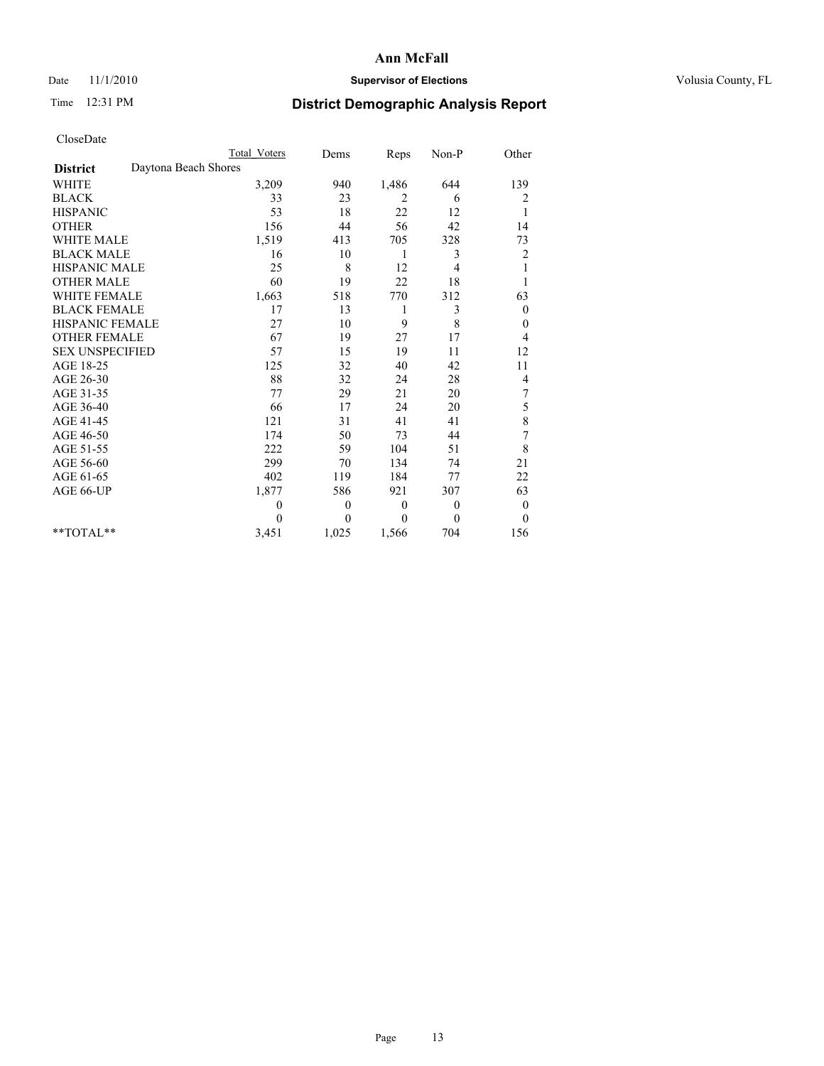# Ann McFall

Date 11/1/2010 **Supervisor of Elections** Volusia County, FL

Time 12:31 PM **District Demographic Analysis Report**

CloseDate

| | Total Voters | Dems | Reps | Non-P | Other |
|---|---|---|---|---|---|
| **District** Daytona Beach Shores | | | | | |
| WHITE | 3,209 | 940 | 1,486 | 644 | 139 |
| BLACK | 33 | 23 | 2 | 6 | 2 |
| HISPANIC | 53 | 18 | 22 | 12 | 1 |
| OTHER | 156 | 44 | 56 | 42 | 14 |
| WHITE MALE | 1,519 | 413 | 705 | 328 | 73 |
| BLACK MALE | 16 | 10 | 1 | 3 | 2 |
| HISPANIC MALE | 25 | 8 | 12 | 4 | 1 |
| OTHER MALE | 60 | 19 | 22 | 18 | 1 |
| WHITE FEMALE | 1,663 | 518 | 770 | 312 | 63 |
| BLACK FEMALE | 17 | 13 | 1 | 3 | 0 |
| HISPANIC FEMALE | 27 | 10 | 9 | 8 | 0 |
| OTHER FEMALE | 67 | 19 | 27 | 17 | 4 |
| SEX UNSPECIFIED | 57 | 15 | 19 | 11 | 12 |
| AGE 18-25 | 125 | 32 | 40 | 42 | 11 |
| AGE 26-30 | 88 | 32 | 24 | 28 | 4 |
| AGE 31-35 | 77 | 29 | 21 | 20 | 7 |
| AGE 36-40 | 66 | 17 | 24 | 20 | 5 |
| AGE 41-45 | 121 | 31 | 41 | 41 | 8 |
| AGE 46-50 | 174 | 50 | 73 | 44 | 7 |
| AGE 51-55 | 222 | 59 | 104 | 51 | 8 |
| AGE 56-60 | 299 | 70 | 134 | 74 | 21 |
| AGE 61-65 | 402 | 119 | 184 | 77 | 22 |
| AGE 66-UP | 1,877 | 586 | 921 | 307 | 63 |
| | 0 | 0 | 0 | 0 | 0 |
| | 0 | 0 | 0 | 0 | 0 |
| **TOTAL** | 3,451 | 1,025 | 1,566 | 704 | 156 |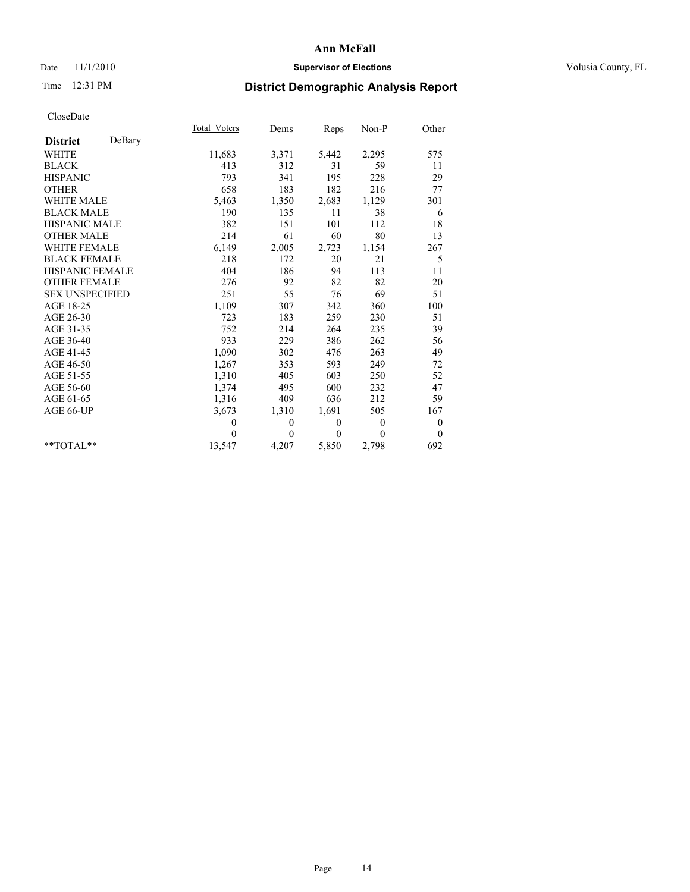# Ann McFall

Date 11/1/2010 **Supervisor of Elections** Volusia County, FL

Time 12:31 PM **District Demographic Analysis Report**

CloseDate

| **District** DeBary | Total_Voters | Dems | Reps | Non-P | Other |
|---|---|---|---|---|---|
| WHITE | 11,683 | 3,371 | 5,442 | 2,295 | 575 |
| BLACK | 413 | 312 | 31 | 59 | 11 |
| HISPANIC | 793 | 341 | 195 | 228 | 29 |
| OTHER | 658 | 183 | 182 | 216 | 77 |
| WHITE MALE | 5,463 | 1,350 | 2,683 | 1,129 | 301 |
| BLACK MALE | 190 | 135 | 11 | 38 | 6 |
| HISPANIC MALE | 382 | 151 | 101 | 112 | 18 |
| OTHER MALE | 214 | 61 | 60 | 80 | 13 |
| WHITE FEMALE | 6,149 | 2,005 | 2,723 | 1,154 | 267 |
| BLACK FEMALE | 218 | 172 | 20 | 21 | 5 |
| HISPANIC FEMALE | 404 | 186 | 94 | 113 | 11 |
| OTHER FEMALE | 276 | 92 | 82 | 82 | 20 |
| SEX UNSPECIFIED | 251 | 55 | 76 | 69 | 51 |
| AGE 18-25 | 1,109 | 307 | 342 | 360 | 100 |
| AGE 26-30 | 723 | 183 | 259 | 230 | 51 |
| AGE 31-35 | 752 | 214 | 264 | 235 | 39 |
| AGE 36-40 | 933 | 229 | 386 | 262 | 56 |
| AGE 41-45 | 1,090 | 302 | 476 | 263 | 49 |
| AGE 46-50 | 1,267 | 353 | 593 | 249 | 72 |
| AGE 51-55 | 1,310 | 405 | 603 | 250 | 52 |
| AGE 56-60 | 1,374 | 495 | 600 | 232 | 47 |
| AGE 61-65 | 1,316 | 409 | 636 | 212 | 59 |
| AGE 66-UP | 3,673 | 1,310 | 1,691 | 505 | 167 |
| | 0 | 0 | 0 | 0 | 0 |
| | 0 | 0 | 0 | 0 | 0 |
| **TOTAL** | 13,547 | 4,207 | 5,850 | 2,798 | 692 |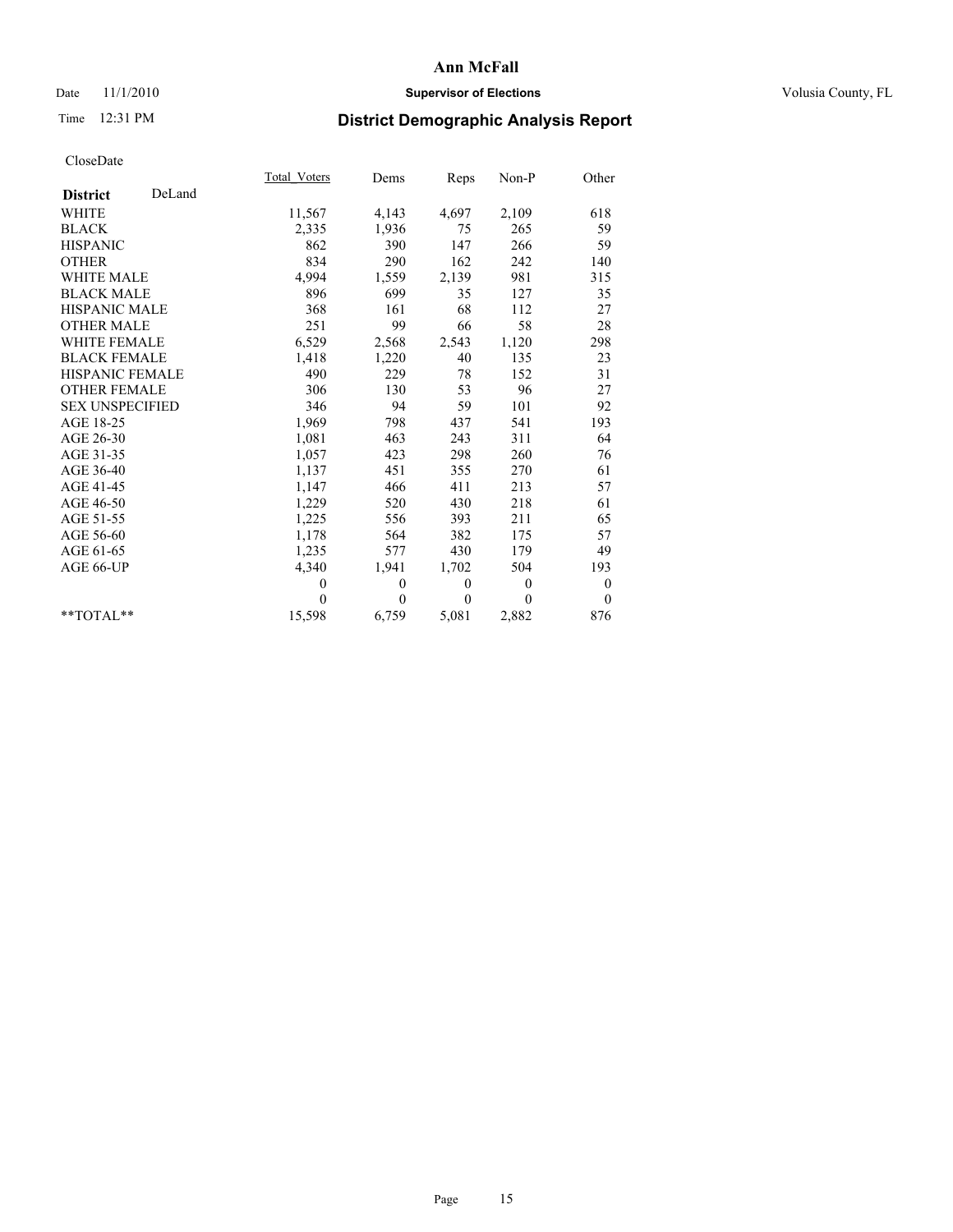# Ann McFall

Date 11/1/2010 **Supervisor of Elections** Volusia County, FL

Time 12:31 PM **District Demographic Analysis Report**

CloseDate

| **District** DeLand | Total_Voters | Dems | Reps | Non-P | Other |
|---|---|---|---|---|---|
| WHITE | 11,567 | 4,143 | 4,697 | 2,109 | 618 |
| BLACK | 2,335 | 1,936 | 75 | 265 | 59 |
| HISPANIC | 862 | 390 | 147 | 266 | 59 |
| OTHER | 834 | 290 | 162 | 242 | 140 |
| WHITE MALE | 4,994 | 1,559 | 2,139 | 981 | 315 |
| BLACK MALE | 896 | 699 | 35 | 127 | 35 |
| HISPANIC MALE | 368 | 161 | 68 | 112 | 27 |
| OTHER MALE | 251 | 99 | 66 | 58 | 28 |
| WHITE FEMALE | 6,529 | 2,568 | 2,543 | 1,120 | 298 |
| BLACK FEMALE | 1,418 | 1,220 | 40 | 135 | 23 |
| HISPANIC FEMALE | 490 | 229 | 78 | 152 | 31 |
| OTHER FEMALE | 306 | 130 | 53 | 96 | 27 |
| SEX UNSPECIFIED | 346 | 94 | 59 | 101 | 92 |
| AGE 18-25 | 1,969 | 798 | 437 | 541 | 193 |
| AGE 26-30 | 1,081 | 463 | 243 | 311 | 64 |
| AGE 31-35 | 1,057 | 423 | 298 | 260 | 76 |
| AGE 36-40 | 1,137 | 451 | 355 | 270 | 61 |
| AGE 41-45 | 1,147 | 466 | 411 | 213 | 57 |
| AGE 46-50 | 1,229 | 520 | 430 | 218 | 61 |
| AGE 51-55 | 1,225 | 556 | 393 | 211 | 65 |
| AGE 56-60 | 1,178 | 564 | 382 | 175 | 57 |
| AGE 61-65 | 1,235 | 577 | 430 | 179 | 49 |
| AGE 66-UP | 4,340 | 1,941 | 1,702 | 504 | 193 |
| | 0 | 0 | 0 | 0 | 0 |
| | 0 | 0 | 0 | 0 | 0 |
| **TOTAL** | 15,598 | 6,759 | 5,081 | 2,882 | 876 |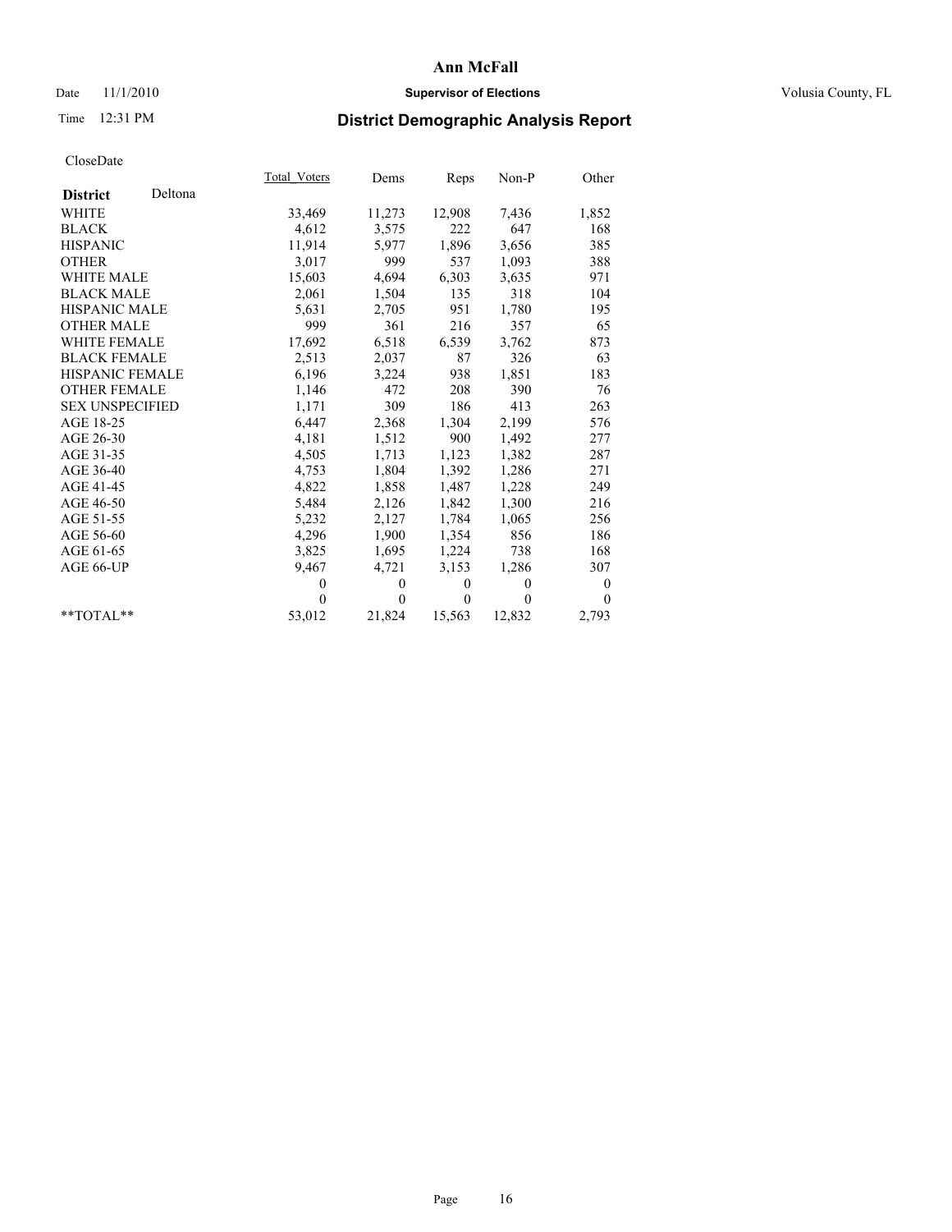# Ann McFall

Date 11/1/2010 **Supervisor of Elections** Volusia County, FL

Time 12:31 PM **District Demographic Analysis Report**

CloseDate

| | Total_Voters | Dems | Reps | Non-P | Other |
|---|---|---|---|---|---|
| **District** Deltona | | | | | |
| WHITE | 33,469 | 11,273 | 12,908 | 7,436 | 1,852 |
| BLACK | 4,612 | 3,575 | 222 | 647 | 168 |
| HISPANIC | 11,914 | 5,977 | 1,896 | 3,656 | 385 |
| OTHER | 3,017 | 999 | 537 | 1,093 | 388 |
| WHITE MALE | 15,603 | 4,694 | 6,303 | 3,635 | 971 |
| BLACK MALE | 2,061 | 1,504 | 135 | 318 | 104 |
| HISPANIC MALE | 5,631 | 2,705 | 951 | 1,780 | 195 |
| OTHER MALE | 999 | 361 | 216 | 357 | 65 |
| WHITE FEMALE | 17,692 | 6,518 | 6,539 | 3,762 | 873 |
| BLACK FEMALE | 2,513 | 2,037 | 87 | 326 | 63 |
| HISPANIC FEMALE | 6,196 | 3,224 | 938 | 1,851 | 183 |
| OTHER FEMALE | 1,146 | 472 | 208 | 390 | 76 |
| SEX UNSPECIFIED | 1,171 | 309 | 186 | 413 | 263 |
| AGE 18-25 | 6,447 | 2,368 | 1,304 | 2,199 | 576 |
| AGE 26-30 | 4,181 | 1,512 | 900 | 1,492 | 277 |
| AGE 31-35 | 4,505 | 1,713 | 1,123 | 1,382 | 287 |
| AGE 36-40 | 4,753 | 1,804 | 1,392 | 1,286 | 271 |
| AGE 41-45 | 4,822 | 1,858 | 1,487 | 1,228 | 249 |
| AGE 46-50 | 5,484 | 2,126 | 1,842 | 1,300 | 216 |
| AGE 51-55 | 5,232 | 2,127 | 1,784 | 1,065 | 256 |
| AGE 56-60 | 4,296 | 1,900 | 1,354 | 856 | 186 |
| AGE 61-65 | 3,825 | 1,695 | 1,224 | 738 | 168 |
| AGE 66-UP | 9,467 | 4,721 | 3,153 | 1,286 | 307 |
| | 0 | 0 | 0 | 0 | 0 |
| | 0 | 0 | 0 | 0 | 0 |
| **TOTAL** | 53,012 | 21,824 | 15,563 | 12,832 | 2,793 |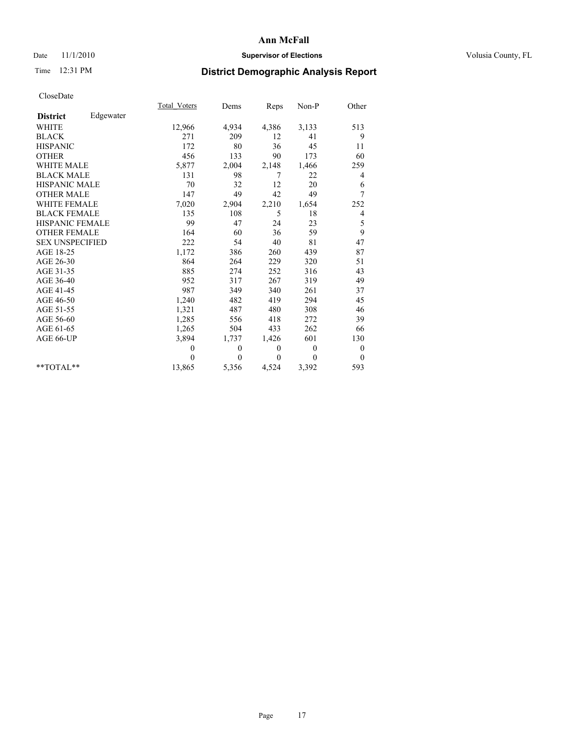# Ann McFall

Date 11/1/2010 **Supervisor of Elections** Volusia County, FL

Time 12:31 PM **District Demographic Analysis Report**

CloseDate

| | Total_Voters | Dems | Reps | Non-P | Other |
|---|---|---|---|---|---|
| **District** Edgewater | | | | | |
| WHITE | 12,966 | 4,934 | 4,386 | 3,133 | 513 |
| BLACK | 271 | 209 | 12 | 41 | 9 |
| HISPANIC | 172 | 80 | 36 | 45 | 11 |
| OTHER | 456 | 133 | 90 | 173 | 60 |
| WHITE MALE | 5,877 | 2,004 | 2,148 | 1,466 | 259 |
| BLACK MALE | 131 | 98 | 7 | 22 | 4 |
| HISPANIC MALE | 70 | 32 | 12 | 20 | 6 |
| OTHER MALE | 147 | 49 | 42 | 49 | 7 |
| WHITE FEMALE | 7,020 | 2,904 | 2,210 | 1,654 | 252 |
| BLACK FEMALE | 135 | 108 | 5 | 18 | 4 |
| HISPANIC FEMALE | 99 | 47 | 24 | 23 | 5 |
| OTHER FEMALE | 164 | 60 | 36 | 59 | 9 |
| SEX UNSPECIFIED | 222 | 54 | 40 | 81 | 47 |
| AGE 18-25 | 1,172 | 386 | 260 | 439 | 87 |
| AGE 26-30 | 864 | 264 | 229 | 320 | 51 |
| AGE 31-35 | 885 | 274 | 252 | 316 | 43 |
| AGE 36-40 | 952 | 317 | 267 | 319 | 49 |
| AGE 41-45 | 987 | 349 | 340 | 261 | 37 |
| AGE 46-50 | 1,240 | 482 | 419 | 294 | 45 |
| AGE 51-55 | 1,321 | 487 | 480 | 308 | 46 |
| AGE 56-60 | 1,285 | 556 | 418 | 272 | 39 |
| AGE 61-65 | 1,265 | 504 | 433 | 262 | 66 |
| AGE 66-UP | 3,894 | 1,737 | 1,426 | 601 | 130 |
| | 0 | 0 | 0 | 0 | 0 |
| | 0 | 0 | 0 | 0 | 0 |
| **TOTAL** | 13,865 | 5,356 | 4,524 | 3,392 | 593 |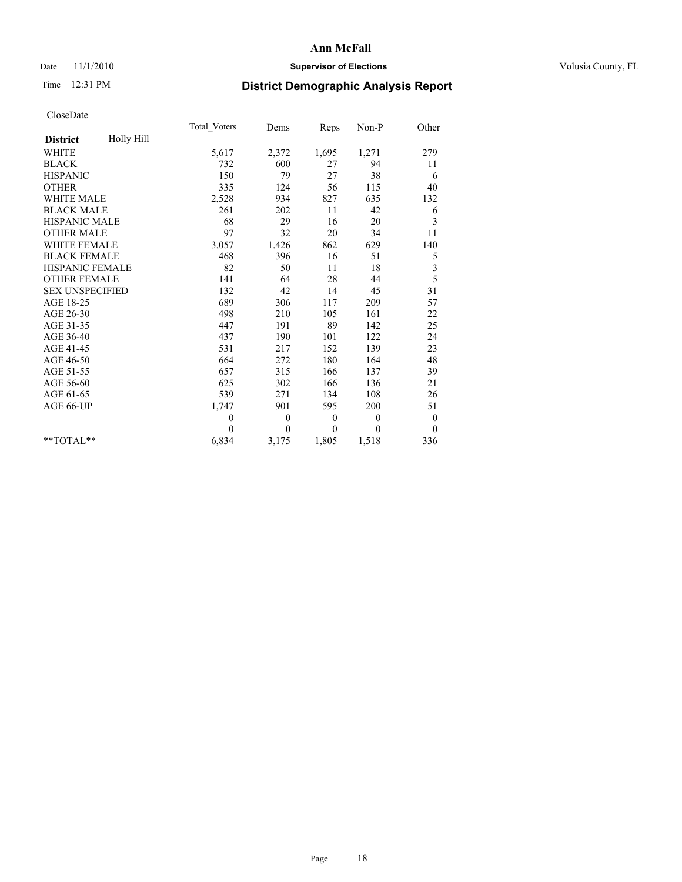**Ann McFall**

Date 11/1/2010 **Supervisor of Elections** Volusia County, FL

Time 12:31 PM **District Demographic Analysis Report**

CloseDate

| | Total_Voters | Dems | Reps | Non-P | Other |
|---|---|---|---|---|---|
| **District** Holly Hill | | | | | |
| WHITE | 5,617 | 2,372 | 1,695 | 1,271 | 279 |
| BLACK | 732 | 600 | 27 | 94 | 11 |
| HISPANIC | 150 | 79 | 27 | 38 | 6 |
| OTHER | 335 | 124 | 56 | 115 | 40 |
| WHITE MALE | 2,528 | 934 | 827 | 635 | 132 |
| BLACK MALE | 261 | 202 | 11 | 42 | 6 |
| HISPANIC MALE | 68 | 29 | 16 | 20 | 3 |
| OTHER MALE | 97 | 32 | 20 | 34 | 11 |
| WHITE FEMALE | 3,057 | 1,426 | 862 | 629 | 140 |
| BLACK FEMALE | 468 | 396 | 16 | 51 | 5 |
| HISPANIC FEMALE | 82 | 50 | 11 | 18 | 3 |
| OTHER FEMALE | 141 | 64 | 28 | 44 | 5 |
| SEX UNSPECIFIED | 132 | 42 | 14 | 45 | 31 |
| AGE 18-25 | 689 | 306 | 117 | 209 | 57 |
| AGE 26-30 | 498 | 210 | 105 | 161 | 22 |
| AGE 31-35 | 447 | 191 | 89 | 142 | 25 |
| AGE 36-40 | 437 | 190 | 101 | 122 | 24 |
| AGE 41-45 | 531 | 217 | 152 | 139 | 23 |
| AGE 46-50 | 664 | 272 | 180 | 164 | 48 |
| AGE 51-55 | 657 | 315 | 166 | 137 | 39 |
| AGE 56-60 | 625 | 302 | 166 | 136 | 21 |
| AGE 61-65 | 539 | 271 | 134 | 108 | 26 |
| AGE 66-UP | 1,747 | 901 | 595 | 200 | 51 |
| | 0 | 0 | 0 | 0 | 0 |
| | 0 | 0 | 0 | 0 | 0 |
| **TOTAL** | 6,834 | 3,175 | 1,805 | 1,518 | 336 |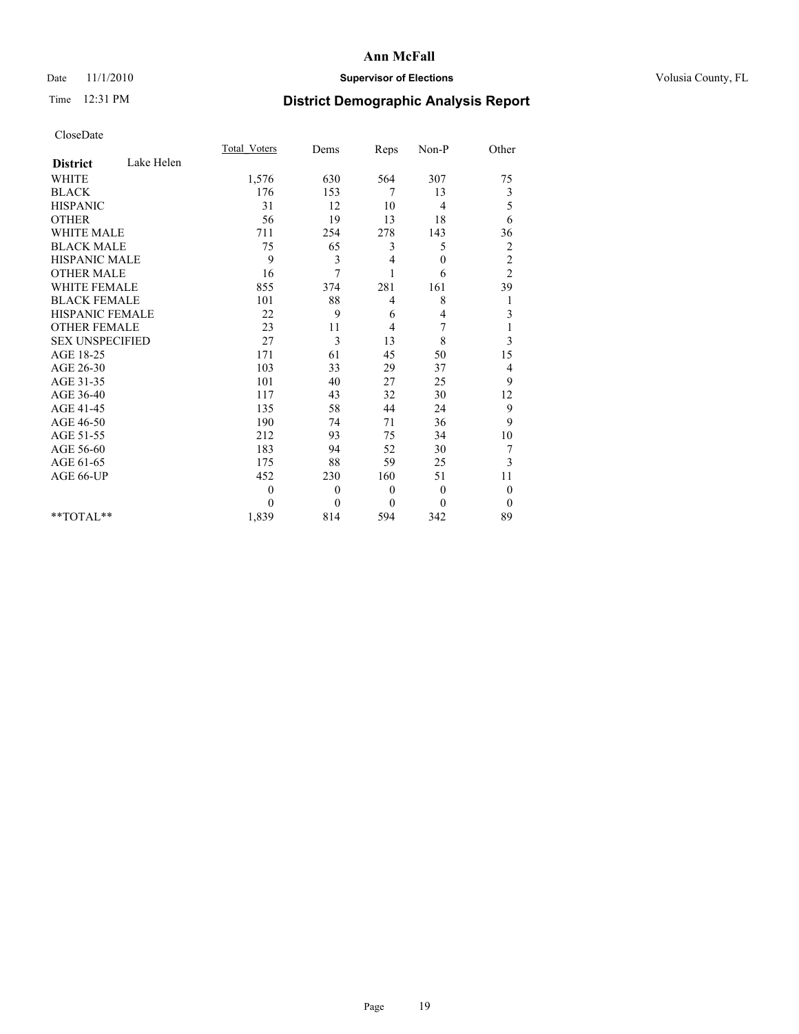# Ann McFall

Date 11/1/2010 **Supervisor of Elections** Volusia County, FL

Time 12:31 PM

## District Demographic Analysis Report

CloseDate

| **District** Lake Helen | Total_Voters | Dems | Reps | Non-P | Other |
|---|---|---|---|---|---|
| WHITE | 1,576 | 630 | 564 | 307 | 75 |
| BLACK | 176 | 153 | 7 | 13 | 3 |
| HISPANIC | 31 | 12 | 10 | 4 | 5 |
| OTHER | 56 | 19 | 13 | 18 | 6 |
| WHITE MALE | 711 | 254 | 278 | 143 | 36 |
| BLACK MALE | 75 | 65 | 3 | 5 | 2 |
| HISPANIC MALE | 9 | 3 | 4 | 0 | 2 |
| OTHER MALE | 16 | 7 | 1 | 6 | 2 |
| WHITE FEMALE | 855 | 374 | 281 | 161 | 39 |
| BLACK FEMALE | 101 | 88 | 4 | 8 | 1 |
| HISPANIC FEMALE | 22 | 9 | 6 | 4 | 3 |
| OTHER FEMALE | 23 | 11 | 4 | 7 | 1 |
| SEX UNSPECIFIED | 27 | 3 | 13 | 8 | 3 |
| AGE 18-25 | 171 | 61 | 45 | 50 | 15 |
| AGE 26-30 | 103 | 33 | 29 | 37 | 4 |
| AGE 31-35 | 101 | 40 | 27 | 25 | 9 |
| AGE 36-40 | 117 | 43 | 32 | 30 | 12 |
| AGE 41-45 | 135 | 58 | 44 | 24 | 9 |
| AGE 46-50 | 190 | 74 | 71 | 36 | 9 |
| AGE 51-55 | 212 | 93 | 75 | 34 | 10 |
| AGE 56-60 | 183 | 94 | 52 | 30 | 7 |
| AGE 61-65 | 175 | 88 | 59 | 25 | 3 |
| AGE 66-UP | 452 | 230 | 160 | 51 | 11 |
| | 0 | 0 | 0 | 0 | 0 |
| | 0 | 0 | 0 | 0 | 0 |
| **TOTAL** | 1,839 | 814 | 594 | 342 | 89 |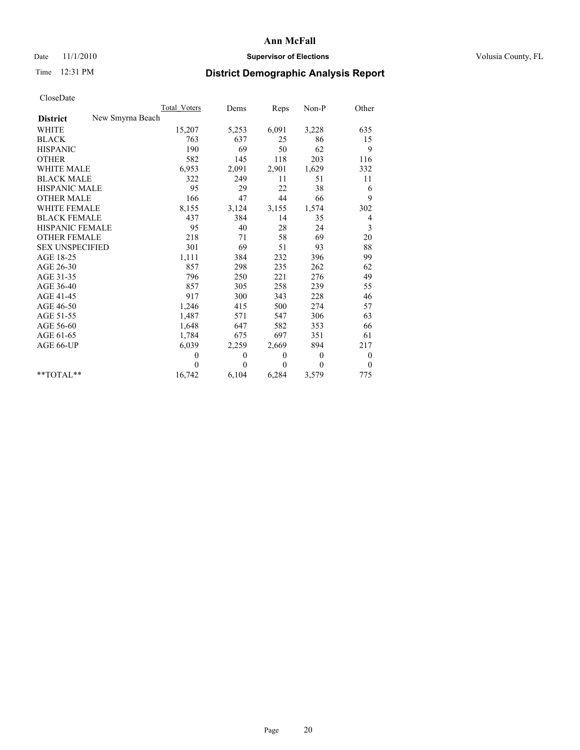**Ann McFall**

Date 11/1/2010 **Supervisor of Elections** Volusia County, FL

Time 12:31 PM

## District Demographic Analysis Report

CloseDate

| | Total_Voters | Dems | Reps | Non-P | Other |
|---|---|---|---|---|---|
| **District** New Smyrna Beach | | | | | |
| WHITE | 15,207 | 5,253 | 6,091 | 3,228 | 635 |
| BLACK | 763 | 637 | 25 | 86 | 15 |
| HISPANIC | 190 | 69 | 50 | 62 | 9 |
| OTHER | 582 | 145 | 118 | 203 | 116 |
| WHITE MALE | 6,953 | 2,091 | 2,901 | 1,629 | 332 |
| BLACK MALE | 322 | 249 | 11 | 51 | 11 |
| HISPANIC MALE | 95 | 29 | 22 | 38 | 6 |
| OTHER MALE | 166 | 47 | 44 | 66 | 9 |
| WHITE FEMALE | 8,155 | 3,124 | 3,155 | 1,574 | 302 |
| BLACK FEMALE | 437 | 384 | 14 | 35 | 4 |
| HISPANIC FEMALE | 95 | 40 | 28 | 24 | 3 |
| OTHER FEMALE | 218 | 71 | 58 | 69 | 20 |
| SEX UNSPECIFIED | 301 | 69 | 51 | 93 | 88 |
| AGE 18-25 | 1,111 | 384 | 232 | 396 | 99 |
| AGE 26-30 | 857 | 298 | 235 | 262 | 62 |
| AGE 31-35 | 796 | 250 | 221 | 276 | 49 |
| AGE 36-40 | 857 | 305 | 258 | 239 | 55 |
| AGE 41-45 | 917 | 300 | 343 | 228 | 46 |
| AGE 46-50 | 1,246 | 415 | 500 | 274 | 57 |
| AGE 51-55 | 1,487 | 571 | 547 | 306 | 63 |
| AGE 56-60 | 1,648 | 647 | 582 | 353 | 66 |
| AGE 61-65 | 1,784 | 675 | 697 | 351 | 61 |
| AGE 66-UP | 6,039 | 2,259 | 2,669 | 894 | 217 |
| | 0 | 0 | 0 | 0 | 0 |
| | 0 | 0 | 0 | 0 | 0 |
| **TOTAL** | 16,742 | 6,104 | 6,284 | 3,579 | 775 |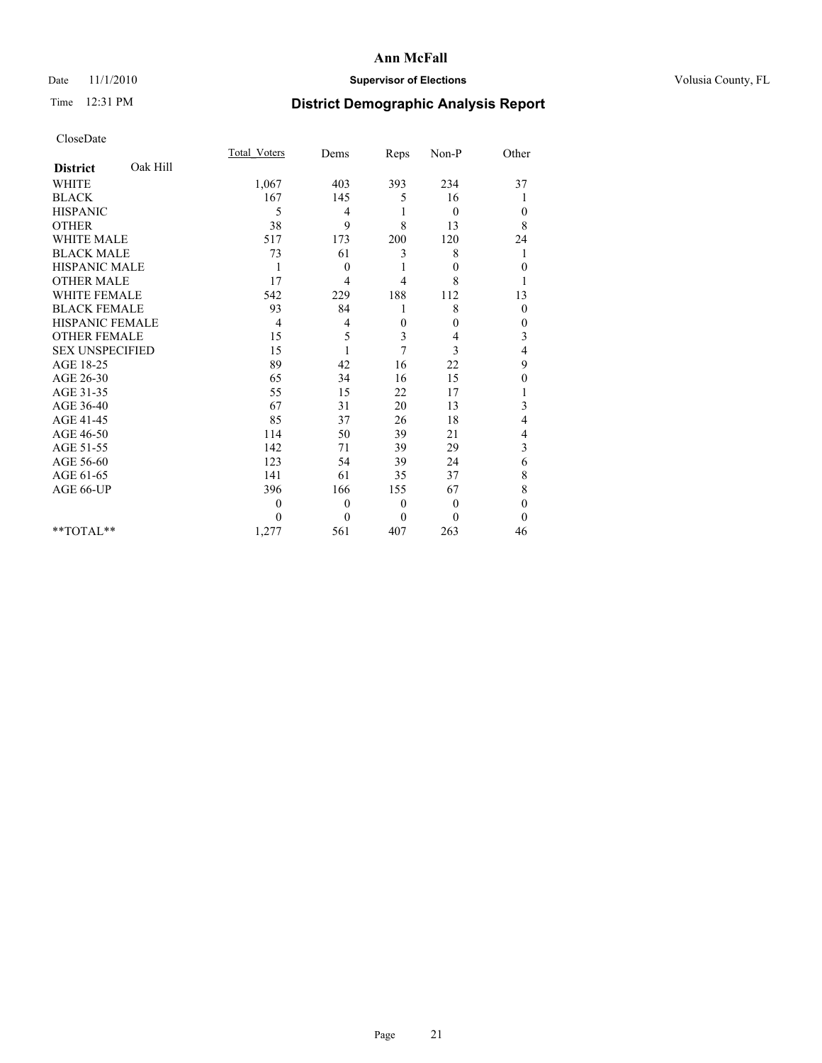# Ann McFall

Date 11/1/2010 **Supervisor of Elections** Volusia County, FL

Time 12:31 PM

## District Demographic Analysis Report

CloseDate

| **District** Oak Hill | Total_Voters | Dems | Reps | Non-P | Other |
|---|---|---|---|---|---|
| WHITE | 1,067 | 403 | 393 | 234 | 37 |
| BLACK | 167 | 145 | 5 | 16 | 1 |
| HISPANIC | 5 | 4 | 1 | 0 | 0 |
| OTHER | 38 | 9 | 8 | 13 | 8 |
| WHITE MALE | 517 | 173 | 200 | 120 | 24 |
| BLACK MALE | 73 | 61 | 3 | 8 | 1 |
| HISPANIC MALE | 1 | 0 | 1 | 0 | 0 |
| OTHER MALE | 17 | 4 | 4 | 8 | 1 |
| WHITE FEMALE | 542 | 229 | 188 | 112 | 13 |
| BLACK FEMALE | 93 | 84 | 1 | 8 | 0 |
| HISPANIC FEMALE | 4 | 4 | 0 | 0 | 0 |
| OTHER FEMALE | 15 | 5 | 3 | 4 | 3 |
| SEX UNSPECIFIED | 15 | 1 | 7 | 3 | 4 |
| AGE 18-25 | 89 | 42 | 16 | 22 | 9 |
| AGE 26-30 | 65 | 34 | 16 | 15 | 0 |
| AGE 31-35 | 55 | 15 | 22 | 17 | 1 |
| AGE 36-40 | 67 | 31 | 20 | 13 | 3 |
| AGE 41-45 | 85 | 37 | 26 | 18 | 4 |
| AGE 46-50 | 114 | 50 | 39 | 21 | 4 |
| AGE 51-55 | 142 | 71 | 39 | 29 | 3 |
| AGE 56-60 | 123 | 54 | 39 | 24 | 6 |
| AGE 61-65 | 141 | 61 | 35 | 37 | 8 |
| AGE 66-UP | 396 | 166 | 155 | 67 | 8 |
| | 0 | 0 | 0 | 0 | 0 |
| | 0 | 0 | 0 | 0 | 0 |
| **TOTAL** | 1,277 | 561 | 407 | 263 | 46 |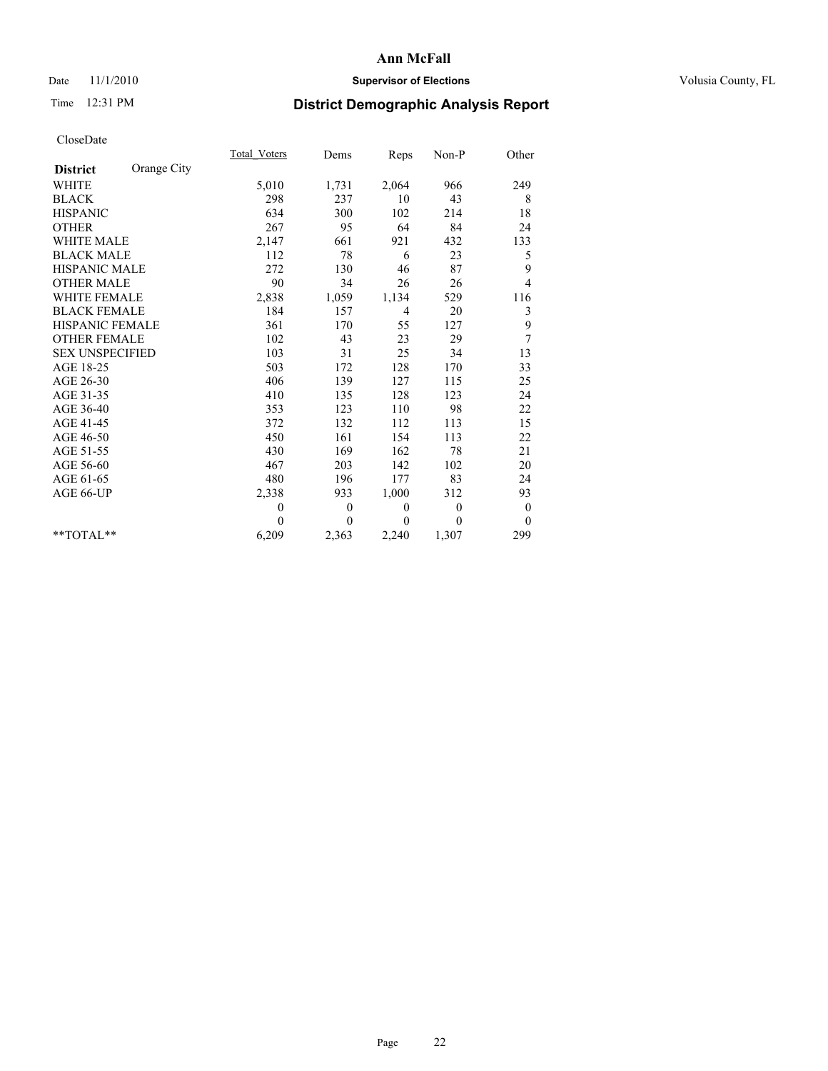**Ann McFall**

Date 11/1/2010 **Supervisor of Elections** Volusia County, FL

Time 12:31 PM **District Demographic Analysis Report**

CloseDate

| **District** Orange City | Total_Voters | Dems | Reps | Non-P | Other |
|---|---|---|---|---|---|
| WHITE | 5,010 | 1,731 | 2,064 | 966 | 249 |
| BLACK | 298 | 237 | 10 | 43 | 8 |
| HISPANIC | 634 | 300 | 102 | 214 | 18 |
| OTHER | 267 | 95 | 64 | 84 | 24 |
| WHITE MALE | 2,147 | 661 | 921 | 432 | 133 |
| BLACK MALE | 112 | 78 | 6 | 23 | 5 |
| HISPANIC MALE | 272 | 130 | 46 | 87 | 9 |
| OTHER MALE | 90 | 34 | 26 | 26 | 4 |
| WHITE FEMALE | 2,838 | 1,059 | 1,134 | 529 | 116 |
| BLACK FEMALE | 184 | 157 | 4 | 20 | 3 |
| HISPANIC FEMALE | 361 | 170 | 55 | 127 | 9 |
| OTHER FEMALE | 102 | 43 | 23 | 29 | 7 |
| SEX UNSPECIFIED | 103 | 31 | 25 | 34 | 13 |
| AGE 18-25 | 503 | 172 | 128 | 170 | 33 |
| AGE 26-30 | 406 | 139 | 127 | 115 | 25 |
| AGE 31-35 | 410 | 135 | 128 | 123 | 24 |
| AGE 36-40 | 353 | 123 | 110 | 98 | 22 |
| AGE 41-45 | 372 | 132 | 112 | 113 | 15 |
| AGE 46-50 | 450 | 161 | 154 | 113 | 22 |
| AGE 51-55 | 430 | 169 | 162 | 78 | 21 |
| AGE 56-60 | 467 | 203 | 142 | 102 | 20 |
| AGE 61-65 | 480 | 196 | 177 | 83 | 24 |
| AGE 66-UP | 2,338 | 933 | 1,000 | 312 | 93 |
| | 0 | 0 | 0 | 0 | 0 |
| | 0 | 0 | 0 | 0 | 0 |
| **TOTAL** | 6,209 | 2,363 | 2,240 | 1,307 | 299 |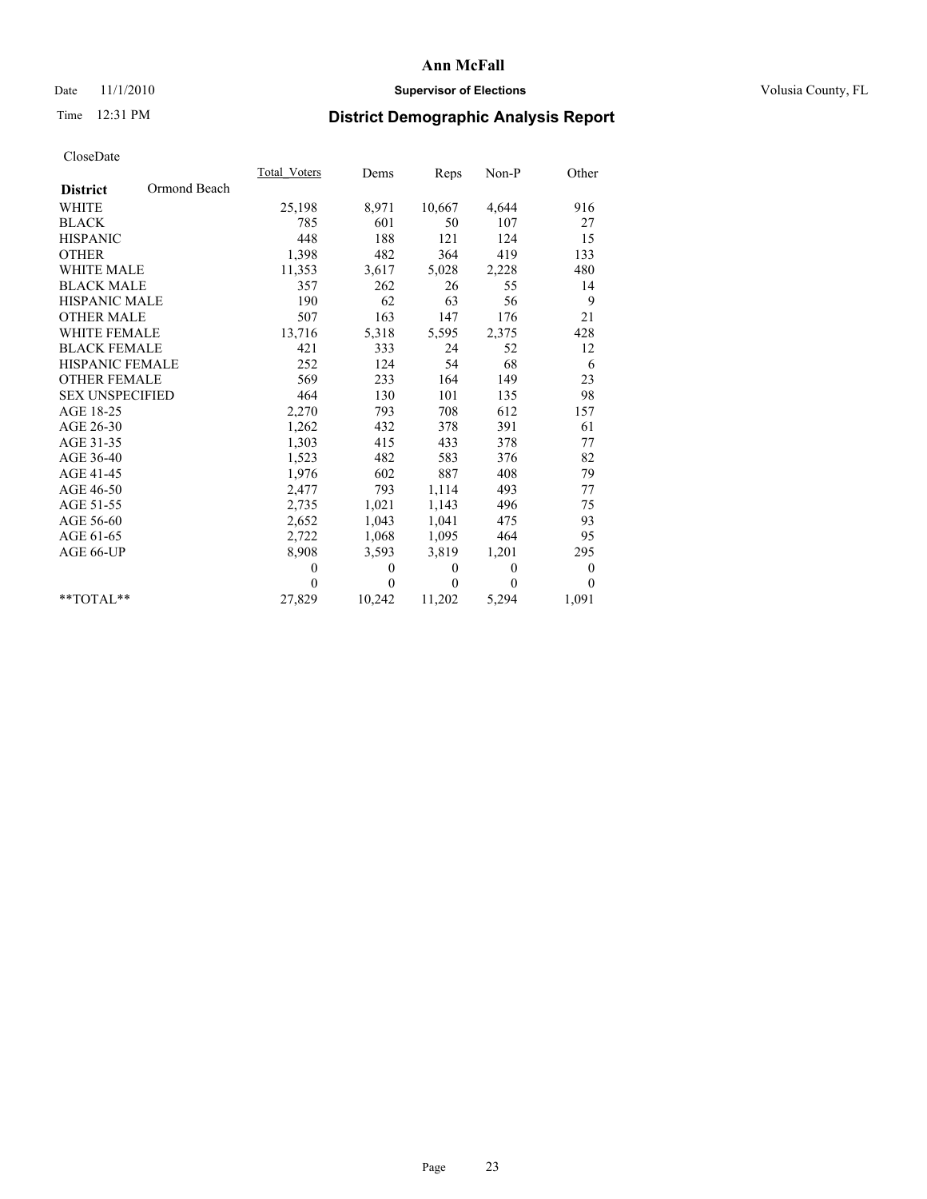# Ann McFall

Date 11/1/2010 **Supervisor of Elections** Volusia County, FL

Time 12:31 PM **District Demographic Analysis Report**

CloseDate

| | Total_Voters | Dems | Reps | Non-P | Other |
|---|---|---|---|---|---|
| **District** Ormond Beach | | | | | |
| WHITE | 25,198 | 8,971 | 10,667 | 4,644 | 916 |
| BLACK | 785 | 601 | 50 | 107 | 27 |
| HISPANIC | 448 | 188 | 121 | 124 | 15 |
| OTHER | 1,398 | 482 | 364 | 419 | 133 |
| WHITE MALE | 11,353 | 3,617 | 5,028 | 2,228 | 480 |
| BLACK MALE | 357 | 262 | 26 | 55 | 14 |
| HISPANIC MALE | 190 | 62 | 63 | 56 | 9 |
| OTHER MALE | 507 | 163 | 147 | 176 | 21 |
| WHITE FEMALE | 13,716 | 5,318 | 5,595 | 2,375 | 428 |
| BLACK FEMALE | 421 | 333 | 24 | 52 | 12 |
| HISPANIC FEMALE | 252 | 124 | 54 | 68 | 6 |
| OTHER FEMALE | 569 | 233 | 164 | 149 | 23 |
| SEX UNSPECIFIED | 464 | 130 | 101 | 135 | 98 |
| AGE 18-25 | 2,270 | 793 | 708 | 612 | 157 |
| AGE 26-30 | 1,262 | 432 | 378 | 391 | 61 |
| AGE 31-35 | 1,303 | 415 | 433 | 378 | 77 |
| AGE 36-40 | 1,523 | 482 | 583 | 376 | 82 |
| AGE 41-45 | 1,976 | 602 | 887 | 408 | 79 |
| AGE 46-50 | 2,477 | 793 | 1,114 | 493 | 77 |
| AGE 51-55 | 2,735 | 1,021 | 1,143 | 496 | 75 |
| AGE 56-60 | 2,652 | 1,043 | 1,041 | 475 | 93 |
| AGE 61-65 | 2,722 | 1,068 | 1,095 | 464 | 95 |
| AGE 66-UP | 8,908 | 3,593 | 3,819 | 1,201 | 295 |
| | 0 | 0 | 0 | 0 | 0 |
| | 0 | 0 | 0 | 0 | 0 |
| **TOTAL** | 27,829 | 10,242 | 11,202 | 5,294 | 1,091 |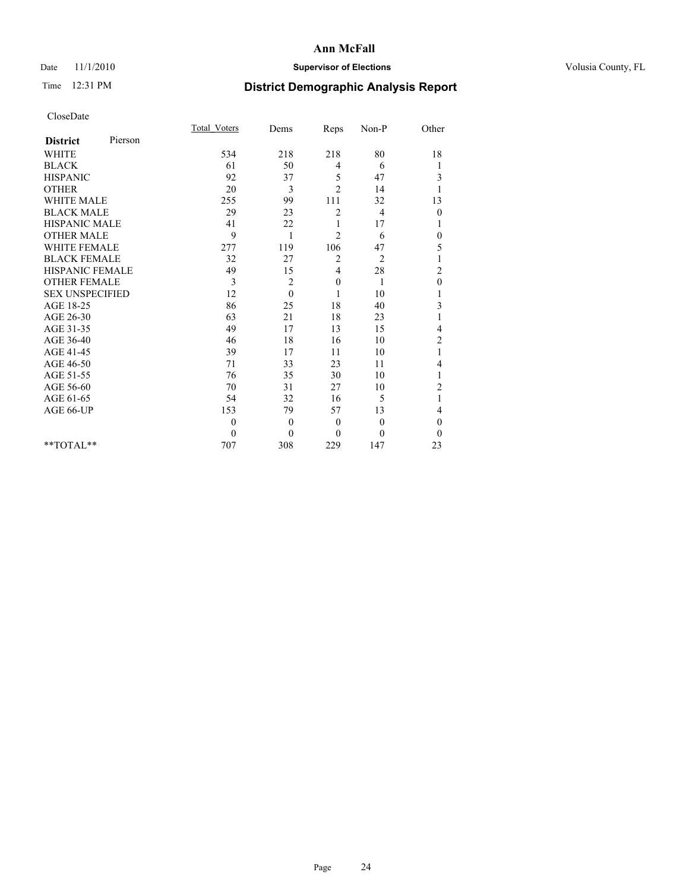# Ann McFall

Date 11/1/2010 **Supervisor of Elections** Volusia County, FL

Time 12:31 PM **District Demographic Analysis Report**

CloseDate

| **District** Pierson | Total_Voters | Dems | Reps | Non-P | Other |
|---|---|---|---|---|---|
| WHITE | 534 | 218 | 218 | 80 | 18 |
| BLACK | 61 | 50 | 4 | 6 | 1 |
| HISPANIC | 92 | 37 | 5 | 47 | 3 |
| OTHER | 20 | 3 | 2 | 14 | 1 |
| WHITE MALE | 255 | 99 | 111 | 32 | 13 |
| BLACK MALE | 29 | 23 | 2 | 4 | 0 |
| HISPANIC MALE | 41 | 22 | 1 | 17 | 1 |
| OTHER MALE | 9 | 1 | 2 | 6 | 0 |
| WHITE FEMALE | 277 | 119 | 106 | 47 | 5 |
| BLACK FEMALE | 32 | 27 | 2 | 2 | 1 |
| HISPANIC FEMALE | 49 | 15 | 4 | 28 | 2 |
| OTHER FEMALE | 3 | 2 | 0 | 1 | 0 |
| SEX UNSPECIFIED | 12 | 0 | 1 | 10 | 1 |
| AGE 18-25 | 86 | 25 | 18 | 40 | 3 |
| AGE 26-30 | 63 | 21 | 18 | 23 | 1 |
| AGE 31-35 | 49 | 17 | 13 | 15 | 4 |
| AGE 36-40 | 46 | 18 | 16 | 10 | 2 |
| AGE 41-45 | 39 | 17 | 11 | 10 | 1 |
| AGE 46-50 | 71 | 33 | 23 | 11 | 4 |
| AGE 51-55 | 76 | 35 | 30 | 10 | 1 |
| AGE 56-60 | 70 | 31 | 27 | 10 | 2 |
| AGE 61-65 | 54 | 32 | 16 | 5 | 1 |
| AGE 66-UP | 153 | 79 | 57 | 13 | 4 |
| | 0 | 0 | 0 | 0 | 0 |
| | 0 | 0 | 0 | 0 | 0 |
| **TOTAL** | 707 | 308 | 229 | 147 | 23 |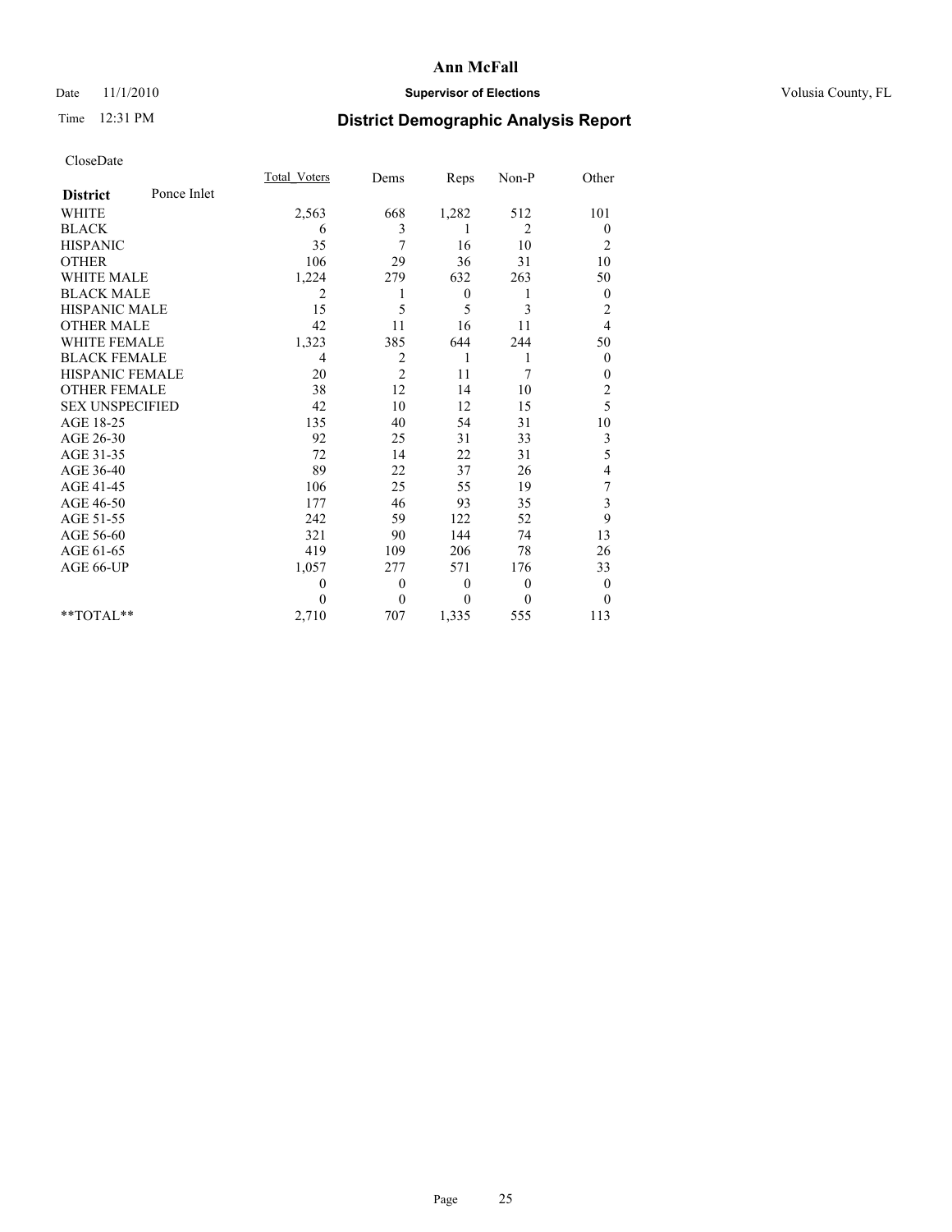# Ann McFall

Date 11/1/2010 **Supervisor of Elections** Volusia County, FL

Time 12:31 PM

## District Demographic Analysis Report

CloseDate

| | Total_Voters | Dems | Reps | Non-P | Other |
|---|---|---|---|---|---|
| **District** Ponce Inlet | | | | | |
| WHITE | 2,563 | 668 | 1,282 | 512 | 101 |
| BLACK | 6 | 3 | 1 | 2 | 0 |
| HISPANIC | 35 | 7 | 16 | 10 | 2 |
| OTHER | 106 | 29 | 36 | 31 | 10 |
| WHITE MALE | 1,224 | 279 | 632 | 263 | 50 |
| BLACK MALE | 2 | 1 | 0 | 1 | 0 |
| HISPANIC MALE | 15 | 5 | 5 | 3 | 2 |
| OTHER MALE | 42 | 11 | 16 | 11 | 4 |
| WHITE FEMALE | 1,323 | 385 | 644 | 244 | 50 |
| BLACK FEMALE | 4 | 2 | 1 | 1 | 0 |
| HISPANIC FEMALE | 20 | 2 | 11 | 7 | 0 |
| OTHER FEMALE | 38 | 12 | 14 | 10 | 2 |
| SEX UNSPECIFIED | 42 | 10 | 12 | 15 | 5 |
| AGE 18-25 | 135 | 40 | 54 | 31 | 10 |
| AGE 26-30 | 92 | 25 | 31 | 33 | 3 |
| AGE 31-35 | 72 | 14 | 22 | 31 | 5 |
| AGE 36-40 | 89 | 22 | 37 | 26 | 4 |
| AGE 41-45 | 106 | 25 | 55 | 19 | 7 |
| AGE 46-50 | 177 | 46 | 93 | 35 | 3 |
| AGE 51-55 | 242 | 59 | 122 | 52 | 9 |
| AGE 56-60 | 321 | 90 | 144 | 74 | 13 |
| AGE 61-65 | 419 | 109 | 206 | 78 | 26 |
| AGE 66-UP | 1,057 | 277 | 571 | 176 | 33 |
| | 0 | 0 | 0 | 0 | 0 |
| | 0 | 0 | 0 | 0 | 0 |
| **TOTAL** | 2,710 | 707 | 1,335 | 555 | 113 |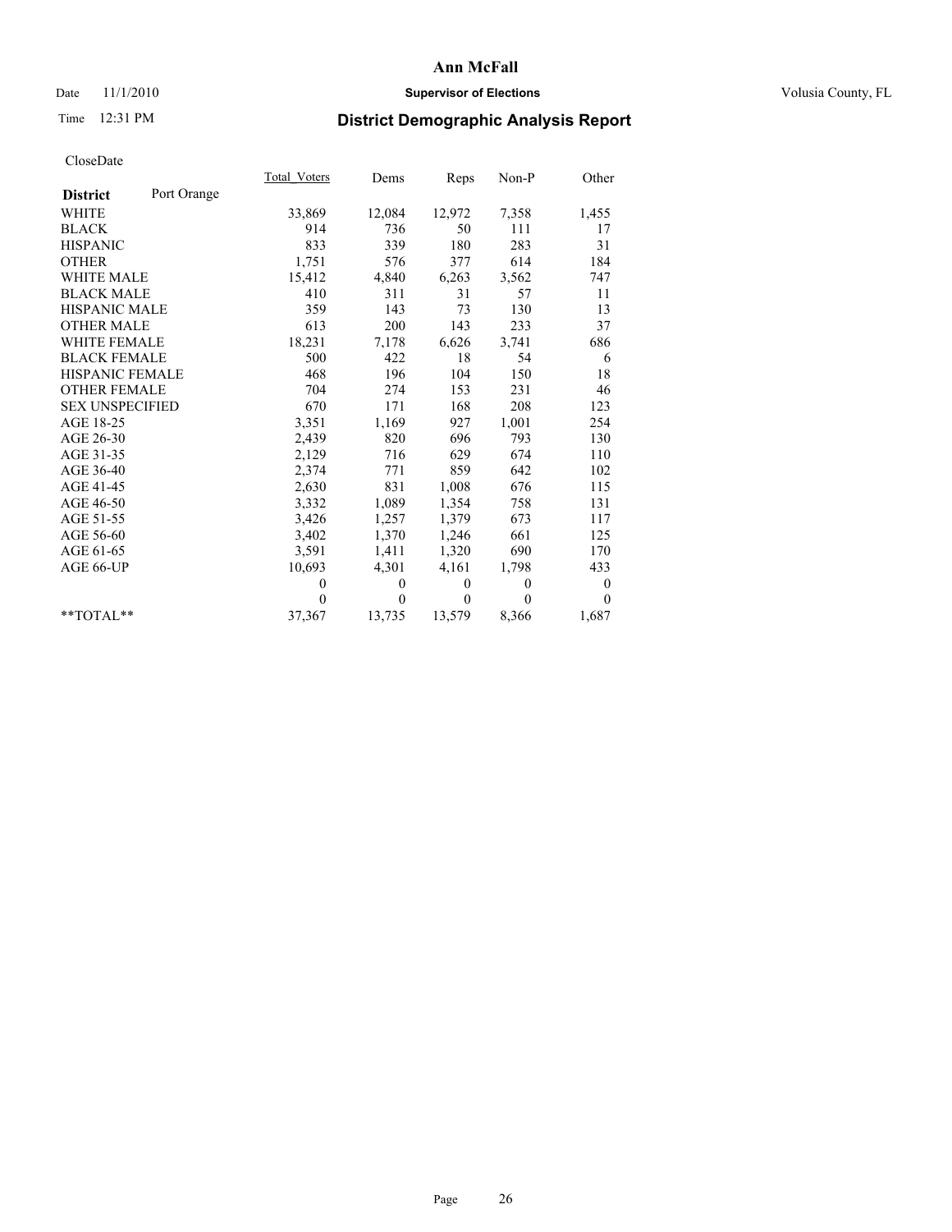# Ann McFall

Date 11/1/2010 **Supervisor of Elections** Volusia County, FL

Time 12:31 PM **District Demographic Analysis Report**

CloseDate

| **District** Port Orange | Total_Voters | Dems | Reps | Non-P | Other |
|---|---|---|---|---|---|
| WHITE | 33,869 | 12,084 | 12,972 | 7,358 | 1,455 |
| BLACK | 914 | 736 | 50 | 111 | 17 |
| HISPANIC | 833 | 339 | 180 | 283 | 31 |
| OTHER | 1,751 | 576 | 377 | 614 | 184 |
| WHITE MALE | 15,412 | 4,840 | 6,263 | 3,562 | 747 |
| BLACK MALE | 410 | 311 | 31 | 57 | 11 |
| HISPANIC MALE | 359 | 143 | 73 | 130 | 13 |
| OTHER MALE | 613 | 200 | 143 | 233 | 37 |
| WHITE FEMALE | 18,231 | 7,178 | 6,626 | 3,741 | 686 |
| BLACK FEMALE | 500 | 422 | 18 | 54 | 6 |
| HISPANIC FEMALE | 468 | 196 | 104 | 150 | 18 |
| OTHER FEMALE | 704 | 274 | 153 | 231 | 46 |
| SEX UNSPECIFIED | 670 | 171 | 168 | 208 | 123 |
| AGE 18-25 | 3,351 | 1,169 | 927 | 1,001 | 254 |
| AGE 26-30 | 2,439 | 820 | 696 | 793 | 130 |
| AGE 31-35 | 2,129 | 716 | 629 | 674 | 110 |
| AGE 36-40 | 2,374 | 771 | 859 | 642 | 102 |
| AGE 41-45 | 2,630 | 831 | 1,008 | 676 | 115 |
| AGE 46-50 | 3,332 | 1,089 | 1,354 | 758 | 131 |
| AGE 51-55 | 3,426 | 1,257 | 1,379 | 673 | 117 |
| AGE 56-60 | 3,402 | 1,370 | 1,246 | 661 | 125 |
| AGE 61-65 | 3,591 | 1,411 | 1,320 | 690 | 170 |
| AGE 66-UP | 10,693 | 4,301 | 4,161 | 1,798 | 433 |
| | 0 | 0 | 0 | 0 | 0 |
| | 0 | 0 | 0 | 0 | 0 |
| **TOTAL** | 37,367 | 13,735 | 13,579 | 8,366 | 1,687 |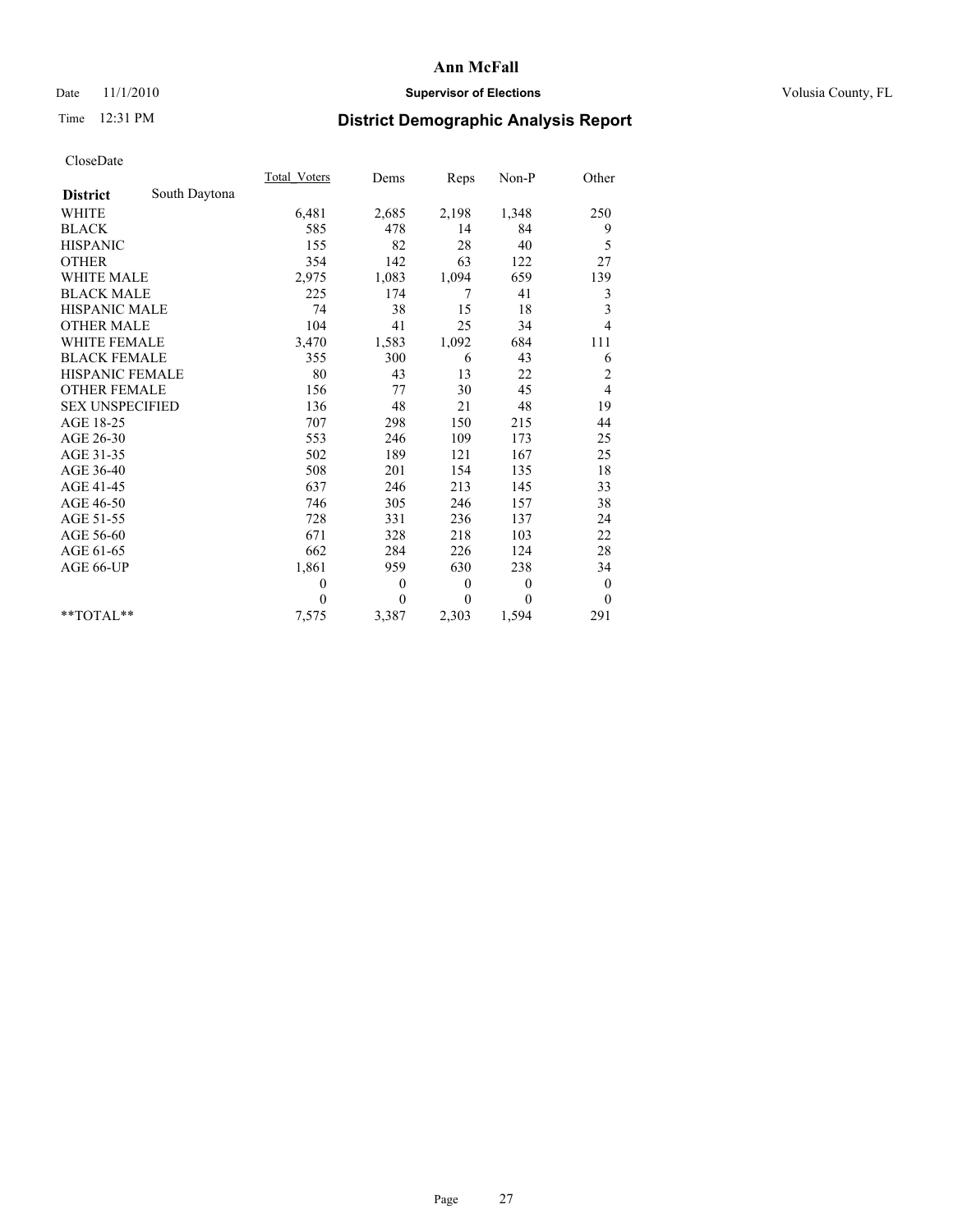**Ann McFall**

Date 11/1/2010 **Supervisor of Elections** Volusia County, FL

Time 12:31 PM

## District Demographic Analysis Report

CloseDate

| | Total_Voters | Dems | Reps | Non-P | Other |
|---|---|---|---|---|---|
| **District** South Daytona | | | | | |
| WHITE | 6,481 | 2,685 | 2,198 | 1,348 | 250 |
| BLACK | 585 | 478 | 14 | 84 | 9 |
| HISPANIC | 155 | 82 | 28 | 40 | 5 |
| OTHER | 354 | 142 | 63 | 122 | 27 |
| WHITE MALE | 2,975 | 1,083 | 1,094 | 659 | 139 |
| BLACK MALE | 225 | 174 | 7 | 41 | 3 |
| HISPANIC MALE | 74 | 38 | 15 | 18 | 3 |
| OTHER MALE | 104 | 41 | 25 | 34 | 4 |
| WHITE FEMALE | 3,470 | 1,583 | 1,092 | 684 | 111 |
| BLACK FEMALE | 355 | 300 | 6 | 43 | 6 |
| HISPANIC FEMALE | 80 | 43 | 13 | 22 | 2 |
| OTHER FEMALE | 156 | 77 | 30 | 45 | 4 |
| SEX UNSPECIFIED | 136 | 48 | 21 | 48 | 19 |
| AGE 18-25 | 707 | 298 | 150 | 215 | 44 |
| AGE 26-30 | 553 | 246 | 109 | 173 | 25 |
| AGE 31-35 | 502 | 189 | 121 | 167 | 25 |
| AGE 36-40 | 508 | 201 | 154 | 135 | 18 |
| AGE 41-45 | 637 | 246 | 213 | 145 | 33 |
| AGE 46-50 | 746 | 305 | 246 | 157 | 38 |
| AGE 51-55 | 728 | 331 | 236 | 137 | 24 |
| AGE 56-60 | 671 | 328 | 218 | 103 | 22 |
| AGE 61-65 | 662 | 284 | 226 | 124 | 28 |
| AGE 66-UP | 1,861 | 959 | 630 | 238 | 34 |
| | 0 | 0 | 0 | 0 | 0 |
| | 0 | 0 | 0 | 0 | 0 |
| **TOTAL** | 7,575 | 3,387 | 2,303 | 1,594 | 291 |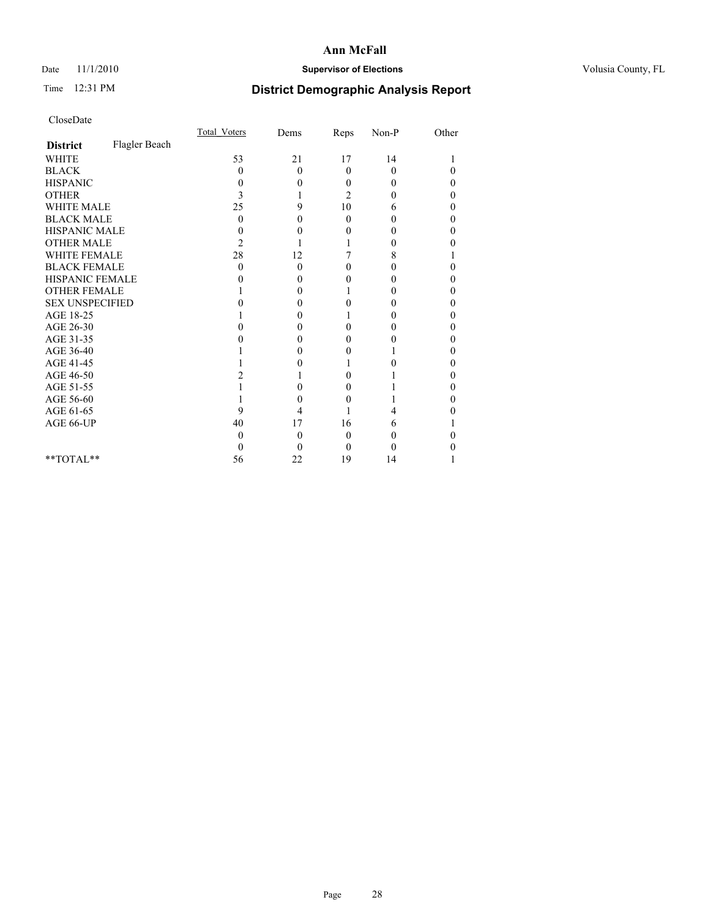**Ann McFall**

Date 11/1/2010 **Supervisor of Elections** Volusia County, FL

Time 12:31 PM **District Demographic Analysis Report**

CloseDate

| | Total_Voters | Dems | Reps | Non-P | Other |
|---|---|---|---|---|---|
| **District** Flagler Beach | | | | | |
| WHITE | 53 | 21 | 17 | 14 | 1 |
| BLACK | 0 | 0 | 0 | 0 | 0 |
| HISPANIC | 0 | 0 | 0 | 0 | 0 |
| OTHER | 3 | 1 | 2 | 0 | 0 |
| WHITE MALE | 25 | 9 | 10 | 6 | 0 |
| BLACK MALE | 0 | 0 | 0 | 0 | 0 |
| HISPANIC MALE | 0 | 0 | 0 | 0 | 0 |
| OTHER MALE | 2 | 1 | 1 | 0 | 0 |
| WHITE FEMALE | 28 | 12 | 7 | 8 | 1 |
| BLACK FEMALE | 0 | 0 | 0 | 0 | 0 |
| HISPANIC FEMALE | 0 | 0 | 0 | 0 | 0 |
| OTHER FEMALE | 1 | 0 | 1 | 0 | 0 |
| SEX UNSPECIFIED | 0 | 0 | 0 | 0 | 0 |
| AGE 18-25 | 1 | 0 | 1 | 0 | 0 |
| AGE 26-30 | 0 | 0 | 0 | 0 | 0 |
| AGE 31-35 | 0 | 0 | 0 | 0 | 0 |
| AGE 36-40 | 1 | 0 | 0 | 1 | 0 |
| AGE 41-45 | 1 | 0 | 1 | 0 | 0 |
| AGE 46-50 | 2 | 1 | 0 | 1 | 0 |
| AGE 51-55 | 1 | 0 | 0 | 1 | 0 |
| AGE 56-60 | 1 | 0 | 0 | 1 | 0 |
| AGE 61-65 | 9 | 4 | 1 | 4 | 0 |
| AGE 66-UP | 40 | 17 | 16 | 6 | 1 |
| | 0 | 0 | 0 | 0 | 0 |
| | 0 | 0 | 0 | 0 | 0 |
| **TOTAL** | 56 | 22 | 19 | 14 | 1 |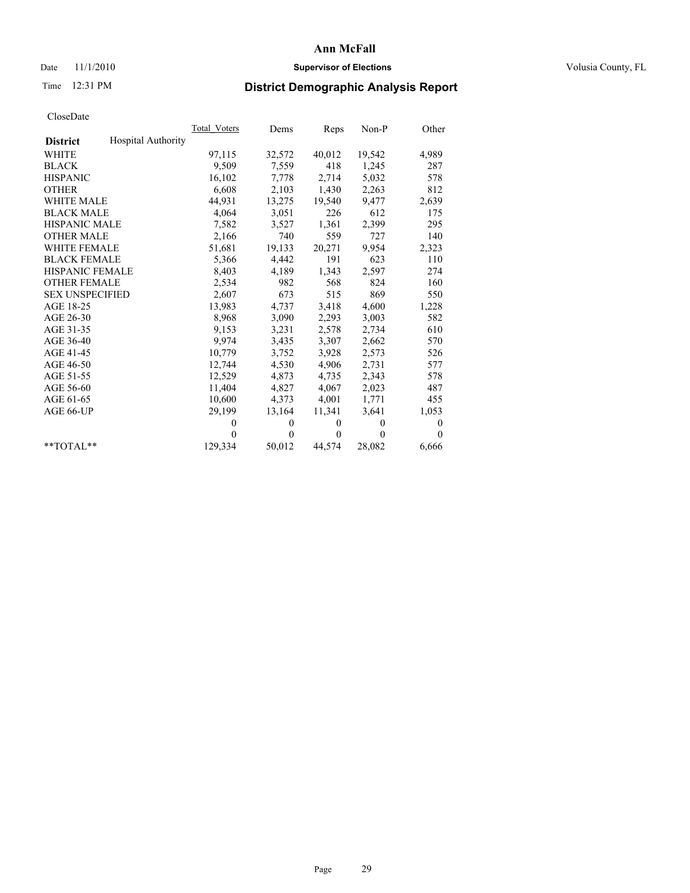# Ann McFall

Date 11/1/2010 **Supervisor of Elections** Volusia County, FL

Time 12:31 PM **District Demographic Analysis Report**

CloseDate

| **District** Hospital Authority | Total_Voters | Dems | Reps | Non-P | Other |
|---|---|---|---|---|---|
| WHITE | 97,115 | 32,572 | 40,012 | 19,542 | 4,989 |
| BLACK | 9,509 | 7,559 | 418 | 1,245 | 287 |
| HISPANIC | 16,102 | 7,778 | 2,714 | 5,032 | 578 |
| OTHER | 6,608 | 2,103 | 1,430 | 2,263 | 812 |
| WHITE MALE | 44,931 | 13,275 | 19,540 | 9,477 | 2,639 |
| BLACK MALE | 4,064 | 3,051 | 226 | 612 | 175 |
| HISPANIC MALE | 7,582 | 3,527 | 1,361 | 2,399 | 295 |
| OTHER MALE | 2,166 | 740 | 559 | 727 | 140 |
| WHITE FEMALE | 51,681 | 19,133 | 20,271 | 9,954 | 2,323 |
| BLACK FEMALE | 5,366 | 4,442 | 191 | 623 | 110 |
| HISPANIC FEMALE | 8,403 | 4,189 | 1,343 | 2,597 | 274 |
| OTHER FEMALE | 2,534 | 982 | 568 | 824 | 160 |
| SEX UNSPECIFIED | 2,607 | 673 | 515 | 869 | 550 |
| AGE 18-25 | 13,983 | 4,737 | 3,418 | 4,600 | 1,228 |
| AGE 26-30 | 8,968 | 3,090 | 2,293 | 3,003 | 582 |
| AGE 31-35 | 9,153 | 3,231 | 2,578 | 2,734 | 610 |
| AGE 36-40 | 9,974 | 3,435 | 3,307 | 2,662 | 570 |
| AGE 41-45 | 10,779 | 3,752 | 3,928 | 2,573 | 526 |
| AGE 46-50 | 12,744 | 4,530 | 4,906 | 2,731 | 577 |
| AGE 51-55 | 12,529 | 4,873 | 4,735 | 2,343 | 578 |
| AGE 56-60 | 11,404 | 4,827 | 4,067 | 2,023 | 487 |
| AGE 61-65 | 10,600 | 4,373 | 4,001 | 1,771 | 455 |
| AGE 66-UP | 29,199 | 13,164 | 11,341 | 3,641 | 1,053 |
| | 0 | 0 | 0 | 0 | 0 |
| | 0 | 0 | 0 | 0 | 0 |
| **TOTAL** | 129,334 | 50,012 | 44,574 | 28,082 | 6,666 |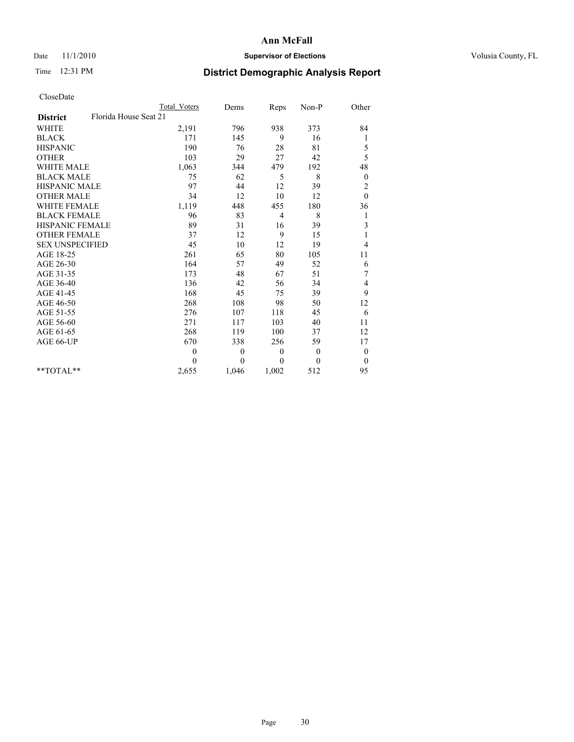**Ann McFall**

Date 11/1/2010 **Supervisor of Elections** Volusia County, FL

Time 12:31 PM **District Demographic Analysis Report**

CloseDate

| | Total Voters | Dems | Reps | Non-P | Other |
|---|---|---|---|---|---|
| **District** Florida House Seat 21 | | | | | |
| WHITE | 2,191 | 796 | 938 | 373 | 84 |
| BLACK | 171 | 145 | 9 | 16 | 1 |
| HISPANIC | 190 | 76 | 28 | 81 | 5 |
| OTHER | 103 | 29 | 27 | 42 | 5 |
| WHITE MALE | 1,063 | 344 | 479 | 192 | 48 |
| BLACK MALE | 75 | 62 | 5 | 8 | 0 |
| HISPANIC MALE | 97 | 44 | 12 | 39 | 2 |
| OTHER MALE | 34 | 12 | 10 | 12 | 0 |
| WHITE FEMALE | 1,119 | 448 | 455 | 180 | 36 |
| BLACK FEMALE | 96 | 83 | 4 | 8 | 1 |
| HISPANIC FEMALE | 89 | 31 | 16 | 39 | 3 |
| OTHER FEMALE | 37 | 12 | 9 | 15 | 1 |
| SEX UNSPECIFIED | 45 | 10 | 12 | 19 | 4 |
| AGE 18-25 | 261 | 65 | 80 | 105 | 11 |
| AGE 26-30 | 164 | 57 | 49 | 52 | 6 |
| AGE 31-35 | 173 | 48 | 67 | 51 | 7 |
| AGE 36-40 | 136 | 42 | 56 | 34 | 4 |
| AGE 41-45 | 168 | 45 | 75 | 39 | 9 |
| AGE 46-50 | 268 | 108 | 98 | 50 | 12 |
| AGE 51-55 | 276 | 107 | 118 | 45 | 6 |
| AGE 56-60 | 271 | 117 | 103 | 40 | 11 |
| AGE 61-65 | 268 | 119 | 100 | 37 | 12 |
| AGE 66-UP | 670 | 338 | 256 | 59 | 17 |
| | 0 | 0 | 0 | 0 | 0 |
| | 0 | 0 | 0 | 0 | 0 |
| **TOTAL** | 2,655 | 1,046 | 1,002 | 512 | 95 |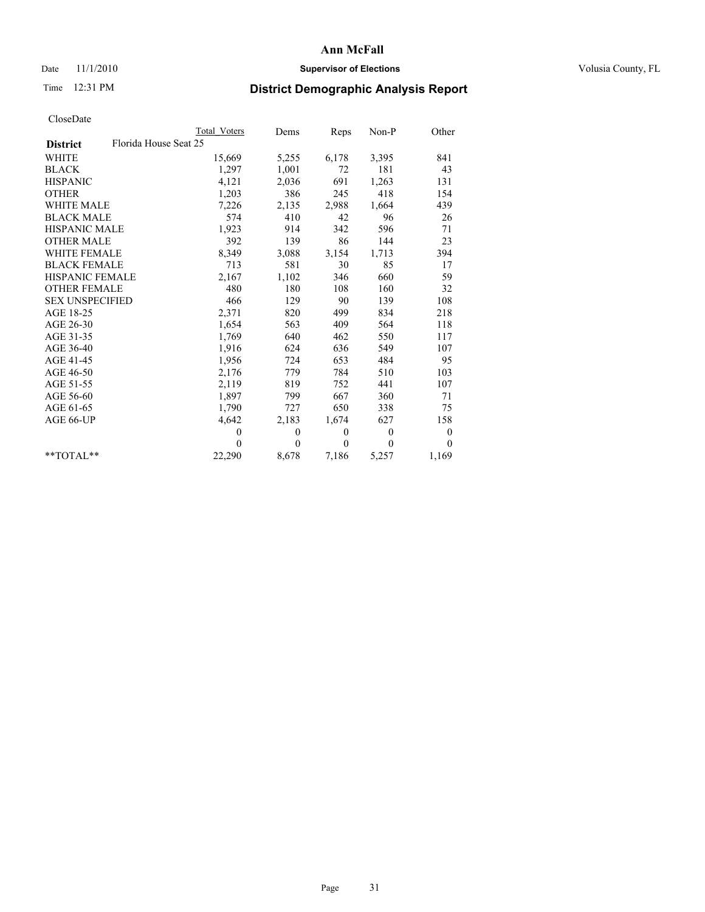**Ann McFall**

Date 11/1/2010 **Supervisor of Elections** Volusia County, FL

Time 12:31 PM

## District Demographic Analysis Report

CloseDate

| | Total Voters | Dems | Reps | Non-P | Other |
|---|---|---|---|---|---|
| **District** Florida House Seat 25 | | | | | |
| WHITE | 15,669 | 5,255 | 6,178 | 3,395 | 841 |
| BLACK | 1,297 | 1,001 | 72 | 181 | 43 |
| HISPANIC | 4,121 | 2,036 | 691 | 1,263 | 131 |
| OTHER | 1,203 | 386 | 245 | 418 | 154 |
| WHITE MALE | 7,226 | 2,135 | 2,988 | 1,664 | 439 |
| BLACK MALE | 574 | 410 | 42 | 96 | 26 |
| HISPANIC MALE | 1,923 | 914 | 342 | 596 | 71 |
| OTHER MALE | 392 | 139 | 86 | 144 | 23 |
| WHITE FEMALE | 8,349 | 3,088 | 3,154 | 1,713 | 394 |
| BLACK FEMALE | 713 | 581 | 30 | 85 | 17 |
| HISPANIC FEMALE | 2,167 | 1,102 | 346 | 660 | 59 |
| OTHER FEMALE | 480 | 180 | 108 | 160 | 32 |
| SEX UNSPECIFIED | 466 | 129 | 90 | 139 | 108 |
| AGE 18-25 | 2,371 | 820 | 499 | 834 | 218 |
| AGE 26-30 | 1,654 | 563 | 409 | 564 | 118 |
| AGE 31-35 | 1,769 | 640 | 462 | 550 | 117 |
| AGE 36-40 | 1,916 | 624 | 636 | 549 | 107 |
| AGE 41-45 | 1,956 | 724 | 653 | 484 | 95 |
| AGE 46-50 | 2,176 | 779 | 784 | 510 | 103 |
| AGE 51-55 | 2,119 | 819 | 752 | 441 | 107 |
| AGE 56-60 | 1,897 | 799 | 667 | 360 | 71 |
| AGE 61-65 | 1,790 | 727 | 650 | 338 | 75 |
| AGE 66-UP | 4,642 | 2,183 | 1,674 | 627 | 158 |
| | 0 | 0 | 0 | 0 | 0 |
| | 0 | 0 | 0 | 0 | 0 |
| **TOTAL** | 22,290 | 8,678 | 7,186 | 5,257 | 1,169 |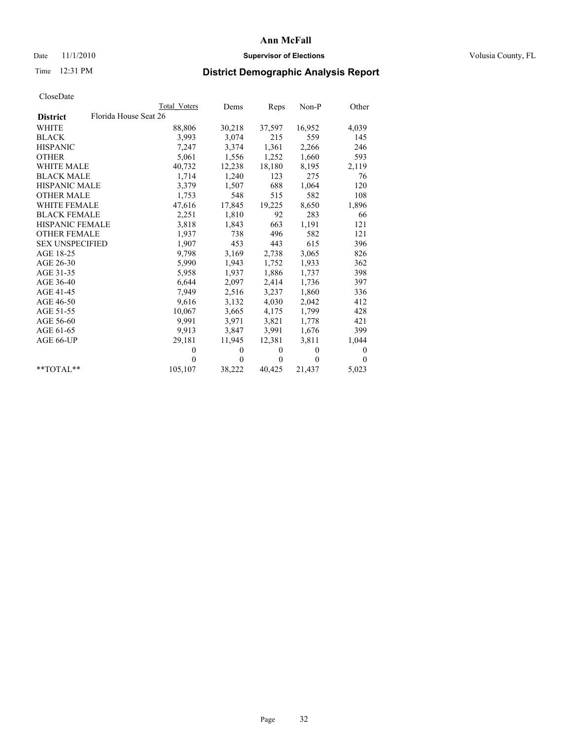CloseDate

| | Total Voters | Dems | Reps | Non-P | Other |
|---|---|---|---|---|---|
| **District** Florida House Seat 26 | | | | | |
| WHITE | 88,806 | 30,218 | 37,597 | 16,952 | 4,039 |
| BLACK | 3,993 | 3,074 | 215 | 559 | 145 |
| HISPANIC | 7,247 | 3,374 | 1,361 | 2,266 | 246 |
| OTHER | 5,061 | 1,556 | 1,252 | 1,660 | 593 |
| WHITE MALE | 40,732 | 12,238 | 18,180 | 8,195 | 2,119 |
| BLACK MALE | 1,714 | 1,240 | 123 | 275 | 76 |
| HISPANIC MALE | 3,379 | 1,507 | 688 | 1,064 | 120 |
| OTHER MALE | 1,753 | 548 | 515 | 582 | 108 |
| WHITE FEMALE | 47,616 | 17,845 | 19,225 | 8,650 | 1,896 |
| BLACK FEMALE | 2,251 | 1,810 | 92 | 283 | 66 |
| HISPANIC FEMALE | 3,818 | 1,843 | 663 | 1,191 | 121 |
| OTHER FEMALE | 1,937 | 738 | 496 | 582 | 121 |
| SEX UNSPECIFIED | 1,907 | 453 | 443 | 615 | 396 |
| AGE 18-25 | 9,798 | 3,169 | 2,738 | 3,065 | 826 |
| AGE 26-30 | 5,990 | 1,943 | 1,752 | 1,933 | 362 |
| AGE 31-35 | 5,958 | 1,937 | 1,886 | 1,737 | 398 |
| AGE 36-40 | 6,644 | 2,097 | 2,414 | 1,736 | 397 |
| AGE 41-45 | 7,949 | 2,516 | 3,237 | 1,860 | 336 |
| AGE 46-50 | 9,616 | 3,132 | 4,030 | 2,042 | 412 |
| AGE 51-55 | 10,067 | 3,665 | 4,175 | 1,799 | 428 |
| AGE 56-60 | 9,991 | 3,971 | 3,821 | 1,778 | 421 |
| AGE 61-65 | 9,913 | 3,847 | 3,991 | 1,676 | 399 |
| AGE 66-UP | 29,181 | 11,945 | 12,381 | 3,811 | 1,044 |
| | 0 | 0 | 0 | 0 | 0 |
| | 0 | 0 | 0 | 0 | 0 |
| **TOTAL** | 105,107 | 38,222 | 40,425 | 21,437 | 5,023 |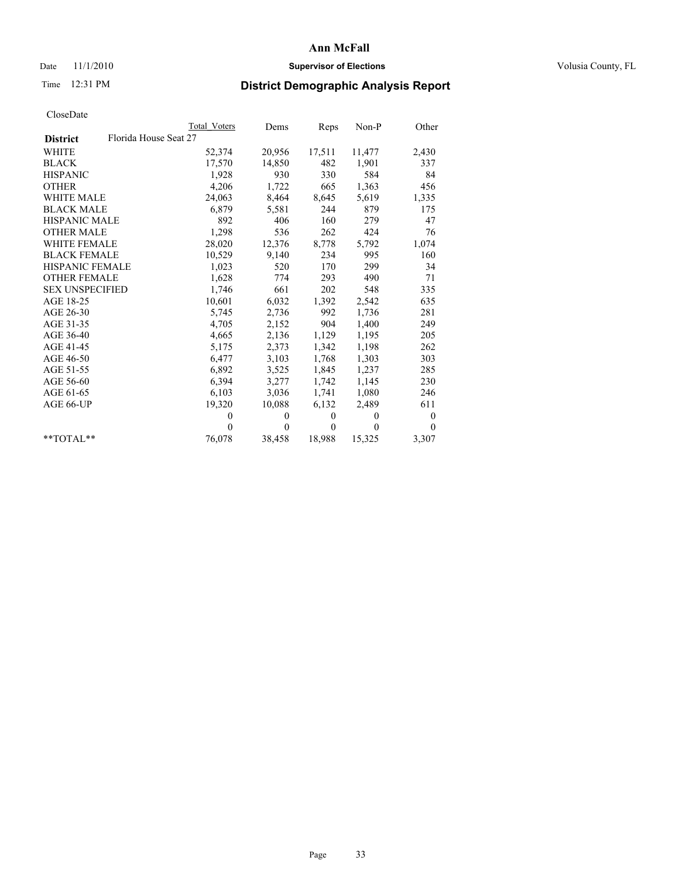# Ann McFall

Date 11/1/2010 **Supervisor of Elections** Volusia County, FL

Time 12:31 PM

## District Demographic Analysis Report

CloseDate

| **District** Florida House Seat 27 | Total Voters | Dems | Reps | Non-P | Other |
|---|---|---|---|---|---|
| WHITE | 52,374 | 20,956 | 17,511 | 11,477 | 2,430 |
| BLACK | 17,570 | 14,850 | 482 | 1,901 | 337 |
| HISPANIC | 1,928 | 930 | 330 | 584 | 84 |
| OTHER | 4,206 | 1,722 | 665 | 1,363 | 456 |
| WHITE MALE | 24,063 | 8,464 | 8,645 | 5,619 | 1,335 |
| BLACK MALE | 6,879 | 5,581 | 244 | 879 | 175 |
| HISPANIC MALE | 892 | 406 | 160 | 279 | 47 |
| OTHER MALE | 1,298 | 536 | 262 | 424 | 76 |
| WHITE FEMALE | 28,020 | 12,376 | 8,778 | 5,792 | 1,074 |
| BLACK FEMALE | 10,529 | 9,140 | 234 | 995 | 160 |
| HISPANIC FEMALE | 1,023 | 520 | 170 | 299 | 34 |
| OTHER FEMALE | 1,628 | 774 | 293 | 490 | 71 |
| SEX UNSPECIFIED | 1,746 | 661 | 202 | 548 | 335 |
| AGE 18-25 | 10,601 | 6,032 | 1,392 | 2,542 | 635 |
| AGE 26-30 | 5,745 | 2,736 | 992 | 1,736 | 281 |
| AGE 31-35 | 4,705 | 2,152 | 904 | 1,400 | 249 |
| AGE 36-40 | 4,665 | 2,136 | 1,129 | 1,195 | 205 |
| AGE 41-45 | 5,175 | 2,373 | 1,342 | 1,198 | 262 |
| AGE 46-50 | 6,477 | 3,103 | 1,768 | 1,303 | 303 |
| AGE 51-55 | 6,892 | 3,525 | 1,845 | 1,237 | 285 |
| AGE 56-60 | 6,394 | 3,277 | 1,742 | 1,145 | 230 |
| AGE 61-65 | 6,103 | 3,036 | 1,741 | 1,080 | 246 |
| AGE 66-UP | 19,320 | 10,088 | 6,132 | 2,489 | 611 |
| | 0 | 0 | 0 | 0 | 0 |
| | 0 | 0 | 0 | 0 | 0 |
| **TOTAL** | 76,078 | 38,458 | 18,988 | 15,325 | 3,307 |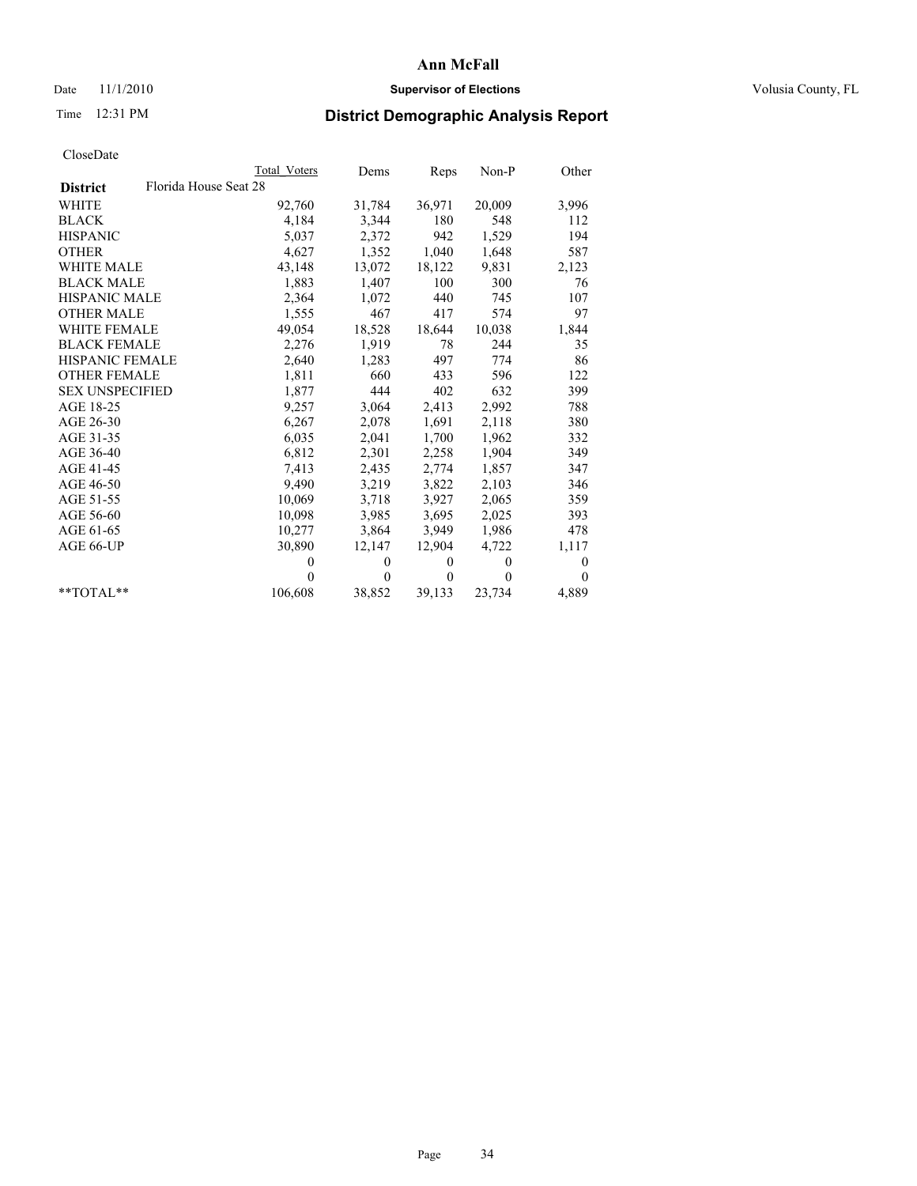# Ann McFall

Date 11/1/2010 **Supervisor of Elections** Volusia County, FL

Time 12:31 PM

## District Demographic Analysis Report

CloseDate

| | Total Voters | Dems | Reps | Non-P | Other |
|---|---|---|---|---|---|
| **District** Florida House Seat 28 | | | | | |
| WHITE | 92,760 | 31,784 | 36,971 | 20,009 | 3,996 |
| BLACK | 4,184 | 3,344 | 180 | 548 | 112 |
| HISPANIC | 5,037 | 2,372 | 942 | 1,529 | 194 |
| OTHER | 4,627 | 1,352 | 1,040 | 1,648 | 587 |
| WHITE MALE | 43,148 | 13,072 | 18,122 | 9,831 | 2,123 |
| BLACK MALE | 1,883 | 1,407 | 100 | 300 | 76 |
| HISPANIC MALE | 2,364 | 1,072 | 440 | 745 | 107 |
| OTHER MALE | 1,555 | 467 | 417 | 574 | 97 |
| WHITE FEMALE | 49,054 | 18,528 | 18,644 | 10,038 | 1,844 |
| BLACK FEMALE | 2,276 | 1,919 | 78 | 244 | 35 |
| HISPANIC FEMALE | 2,640 | 1,283 | 497 | 774 | 86 |
| OTHER FEMALE | 1,811 | 660 | 433 | 596 | 122 |
| SEX UNSPECIFIED | 1,877 | 444 | 402 | 632 | 399 |
| AGE 18-25 | 9,257 | 3,064 | 2,413 | 2,992 | 788 |
| AGE 26-30 | 6,267 | 2,078 | 1,691 | 2,118 | 380 |
| AGE 31-35 | 6,035 | 2,041 | 1,700 | 1,962 | 332 |
| AGE 36-40 | 6,812 | 2,301 | 2,258 | 1,904 | 349 |
| AGE 41-45 | 7,413 | 2,435 | 2,774 | 1,857 | 347 |
| AGE 46-50 | 9,490 | 3,219 | 3,822 | 2,103 | 346 |
| AGE 51-55 | 10,069 | 3,718 | 3,927 | 2,065 | 359 |
| AGE 56-60 | 10,098 | 3,985 | 3,695 | 2,025 | 393 |
| AGE 61-65 | 10,277 | 3,864 | 3,949 | 1,986 | 478 |
| AGE 66-UP | 30,890 | 12,147 | 12,904 | 4,722 | 1,117 |
| | 0 | 0 | 0 | 0 | 0 |
| | 0 | 0 | 0 | 0 | 0 |
| **TOTAL** | 106,608 | 38,852 | 39,133 | 23,734 | 4,889 |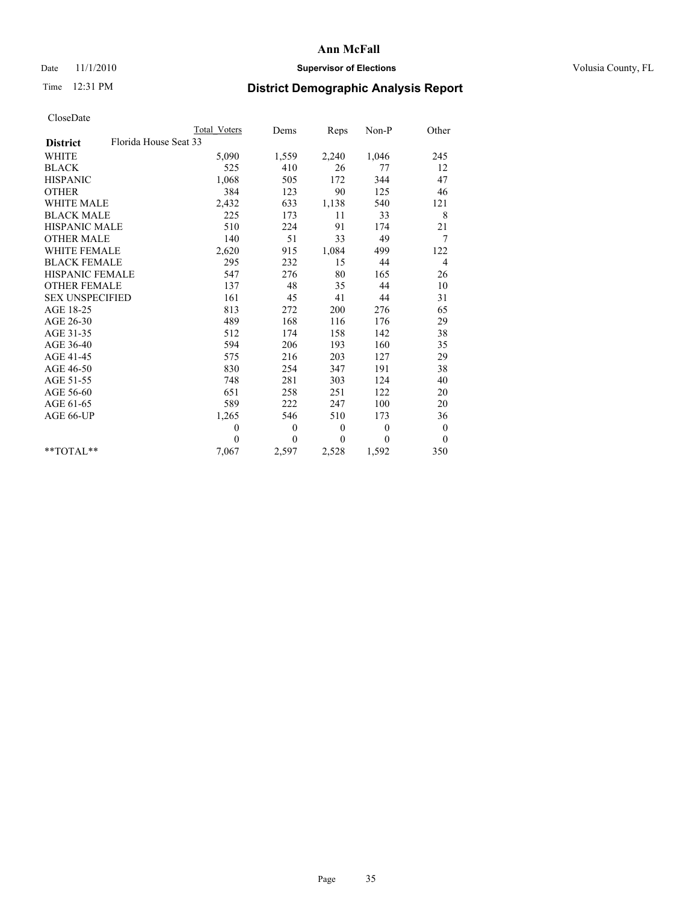# Ann McFall

Date 11/1/2010 **Supervisor of Elections** Volusia County, FL

Time 12:31 PM **District Demographic Analysis Report**

CloseDate

| | Total Voters | Dems | Reps | Non-P | Other |
|---|---|---|---|---|---|
| **District** Florida House Seat 33 | | | | | |
| WHITE | 5,090 | 1,559 | 2,240 | 1,046 | 245 |
| BLACK | 525 | 410 | 26 | 77 | 12 |
| HISPANIC | 1,068 | 505 | 172 | 344 | 47 |
| OTHER | 384 | 123 | 90 | 125 | 46 |
| WHITE MALE | 2,432 | 633 | 1,138 | 540 | 121 |
| BLACK MALE | 225 | 173 | 11 | 33 | 8 |
| HISPANIC MALE | 510 | 224 | 91 | 174 | 21 |
| OTHER MALE | 140 | 51 | 33 | 49 | 7 |
| WHITE FEMALE | 2,620 | 915 | 1,084 | 499 | 122 |
| BLACK FEMALE | 295 | 232 | 15 | 44 | 4 |
| HISPANIC FEMALE | 547 | 276 | 80 | 165 | 26 |
| OTHER FEMALE | 137 | 48 | 35 | 44 | 10 |
| SEX UNSPECIFIED | 161 | 45 | 41 | 44 | 31 |
| AGE 18-25 | 813 | 272 | 200 | 276 | 65 |
| AGE 26-30 | 489 | 168 | 116 | 176 | 29 |
| AGE 31-35 | 512 | 174 | 158 | 142 | 38 |
| AGE 36-40 | 594 | 206 | 193 | 160 | 35 |
| AGE 41-45 | 575 | 216 | 203 | 127 | 29 |
| AGE 46-50 | 830 | 254 | 347 | 191 | 38 |
| AGE 51-55 | 748 | 281 | 303 | 124 | 40 |
| AGE 56-60 | 651 | 258 | 251 | 122 | 20 |
| AGE 61-65 | 589 | 222 | 247 | 100 | 20 |
| AGE 66-UP | 1,265 | 546 | 510 | 173 | 36 |
| | 0 | 0 | 0 | 0 | 0 |
| | 0 | 0 | 0 | 0 | 0 |
| **TOTAL** | 7,067 | 2,597 | 2,528 | 1,592 | 350 |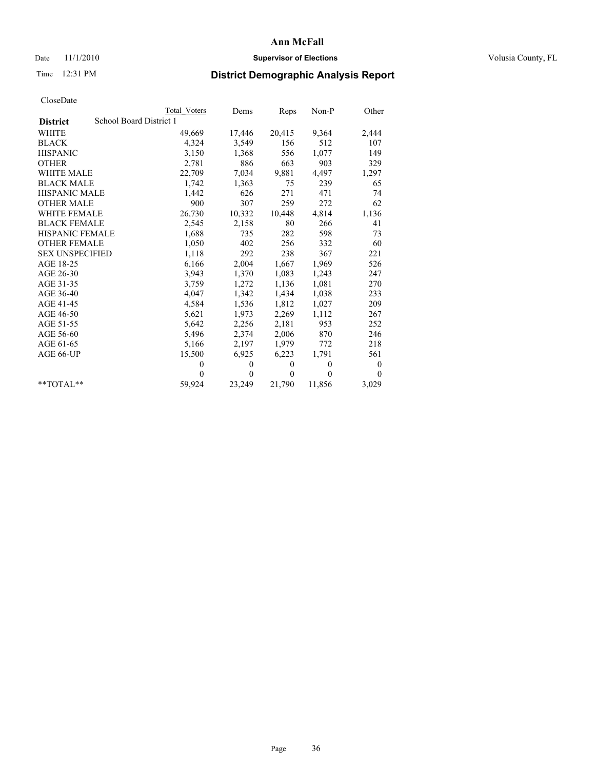**Ann McFall**

Date 11/1/2010 **Supervisor of Elections** Volusia County, FL

Time 12:31 PM

## District Demographic Analysis Report

CloseDate

| | Total Voters | Dems | Reps | Non-P | Other |
|---|---|---|---|---|---|
| **District** School Board District 1 | | | | | |
| WHITE | 49,669 | 17,446 | 20,415 | 9,364 | 2,444 |
| BLACK | 4,324 | 3,549 | 156 | 512 | 107 |
| HISPANIC | 3,150 | 1,368 | 556 | 1,077 | 149 |
| OTHER | 2,781 | 886 | 663 | 903 | 329 |
| WHITE MALE | 22,709 | 7,034 | 9,881 | 4,497 | 1,297 |
| BLACK MALE | 1,742 | 1,363 | 75 | 239 | 65 |
| HISPANIC MALE | 1,442 | 626 | 271 | 471 | 74 |
| OTHER MALE | 900 | 307 | 259 | 272 | 62 |
| WHITE FEMALE | 26,730 | 10,332 | 10,448 | 4,814 | 1,136 |
| BLACK FEMALE | 2,545 | 2,158 | 80 | 266 | 41 |
| HISPANIC FEMALE | 1,688 | 735 | 282 | 598 | 73 |
| OTHER FEMALE | 1,050 | 402 | 256 | 332 | 60 |
| SEX UNSPECIFIED | 1,118 | 292 | 238 | 367 | 221 |
| AGE 18-25 | 6,166 | 2,004 | 1,667 | 1,969 | 526 |
| AGE 26-30 | 3,943 | 1,370 | 1,083 | 1,243 | 247 |
| AGE 31-35 | 3,759 | 1,272 | 1,136 | 1,081 | 270 |
| AGE 36-40 | 4,047 | 1,342 | 1,434 | 1,038 | 233 |
| AGE 41-45 | 4,584 | 1,536 | 1,812 | 1,027 | 209 |
| AGE 46-50 | 5,621 | 1,973 | 2,269 | 1,112 | 267 |
| AGE 51-55 | 5,642 | 2,256 | 2,181 | 953 | 252 |
| AGE 56-60 | 5,496 | 2,374 | 2,006 | 870 | 246 |
| AGE 61-65 | 5,166 | 2,197 | 1,979 | 772 | 218 |
| AGE 66-UP | 15,500 | 6,925 | 6,223 | 1,791 | 561 |
| | 0 | 0 | 0 | 0 | 0 |
| | 0 | 0 | 0 | 0 | 0 |
| **TOTAL** | 59,924 | 23,249 | 21,790 | 11,856 | 3,029 |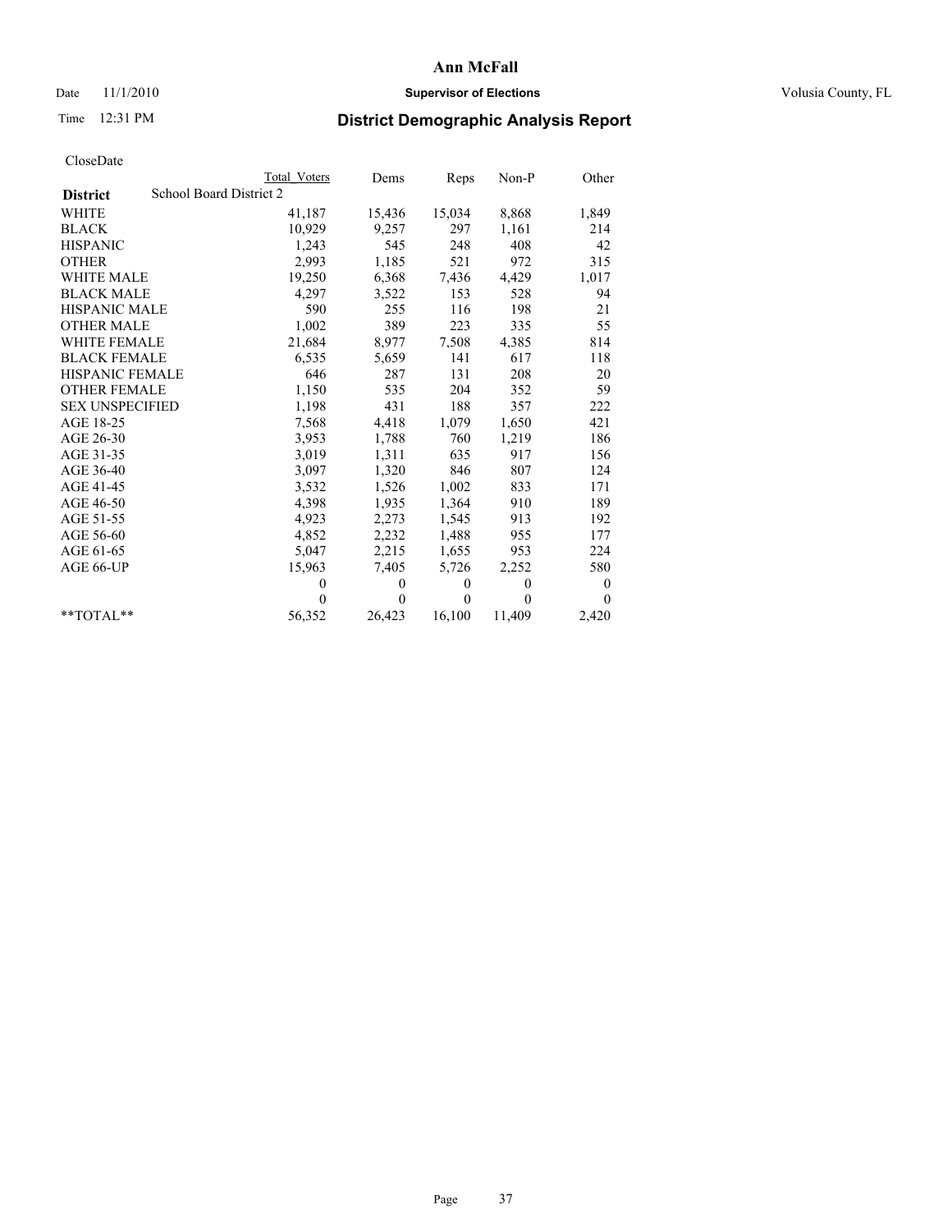# Ann McFall

Date 11/1/2010 **Supervisor of Elections** Volusia County, FL

Time 12:31 PM **District Demographic Analysis Report**

CloseDate

| District | School Board District 2 | Total Voters | Dems | Reps | Non-P | Other |
|---|---|---|---|---|---|---|
| WHITE | | 41,187 | 15,436 | 15,034 | 8,868 | 1,849 |
| BLACK | | 10,929 | 9,257 | 297 | 1,161 | 214 |
| HISPANIC | | 1,243 | 545 | 248 | 408 | 42 |
| OTHER | | 2,993 | 1,185 | 521 | 972 | 315 |
| WHITE MALE | | 19,250 | 6,368 | 7,436 | 4,429 | 1,017 |
| BLACK MALE | | 4,297 | 3,522 | 153 | 528 | 94 |
| HISPANIC MALE | | 590 | 255 | 116 | 198 | 21 |
| OTHER MALE | | 1,002 | 389 | 223 | 335 | 55 |
| WHITE FEMALE | | 21,684 | 8,977 | 7,508 | 4,385 | 814 |
| BLACK FEMALE | | 6,535 | 5,659 | 141 | 617 | 118 |
| HISPANIC FEMALE | | 646 | 287 | 131 | 208 | 20 |
| OTHER FEMALE | | 1,150 | 535 | 204 | 352 | 59 |
| SEX UNSPECIFIED | | 1,198 | 431 | 188 | 357 | 222 |
| AGE 18-25 | | 7,568 | 4,418 | 1,079 | 1,650 | 421 |
| AGE 26-30 | | 3,953 | 1,788 | 760 | 1,219 | 186 |
| AGE 31-35 | | 3,019 | 1,311 | 635 | 917 | 156 |
| AGE 36-40 | | 3,097 | 1,320 | 846 | 807 | 124 |
| AGE 41-45 | | 3,532 | 1,526 | 1,002 | 833 | 171 |
| AGE 46-50 | | 4,398 | 1,935 | 1,364 | 910 | 189 |
| AGE 51-55 | | 4,923 | 2,273 | 1,545 | 913 | 192 |
| AGE 56-60 | | 4,852 | 2,232 | 1,488 | 955 | 177 |
| AGE 61-65 | | 5,047 | 2,215 | 1,655 | 953 | 224 |
| AGE 66-UP | | 15,963 | 7,405 | 5,726 | 2,252 | 580 |
| | | 0 | 0 | 0 | 0 | 0 |
| | | 0 | 0 | 0 | 0 | 0 |
| **TOTAL** | | 56,352 | 26,423 | 16,100 | 11,409 | 2,420 |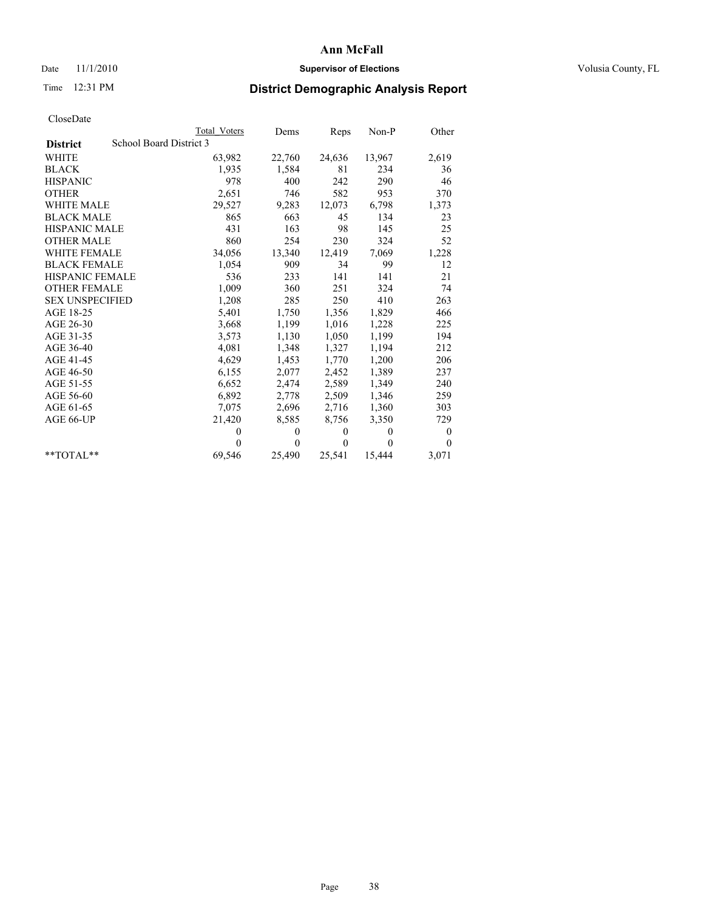# Ann McFall

Date 11/1/2010 **Supervisor of Elections** Volusia County, FL

Time 12:31 PM **District Demographic Analysis Report**

CloseDate

| | Total Voters | Dems | Reps | Non-P | Other |
|---|---|---|---|---|---|
| **District** School Board District 3 | | | | | |
| WHITE | 63,982 | 22,760 | 24,636 | 13,967 | 2,619 |
| BLACK | 1,935 | 1,584 | 81 | 234 | 36 |
| HISPANIC | 978 | 400 | 242 | 290 | 46 |
| OTHER | 2,651 | 746 | 582 | 953 | 370 |
| WHITE MALE | 29,527 | 9,283 | 12,073 | 6,798 | 1,373 |
| BLACK MALE | 865 | 663 | 45 | 134 | 23 |
| HISPANIC MALE | 431 | 163 | 98 | 145 | 25 |
| OTHER MALE | 860 | 254 | 230 | 324 | 52 |
| WHITE FEMALE | 34,056 | 13,340 | 12,419 | 7,069 | 1,228 |
| BLACK FEMALE | 1,054 | 909 | 34 | 99 | 12 |
| HISPANIC FEMALE | 536 | 233 | 141 | 141 | 21 |
| OTHER FEMALE | 1,009 | 360 | 251 | 324 | 74 |
| SEX UNSPECIFIED | 1,208 | 285 | 250 | 410 | 263 |
| AGE 18-25 | 5,401 | 1,750 | 1,356 | 1,829 | 466 |
| AGE 26-30 | 3,668 | 1,199 | 1,016 | 1,228 | 225 |
| AGE 31-35 | 3,573 | 1,130 | 1,050 | 1,199 | 194 |
| AGE 36-40 | 4,081 | 1,348 | 1,327 | 1,194 | 212 |
| AGE 41-45 | 4,629 | 1,453 | 1,770 | 1,200 | 206 |
| AGE 46-50 | 6,155 | 2,077 | 2,452 | 1,389 | 237 |
| AGE 51-55 | 6,652 | 2,474 | 2,589 | 1,349 | 240 |
| AGE 56-60 | 6,892 | 2,778 | 2,509 | 1,346 | 259 |
| AGE 61-65 | 7,075 | 2,696 | 2,716 | 1,360 | 303 |
| AGE 66-UP | 21,420 | 8,585 | 8,756 | 3,350 | 729 |
| | 0 | 0 | 0 | 0 | 0 |
| | 0 | 0 | 0 | 0 | 0 |
| **TOTAL** | 69,546 | 25,490 | 25,541 | 15,444 | 3,071 |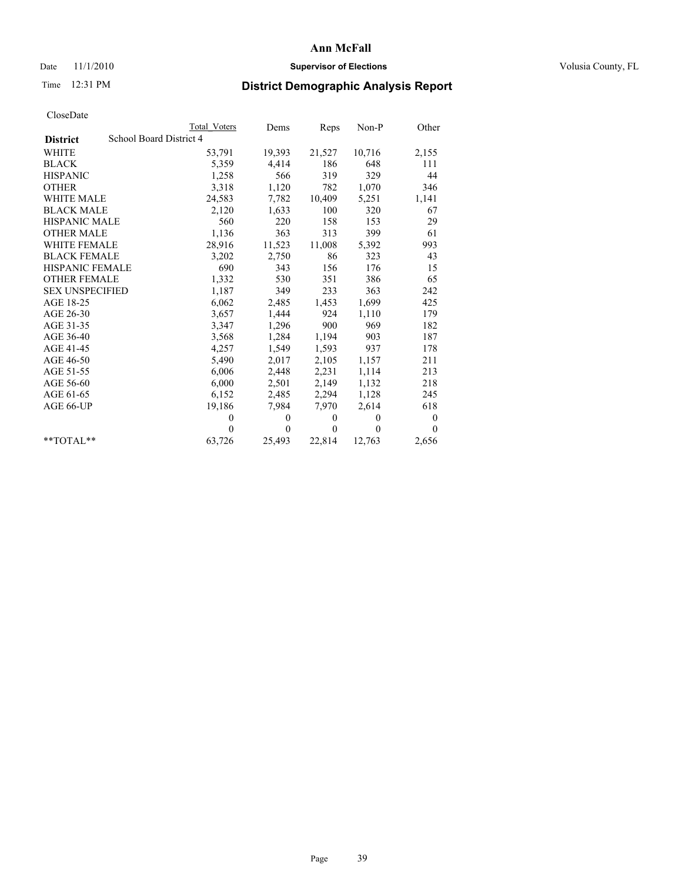# Ann McFall

Date 11/1/2010 **Supervisor of Elections** Volusia County, FL

Time 12:31 PM **District Demographic Analysis Report**

CloseDate

| **District** | School Board District 4 | Total Voters | Dems | Reps | Non-P | Other |
|---|---|---|---|---|---|---|
| WHITE | | 53,791 | 19,393 | 21,527 | 10,716 | 2,155 |
| BLACK | | 5,359 | 4,414 | 186 | 648 | 111 |
| HISPANIC | | 1,258 | 566 | 319 | 329 | 44 |
| OTHER | | 3,318 | 1,120 | 782 | 1,070 | 346 |
| WHITE MALE | | 24,583 | 7,782 | 10,409 | 5,251 | 1,141 |
| BLACK MALE | | 2,120 | 1,633 | 100 | 320 | 67 |
| HISPANIC MALE | | 560 | 220 | 158 | 153 | 29 |
| OTHER MALE | | 1,136 | 363 | 313 | 399 | 61 |
| WHITE FEMALE | | 28,916 | 11,523 | 11,008 | 5,392 | 993 |
| BLACK FEMALE | | 3,202 | 2,750 | 86 | 323 | 43 |
| HISPANIC FEMALE | | 690 | 343 | 156 | 176 | 15 |
| OTHER FEMALE | | 1,332 | 530 | 351 | 386 | 65 |
| SEX UNSPECIFIED | | 1,187 | 349 | 233 | 363 | 242 |
| AGE 18-25 | | 6,062 | 2,485 | 1,453 | 1,699 | 425 |
| AGE 26-30 | | 3,657 | 1,444 | 924 | 1,110 | 179 |
| AGE 31-35 | | 3,347 | 1,296 | 900 | 969 | 182 |
| AGE 36-40 | | 3,568 | 1,284 | 1,194 | 903 | 187 |
| AGE 41-45 | | 4,257 | 1,549 | 1,593 | 937 | 178 |
| AGE 46-50 | | 5,490 | 2,017 | 2,105 | 1,157 | 211 |
| AGE 51-55 | | 6,006 | 2,448 | 2,231 | 1,114 | 213 |
| AGE 56-60 | | 6,000 | 2,501 | 2,149 | 1,132 | 218 |
| AGE 61-65 | | 6,152 | 2,485 | 2,294 | 1,128 | 245 |
| AGE 66-UP | | 19,186 | 7,984 | 7,970 | 2,614 | 618 |
| | | 0 | 0 | 0 | 0 | 0 |
| | | 0 | 0 | 0 | 0 | 0 |
| **TOTAL** | | 63,726 | 25,493 | 22,814 | 12,763 | 2,656 |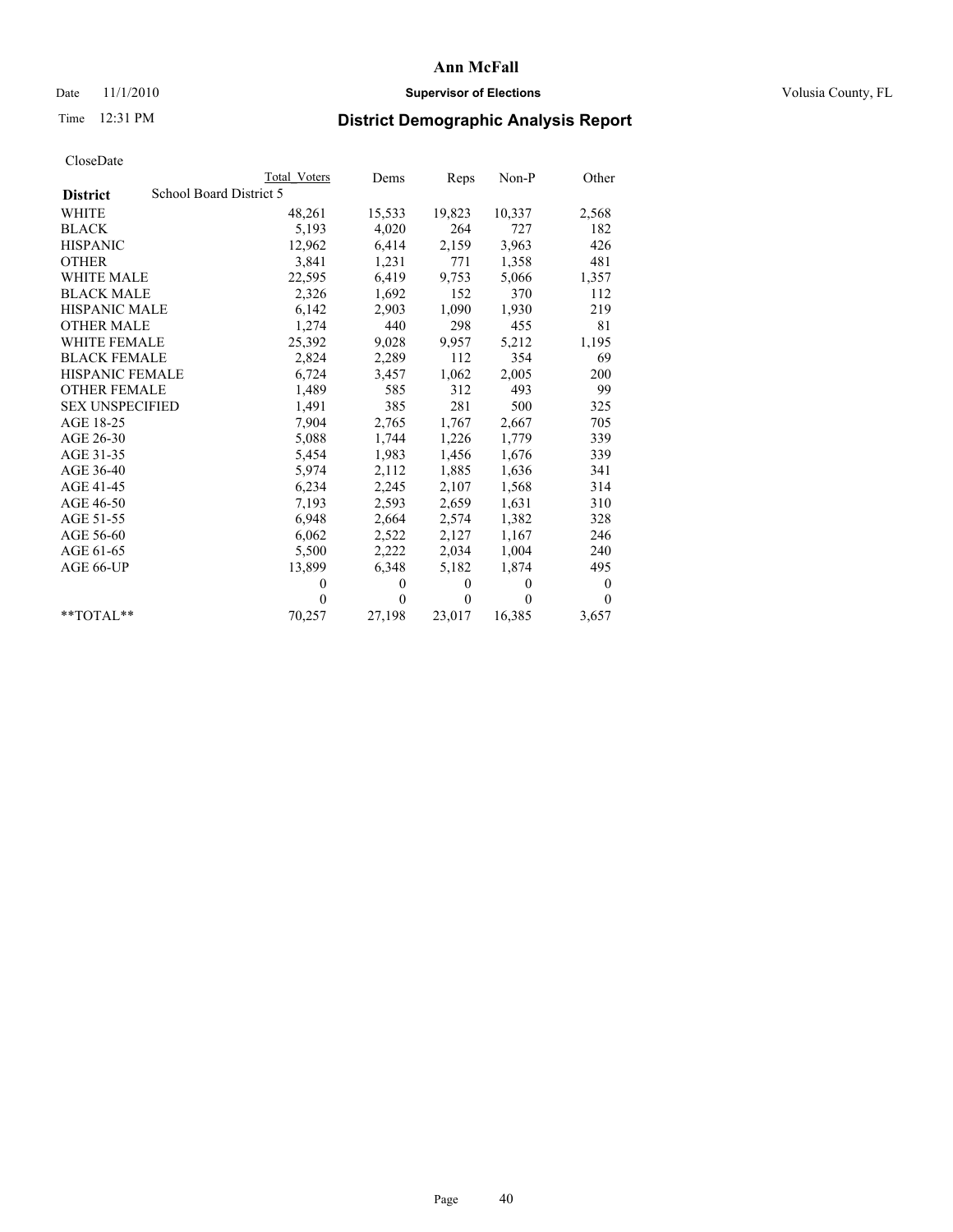# Ann McFall

Date 11/1/2010 **Supervisor of Elections** Volusia County, FL

Time 12:31 PM

## District Demographic Analysis Report

CloseDate

| | Total Voters | Dems | Reps | Non-P | Other |
|---|---|---|---|---|---|
| **District** School Board District 5 | | | | | |
| WHITE | 48,261 | 15,533 | 19,823 | 10,337 | 2,568 |
| BLACK | 5,193 | 4,020 | 264 | 727 | 182 |
| HISPANIC | 12,962 | 6,414 | 2,159 | 3,963 | 426 |
| OTHER | 3,841 | 1,231 | 771 | 1,358 | 481 |
| WHITE MALE | 22,595 | 6,419 | 9,753 | 5,066 | 1,357 |
| BLACK MALE | 2,326 | 1,692 | 152 | 370 | 112 |
| HISPANIC MALE | 6,142 | 2,903 | 1,090 | 1,930 | 219 |
| OTHER MALE | 1,274 | 440 | 298 | 455 | 81 |
| WHITE FEMALE | 25,392 | 9,028 | 9,957 | 5,212 | 1,195 |
| BLACK FEMALE | 2,824 | 2,289 | 112 | 354 | 69 |
| HISPANIC FEMALE | 6,724 | 3,457 | 1,062 | 2,005 | 200 |
| OTHER FEMALE | 1,489 | 585 | 312 | 493 | 99 |
| SEX UNSPECIFIED | 1,491 | 385 | 281 | 500 | 325 |
| AGE 18-25 | 7,904 | 2,765 | 1,767 | 2,667 | 705 |
| AGE 26-30 | 5,088 | 1,744 | 1,226 | 1,779 | 339 |
| AGE 31-35 | 5,454 | 1,983 | 1,456 | 1,676 | 339 |
| AGE 36-40 | 5,974 | 2,112 | 1,885 | 1,636 | 341 |
| AGE 41-45 | 6,234 | 2,245 | 2,107 | 1,568 | 314 |
| AGE 46-50 | 7,193 | 2,593 | 2,659 | 1,631 | 310 |
| AGE 51-55 | 6,948 | 2,664 | 2,574 | 1,382 | 328 |
| AGE 56-60 | 6,062 | 2,522 | 2,127 | 1,167 | 246 |
| AGE 61-65 | 5,500 | 2,222 | 2,034 | 1,004 | 240 |
| AGE 66-UP | 13,899 | 6,348 | 5,182 | 1,874 | 495 |
| | 0 | 0 | 0 | 0 | 0 |
| | 0 | 0 | 0 | 0 | 0 |
| **TOTAL** | 70,257 | 27,198 | 23,017 | 16,385 | 3,657 |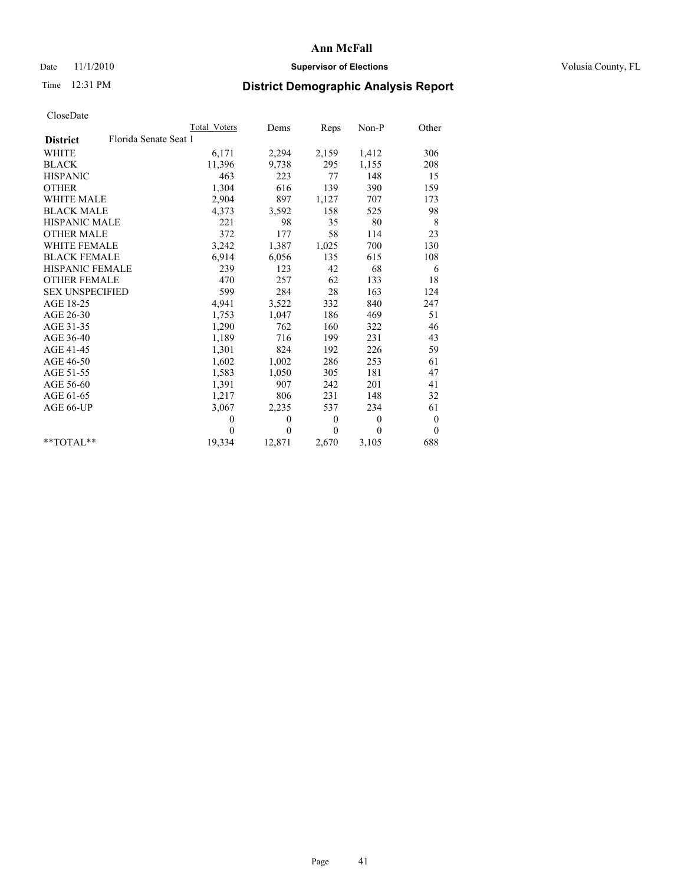**Ann McFall**

Date 11/1/2010 **Supervisor of Elections** Volusia County, FL

Time 12:31 PM **District Demographic Analysis Report**

CloseDate

| | Total_Voters | Dems | Reps | Non-P | Other |
|---|---|---|---|---|---|
| **District** Florida Senate Seat 1 | | | | | |
| WHITE | 6,171 | 2,294 | 2,159 | 1,412 | 306 |
| BLACK | 11,396 | 9,738 | 295 | 1,155 | 208 |
| HISPANIC | 463 | 223 | 77 | 148 | 15 |
| OTHER | 1,304 | 616 | 139 | 390 | 159 |
| WHITE MALE | 2,904 | 897 | 1,127 | 707 | 173 |
| BLACK MALE | 4,373 | 3,592 | 158 | 525 | 98 |
| HISPANIC MALE | 221 | 98 | 35 | 80 | 8 |
| OTHER MALE | 372 | 177 | 58 | 114 | 23 |
| WHITE FEMALE | 3,242 | 1,387 | 1,025 | 700 | 130 |
| BLACK FEMALE | 6,914 | 6,056 | 135 | 615 | 108 |
| HISPANIC FEMALE | 239 | 123 | 42 | 68 | 6 |
| OTHER FEMALE | 470 | 257 | 62 | 133 | 18 |
| SEX UNSPECIFIED | 599 | 284 | 28 | 163 | 124 |
| AGE 18-25 | 4,941 | 3,522 | 332 | 840 | 247 |
| AGE 26-30 | 1,753 | 1,047 | 186 | 469 | 51 |
| AGE 31-35 | 1,290 | 762 | 160 | 322 | 46 |
| AGE 36-40 | 1,189 | 716 | 199 | 231 | 43 |
| AGE 41-45 | 1,301 | 824 | 192 | 226 | 59 |
| AGE 46-50 | 1,602 | 1,002 | 286 | 253 | 61 |
| AGE 51-55 | 1,583 | 1,050 | 305 | 181 | 47 |
| AGE 56-60 | 1,391 | 907 | 242 | 201 | 41 |
| AGE 61-65 | 1,217 | 806 | 231 | 148 | 32 |
| AGE 66-UP | 3,067 | 2,235 | 537 | 234 | 61 |
| | 0 | 0 | 0 | 0 | 0 |
| | 0 | 0 | 0 | 0 | 0 |
| **TOTAL** | 19,334 | 12,871 | 2,670 | 3,105 | 688 |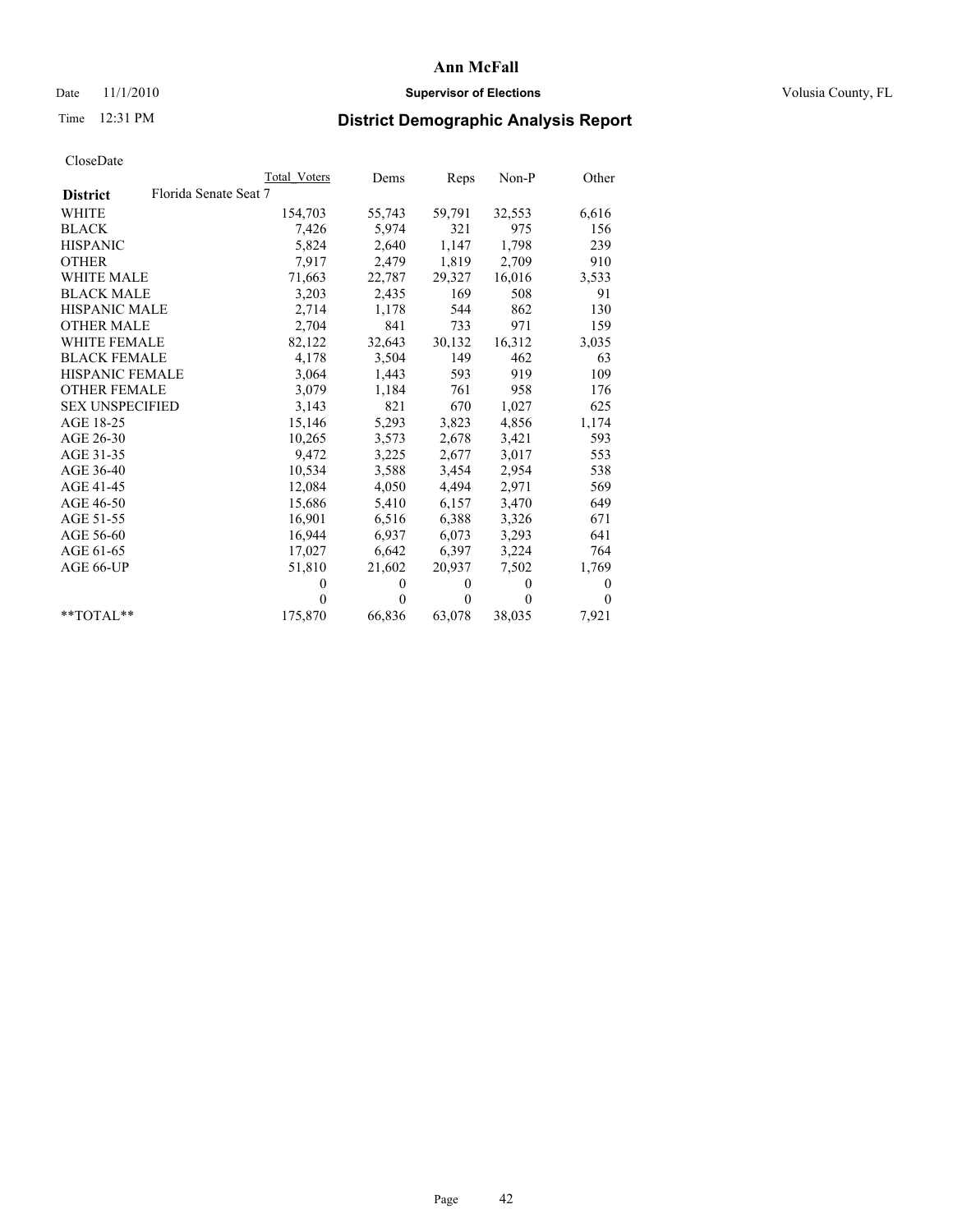# Ann McFall

Date 11/1/2010 **Supervisor of Elections** Volusia County, FL

Time 12:31 PM **District Demographic Analysis Report**

CloseDate

| | Total Voters | Dems | Reps | Non-P | Other |
|---|---|---|---|---|---|
| **District** Florida Senate Seat 7 | | | | | |
| WHITE | 154,703 | 55,743 | 59,791 | 32,553 | 6,616 |
| BLACK | 7,426 | 5,974 | 321 | 975 | 156 |
| HISPANIC | 5,824 | 2,640 | 1,147 | 1,798 | 239 |
| OTHER | 7,917 | 2,479 | 1,819 | 2,709 | 910 |
| WHITE MALE | 71,663 | 22,787 | 29,327 | 16,016 | 3,533 |
| BLACK MALE | 3,203 | 2,435 | 169 | 508 | 91 |
| HISPANIC MALE | 2,714 | 1,178 | 544 | 862 | 130 |
| OTHER MALE | 2,704 | 841 | 733 | 971 | 159 |
| WHITE FEMALE | 82,122 | 32,643 | 30,132 | 16,312 | 3,035 |
| BLACK FEMALE | 4,178 | 3,504 | 149 | 462 | 63 |
| HISPANIC FEMALE | 3,064 | 1,443 | 593 | 919 | 109 |
| OTHER FEMALE | 3,079 | 1,184 | 761 | 958 | 176 |
| SEX UNSPECIFIED | 3,143 | 821 | 670 | 1,027 | 625 |
| AGE 18-25 | 15,146 | 5,293 | 3,823 | 4,856 | 1,174 |
| AGE 26-30 | 10,265 | 3,573 | 2,678 | 3,421 | 593 |
| AGE 31-35 | 9,472 | 3,225 | 2,677 | 3,017 | 553 |
| AGE 36-40 | 10,534 | 3,588 | 3,454 | 2,954 | 538 |
| AGE 41-45 | 12,084 | 4,050 | 4,494 | 2,971 | 569 |
| AGE 46-50 | 15,686 | 5,410 | 6,157 | 3,470 | 649 |
| AGE 51-55 | 16,901 | 6,516 | 6,388 | 3,326 | 671 |
| AGE 56-60 | 16,944 | 6,937 | 6,073 | 3,293 | 641 |
| AGE 61-65 | 17,027 | 6,642 | 6,397 | 3,224 | 764 |
| AGE 66-UP | 51,810 | 21,602 | 20,937 | 7,502 | 1,769 |
| | 0 | 0 | 0 | 0 | 0 |
| | 0 | 0 | 0 | 0 | 0 |
| **TOTAL** | 175,870 | 66,836 | 63,078 | 38,035 | 7,921 |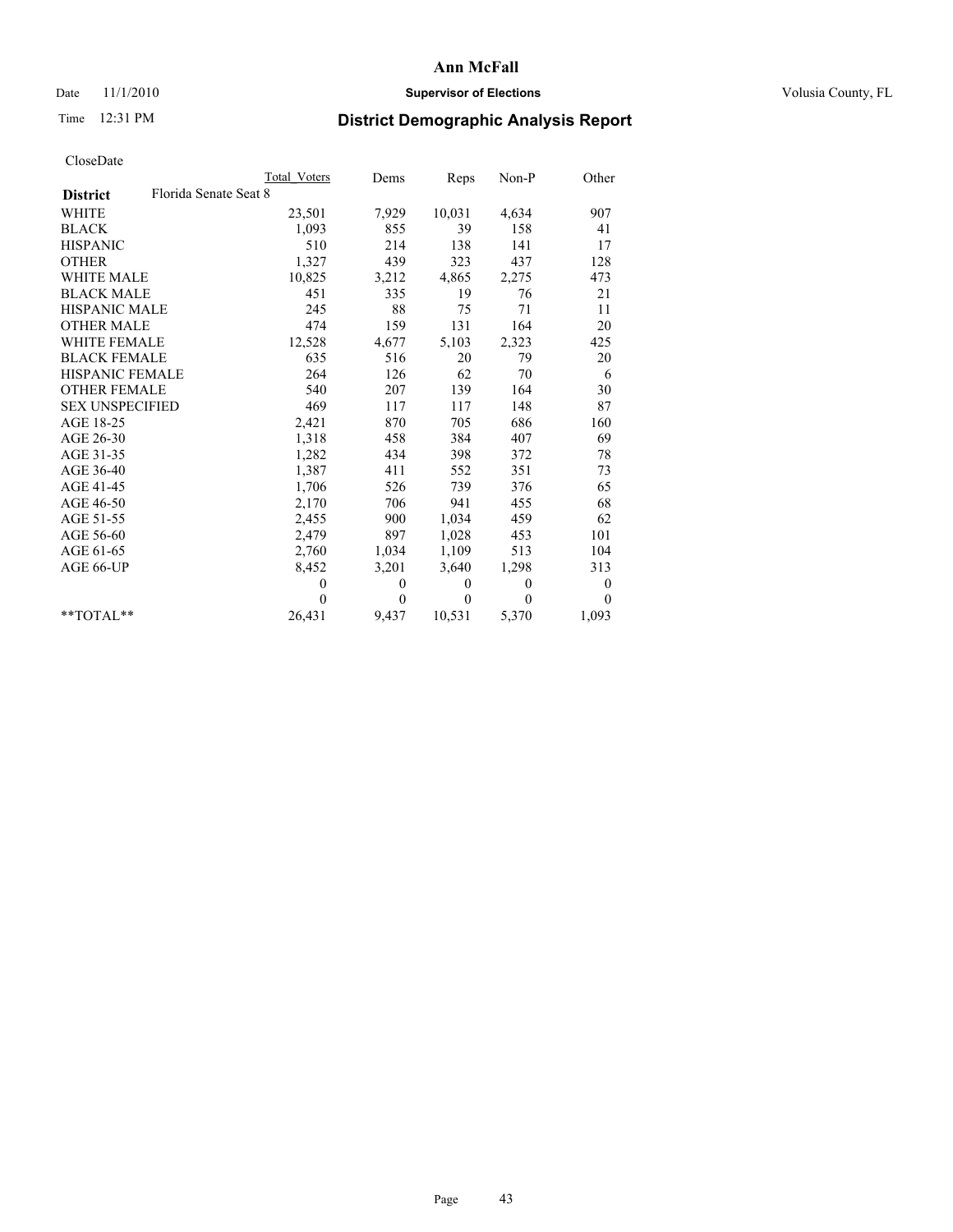**Ann McFall**

Date 11/1/2010 **Supervisor of Elections** Volusia County, FL

Time 12:31 PM

## District Demographic Analysis Report

CloseDate

| | Total Voters | Dems | Reps | Non-P | Other |
|---|---|---|---|---|---|
| **District** Florida Senate Seat 8 | | | | | |
| WHITE | 23,501 | 7,929 | 10,031 | 4,634 | 907 |
| BLACK | 1,093 | 855 | 39 | 158 | 41 |
| HISPANIC | 510 | 214 | 138 | 141 | 17 |
| OTHER | 1,327 | 439 | 323 | 437 | 128 |
| WHITE MALE | 10,825 | 3,212 | 4,865 | 2,275 | 473 |
| BLACK MALE | 451 | 335 | 19 | 76 | 21 |
| HISPANIC MALE | 245 | 88 | 75 | 71 | 11 |
| OTHER MALE | 474 | 159 | 131 | 164 | 20 |
| WHITE FEMALE | 12,528 | 4,677 | 5,103 | 2,323 | 425 |
| BLACK FEMALE | 635 | 516 | 20 | 79 | 20 |
| HISPANIC FEMALE | 264 | 126 | 62 | 70 | 6 |
| OTHER FEMALE | 540 | 207 | 139 | 164 | 30 |
| SEX UNSPECIFIED | 469 | 117 | 117 | 148 | 87 |
| AGE 18-25 | 2,421 | 870 | 705 | 686 | 160 |
| AGE 26-30 | 1,318 | 458 | 384 | 407 | 69 |
| AGE 31-35 | 1,282 | 434 | 398 | 372 | 78 |
| AGE 36-40 | 1,387 | 411 | 552 | 351 | 73 |
| AGE 41-45 | 1,706 | 526 | 739 | 376 | 65 |
| AGE 46-50 | 2,170 | 706 | 941 | 455 | 68 |
| AGE 51-55 | 2,455 | 900 | 1,034 | 459 | 62 |
| AGE 56-60 | 2,479 | 897 | 1,028 | 453 | 101 |
| AGE 61-65 | 2,760 | 1,034 | 1,109 | 513 | 104 |
| AGE 66-UP | 8,452 | 3,201 | 3,640 | 1,298 | 313 |
| | 0 | 0 | 0 | 0 | 0 |
| | 0 | 0 | 0 | 0 | 0 |
| **TOTAL** | 26,431 | 9,437 | 10,531 | 5,370 | 1,093 |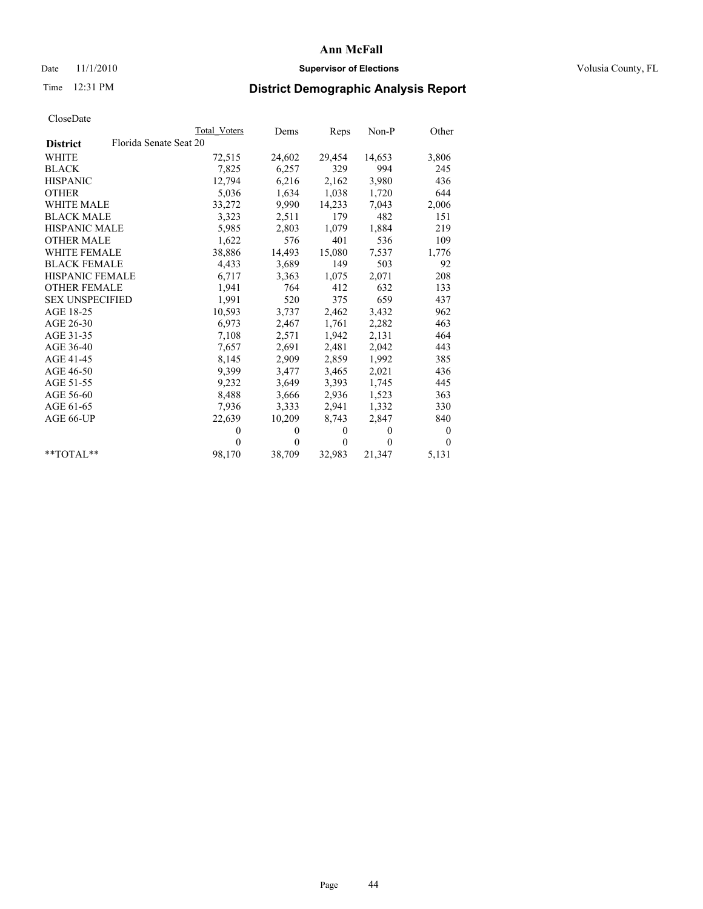# Ann McFall

Date 11/1/2010 **Supervisor of Elections** Volusia County, FL

Time 12:31 PM **District Demographic Analysis Report**

CloseDate

| **District** Florida Senate Seat 20 | Total Voters | Dems | Reps | Non-P | Other |
|---|---|---|---|---|---|
| WHITE | 72,515 | 24,602 | 29,454 | 14,653 | 3,806 |
| BLACK | 7,825 | 6,257 | 329 | 994 | 245 |
| HISPANIC | 12,794 | 6,216 | 2,162 | 3,980 | 436 |
| OTHER | 5,036 | 1,634 | 1,038 | 1,720 | 644 |
| WHITE MALE | 33,272 | 9,990 | 14,233 | 7,043 | 2,006 |
| BLACK MALE | 3,323 | 2,511 | 179 | 482 | 151 |
| HISPANIC MALE | 5,985 | 2,803 | 1,079 | 1,884 | 219 |
| OTHER MALE | 1,622 | 576 | 401 | 536 | 109 |
| WHITE FEMALE | 38,886 | 14,493 | 15,080 | 7,537 | 1,776 |
| BLACK FEMALE | 4,433 | 3,689 | 149 | 503 | 92 |
| HISPANIC FEMALE | 6,717 | 3,363 | 1,075 | 2,071 | 208 |
| OTHER FEMALE | 1,941 | 764 | 412 | 632 | 133 |
| SEX UNSPECIFIED | 1,991 | 520 | 375 | 659 | 437 |
| AGE 18-25 | 10,593 | 3,737 | 2,462 | 3,432 | 962 |
| AGE 26-30 | 6,973 | 2,467 | 1,761 | 2,282 | 463 |
| AGE 31-35 | 7,108 | 2,571 | 1,942 | 2,131 | 464 |
| AGE 36-40 | 7,657 | 2,691 | 2,481 | 2,042 | 443 |
| AGE 41-45 | 8,145 | 2,909 | 2,859 | 1,992 | 385 |
| AGE 46-50 | 9,399 | 3,477 | 3,465 | 2,021 | 436 |
| AGE 51-55 | 9,232 | 3,649 | 3,393 | 1,745 | 445 |
| AGE 56-60 | 8,488 | 3,666 | 2,936 | 1,523 | 363 |
| AGE 61-65 | 7,936 | 3,333 | 2,941 | 1,332 | 330 |
| AGE 66-UP | 22,639 | 10,209 | 8,743 | 2,847 | 840 |
| | 0 | 0 | 0 | 0 | 0 |
| | 0 | 0 | 0 | 0 | 0 |
| **TOTAL** | 98,170 | 38,709 | 32,983 | 21,347 | 5,131 |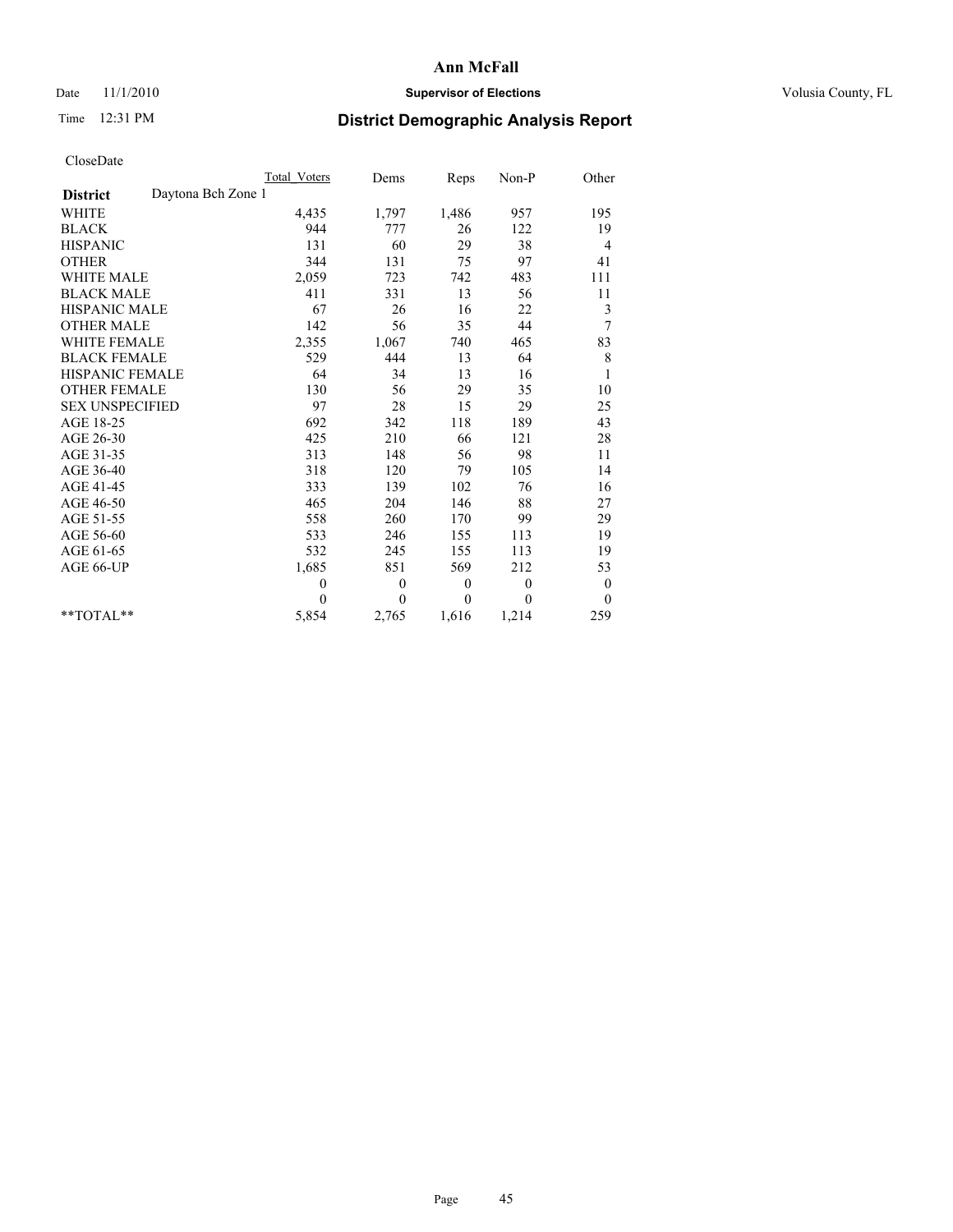# Ann McFall

Date 11/1/2010 **Supervisor of Elections** Volusia County, FL

Time 12:31 PM **District Demographic Analysis Report**

CloseDate

| **District** Daytona Bch Zone 1 | Total_Voters | Dems | Reps | Non-P | Other |
|---|---|---|---|---|---|
| WHITE | 4,435 | 1,797 | 1,486 | 957 | 195 |
| BLACK | 944 | 777 | 26 | 122 | 19 |
| HISPANIC | 131 | 60 | 29 | 38 | 4 |
| OTHER | 344 | 131 | 75 | 97 | 41 |
| WHITE MALE | 2,059 | 723 | 742 | 483 | 111 |
| BLACK MALE | 411 | 331 | 13 | 56 | 11 |
| HISPANIC MALE | 67 | 26 | 16 | 22 | 3 |
| OTHER MALE | 142 | 56 | 35 | 44 | 7 |
| WHITE FEMALE | 2,355 | 1,067 | 740 | 465 | 83 |
| BLACK FEMALE | 529 | 444 | 13 | 64 | 8 |
| HISPANIC FEMALE | 64 | 34 | 13 | 16 | 1 |
| OTHER FEMALE | 130 | 56 | 29 | 35 | 10 |
| SEX UNSPECIFIED | 97 | 28 | 15 | 29 | 25 |
| AGE 18-25 | 692 | 342 | 118 | 189 | 43 |
| AGE 26-30 | 425 | 210 | 66 | 121 | 28 |
| AGE 31-35 | 313 | 148 | 56 | 98 | 11 |
| AGE 36-40 | 318 | 120 | 79 | 105 | 14 |
| AGE 41-45 | 333 | 139 | 102 | 76 | 16 |
| AGE 46-50 | 465 | 204 | 146 | 88 | 27 |
| AGE 51-55 | 558 | 260 | 170 | 99 | 29 |
| AGE 56-60 | 533 | 246 | 155 | 113 | 19 |
| AGE 61-65 | 532 | 245 | 155 | 113 | 19 |
| AGE 66-UP | 1,685 | 851 | 569 | 212 | 53 |
| | 0 | 0 | 0 | 0 | 0 |
| | 0 | 0 | 0 | 0 | 0 |
| **TOTAL** | 5,854 | 2,765 | 1,616 | 1,214 | 259 |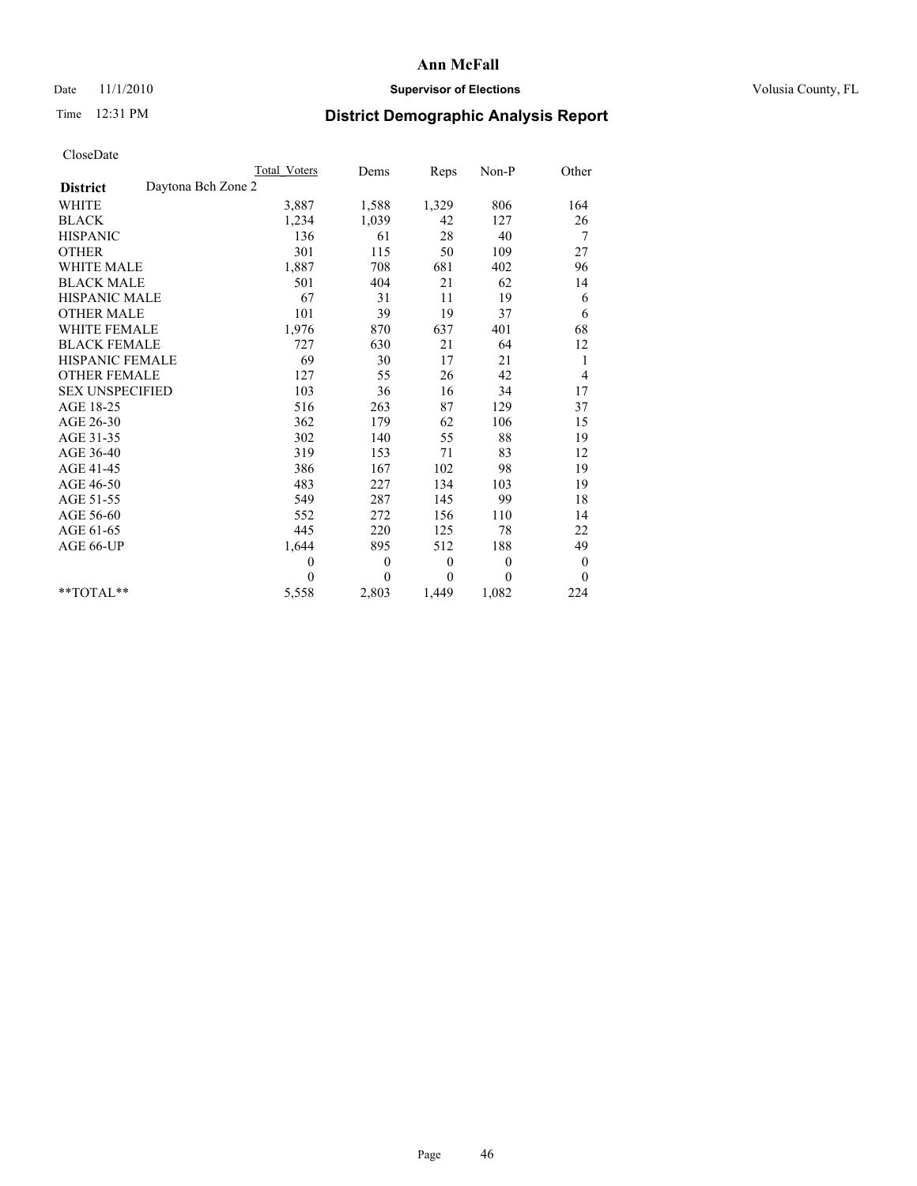**Ann McFall**

Date 11/1/2010 **Supervisor of Elections** Volusia County, FL

Time 12:31 PM

# District Demographic Analysis Report

CloseDate

| | Total Voters | Dems | Reps | Non-P | Other |
|---|---|---|---|---|---|
| **District** Daytona Bch Zone 2 | | | | | |
| WHITE | 3,887 | 1,588 | 1,329 | 806 | 164 |
| BLACK | 1,234 | 1,039 | 42 | 127 | 26 |
| HISPANIC | 136 | 61 | 28 | 40 | 7 |
| OTHER | 301 | 115 | 50 | 109 | 27 |
| WHITE MALE | 1,887 | 708 | 681 | 402 | 96 |
| BLACK MALE | 501 | 404 | 21 | 62 | 14 |
| HISPANIC MALE | 67 | 31 | 11 | 19 | 6 |
| OTHER MALE | 101 | 39 | 19 | 37 | 6 |
| WHITE FEMALE | 1,976 | 870 | 637 | 401 | 68 |
| BLACK FEMALE | 727 | 630 | 21 | 64 | 12 |
| HISPANIC FEMALE | 69 | 30 | 17 | 21 | 1 |
| OTHER FEMALE | 127 | 55 | 26 | 42 | 4 |
| SEX UNSPECIFIED | 103 | 36 | 16 | 34 | 17 |
| AGE 18-25 | 516 | 263 | 87 | 129 | 37 |
| AGE 26-30 | 362 | 179 | 62 | 106 | 15 |
| AGE 31-35 | 302 | 140 | 55 | 88 | 19 |
| AGE 36-40 | 319 | 153 | 71 | 83 | 12 |
| AGE 41-45 | 386 | 167 | 102 | 98 | 19 |
| AGE 46-50 | 483 | 227 | 134 | 103 | 19 |
| AGE 51-55 | 549 | 287 | 145 | 99 | 18 |
| AGE 56-60 | 552 | 272 | 156 | 110 | 14 |
| AGE 61-65 | 445 | 220 | 125 | 78 | 22 |
| AGE 66-UP | 1,644 | 895 | 512 | 188 | 49 |
| | 0 | 0 | 0 | 0 | 0 |
| | 0 | 0 | 0 | 0 | 0 |
| **TOTAL** | 5,558 | 2,803 | 1,449 | 1,082 | 224 |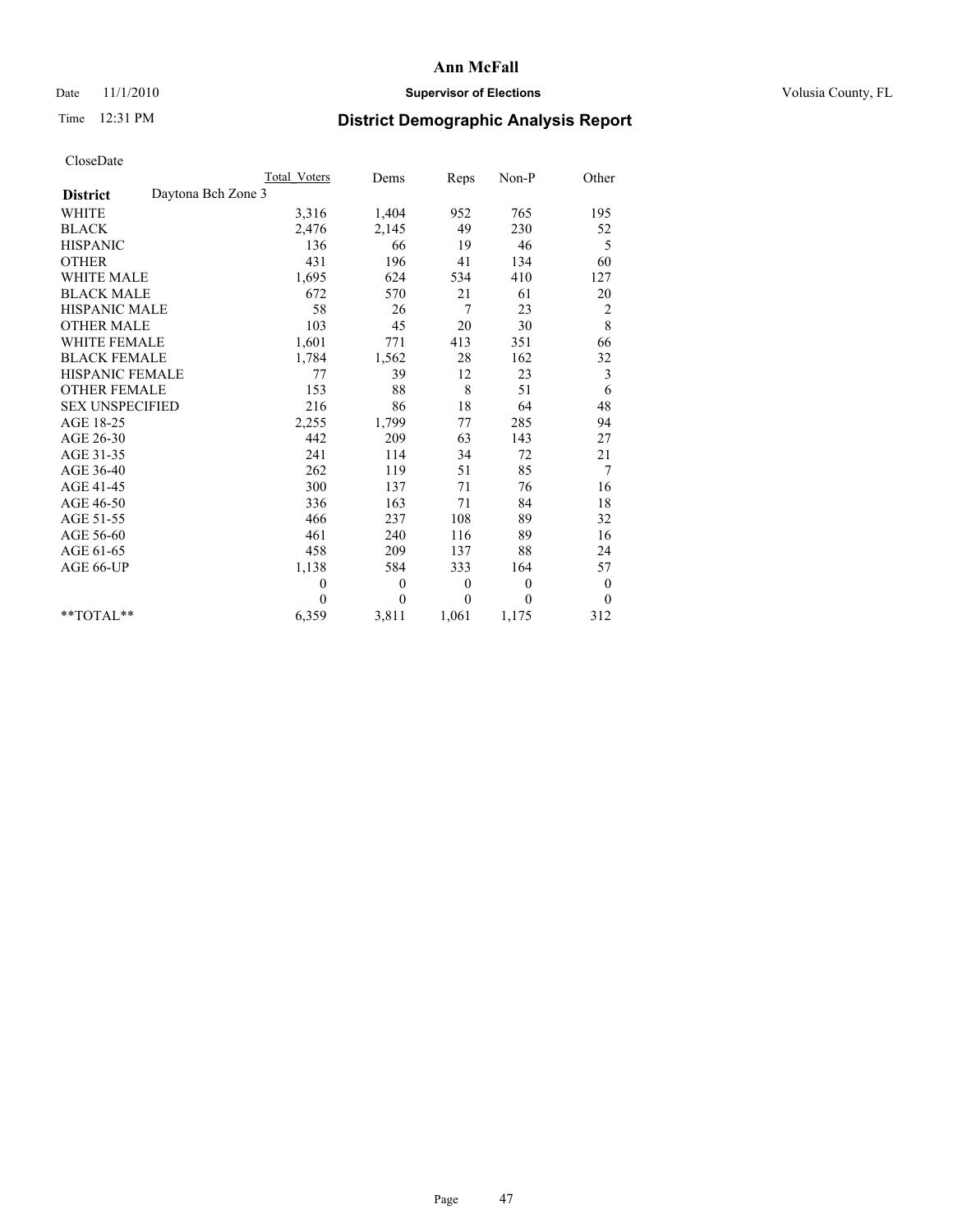# Ann McFall

Date 11/1/2010 | **Supervisor of Elections** | Volusia County, FL

Time 12:31 PM

## District Demographic Analysis Report

CloseDate

| | Total Voters | Dems | Reps | Non-P | Other |
|---|---|---|---|---|---|
| **District** Daytona Bch Zone 3 | | | | | |
| WHITE | 3,316 | 1,404 | 952 | 765 | 195 |
| BLACK | 2,476 | 2,145 | 49 | 230 | 52 |
| HISPANIC | 136 | 66 | 19 | 46 | 5 |
| OTHER | 431 | 196 | 41 | 134 | 60 |
| WHITE MALE | 1,695 | 624 | 534 | 410 | 127 |
| BLACK MALE | 672 | 570 | 21 | 61 | 20 |
| HISPANIC MALE | 58 | 26 | 7 | 23 | 2 |
| OTHER MALE | 103 | 45 | 20 | 30 | 8 |
| WHITE FEMALE | 1,601 | 771 | 413 | 351 | 66 |
| BLACK FEMALE | 1,784 | 1,562 | 28 | 162 | 32 |
| HISPANIC FEMALE | 77 | 39 | 12 | 23 | 3 |
| OTHER FEMALE | 153 | 88 | 8 | 51 | 6 |
| SEX UNSPECIFIED | 216 | 86 | 18 | 64 | 48 |
| AGE 18-25 | 2,255 | 1,799 | 77 | 285 | 94 |
| AGE 26-30 | 442 | 209 | 63 | 143 | 27 |
| AGE 31-35 | 241 | 114 | 34 | 72 | 21 |
| AGE 36-40 | 262 | 119 | 51 | 85 | 7 |
| AGE 41-45 | 300 | 137 | 71 | 76 | 16 |
| AGE 46-50 | 336 | 163 | 71 | 84 | 18 |
| AGE 51-55 | 466 | 237 | 108 | 89 | 32 |
| AGE 56-60 | 461 | 240 | 116 | 89 | 16 |
| AGE 61-65 | 458 | 209 | 137 | 88 | 24 |
| AGE 66-UP | 1,138 | 584 | 333 | 164 | 57 |
| | 0 | 0 | 0 | 0 | 0 |
| | 0 | 0 | 0 | 0 | 0 |
| **TOTAL** | 6,359 | 3,811 | 1,061 | 1,175 | 312 |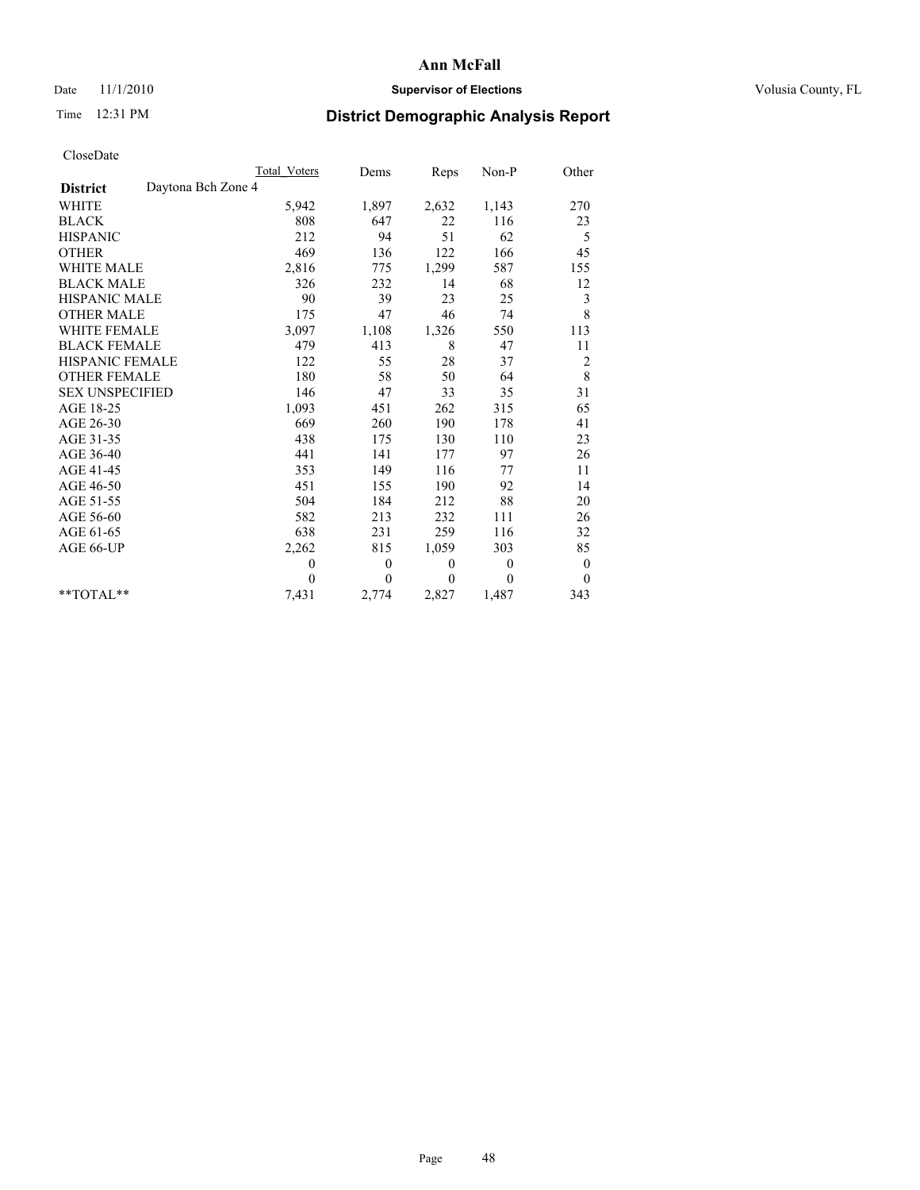# Ann McFall

Date 11/1/2010 **Supervisor of Elections** Volusia County, FL

Time 12:31 PM

## District Demographic Analysis Report

CloseDate

| | Total Voters | Dems | Reps | Non-P | Other |
|---|---|---|---|---|---|
| **District** Daytona Bch Zone 4 | | | | | |
| WHITE | 5,942 | 1,897 | 2,632 | 1,143 | 270 |
| BLACK | 808 | 647 | 22 | 116 | 23 |
| HISPANIC | 212 | 94 | 51 | 62 | 5 |
| OTHER | 469 | 136 | 122 | 166 | 45 |
| WHITE MALE | 2,816 | 775 | 1,299 | 587 | 155 |
| BLACK MALE | 326 | 232 | 14 | 68 | 12 |
| HISPANIC MALE | 90 | 39 | 23 | 25 | 3 |
| OTHER MALE | 175 | 47 | 46 | 74 | 8 |
| WHITE FEMALE | 3,097 | 1,108 | 1,326 | 550 | 113 |
| BLACK FEMALE | 479 | 413 | 8 | 47 | 11 |
| HISPANIC FEMALE | 122 | 55 | 28 | 37 | 2 |
| OTHER FEMALE | 180 | 58 | 50 | 64 | 8 |
| SEX UNSPECIFIED | 146 | 47 | 33 | 35 | 31 |
| AGE 18-25 | 1,093 | 451 | 262 | 315 | 65 |
| AGE 26-30 | 669 | 260 | 190 | 178 | 41 |
| AGE 31-35 | 438 | 175 | 130 | 110 | 23 |
| AGE 36-40 | 441 | 141 | 177 | 97 | 26 |
| AGE 41-45 | 353 | 149 | 116 | 77 | 11 |
| AGE 46-50 | 451 | 155 | 190 | 92 | 14 |
| AGE 51-55 | 504 | 184 | 212 | 88 | 20 |
| AGE 56-60 | 582 | 213 | 232 | 111 | 26 |
| AGE 61-65 | 638 | 231 | 259 | 116 | 32 |
| AGE 66-UP | 2,262 | 815 | 1,059 | 303 | 85 |
| | 0 | 0 | 0 | 0 | 0 |
| | 0 | 0 | 0 | 0 | 0 |
| **TOTAL** | 7,431 | 2,774 | 2,827 | 1,487 | 343 |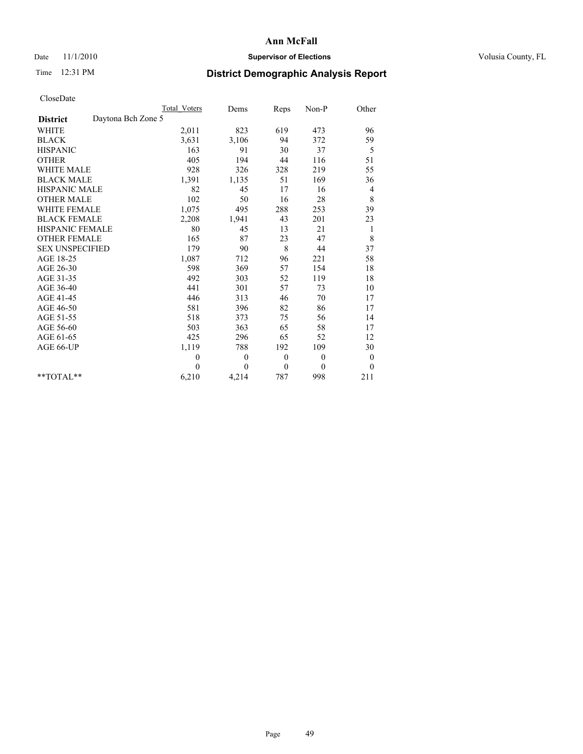**Ann McFall**

Date 11/1/2010 **Supervisor of Elections** Volusia County, FL

Time 12:31 PM **District Demographic Analysis Report**

CloseDate

| | Total Voters | Dems | Reps | Non-P | Other |
|---|---|---|---|---|---|
| **District** Daytona Bch Zone 5 | | | | | |
| WHITE | 2,011 | 823 | 619 | 473 | 96 |
| BLACK | 3,631 | 3,106 | 94 | 372 | 59 |
| HISPANIC | 163 | 91 | 30 | 37 | 5 |
| OTHER | 405 | 194 | 44 | 116 | 51 |
| WHITE MALE | 928 | 326 | 328 | 219 | 55 |
| BLACK MALE | 1,391 | 1,135 | 51 | 169 | 36 |
| HISPANIC MALE | 82 | 45 | 17 | 16 | 4 |
| OTHER MALE | 102 | 50 | 16 | 28 | 8 |
| WHITE FEMALE | 1,075 | 495 | 288 | 253 | 39 |
| BLACK FEMALE | 2,208 | 1,941 | 43 | 201 | 23 |
| HISPANIC FEMALE | 80 | 45 | 13 | 21 | 1 |
| OTHER FEMALE | 165 | 87 | 23 | 47 | 8 |
| SEX UNSPECIFIED | 179 | 90 | 8 | 44 | 37 |
| AGE 18-25 | 1,087 | 712 | 96 | 221 | 58 |
| AGE 26-30 | 598 | 369 | 57 | 154 | 18 |
| AGE 31-35 | 492 | 303 | 52 | 119 | 18 |
| AGE 36-40 | 441 | 301 | 57 | 73 | 10 |
| AGE 41-45 | 446 | 313 | 46 | 70 | 17 |
| AGE 46-50 | 581 | 396 | 82 | 86 | 17 |
| AGE 51-55 | 518 | 373 | 75 | 56 | 14 |
| AGE 56-60 | 503 | 363 | 65 | 58 | 17 |
| AGE 61-65 | 425 | 296 | 65 | 52 | 12 |
| AGE 66-UP | 1,119 | 788 | 192 | 109 | 30 |
| | 0 | 0 | 0 | 0 | 0 |
| | 0 | 0 | 0 | 0 | 0 |
| **TOTAL** | 6,210 | 4,214 | 787 | 998 | 211 |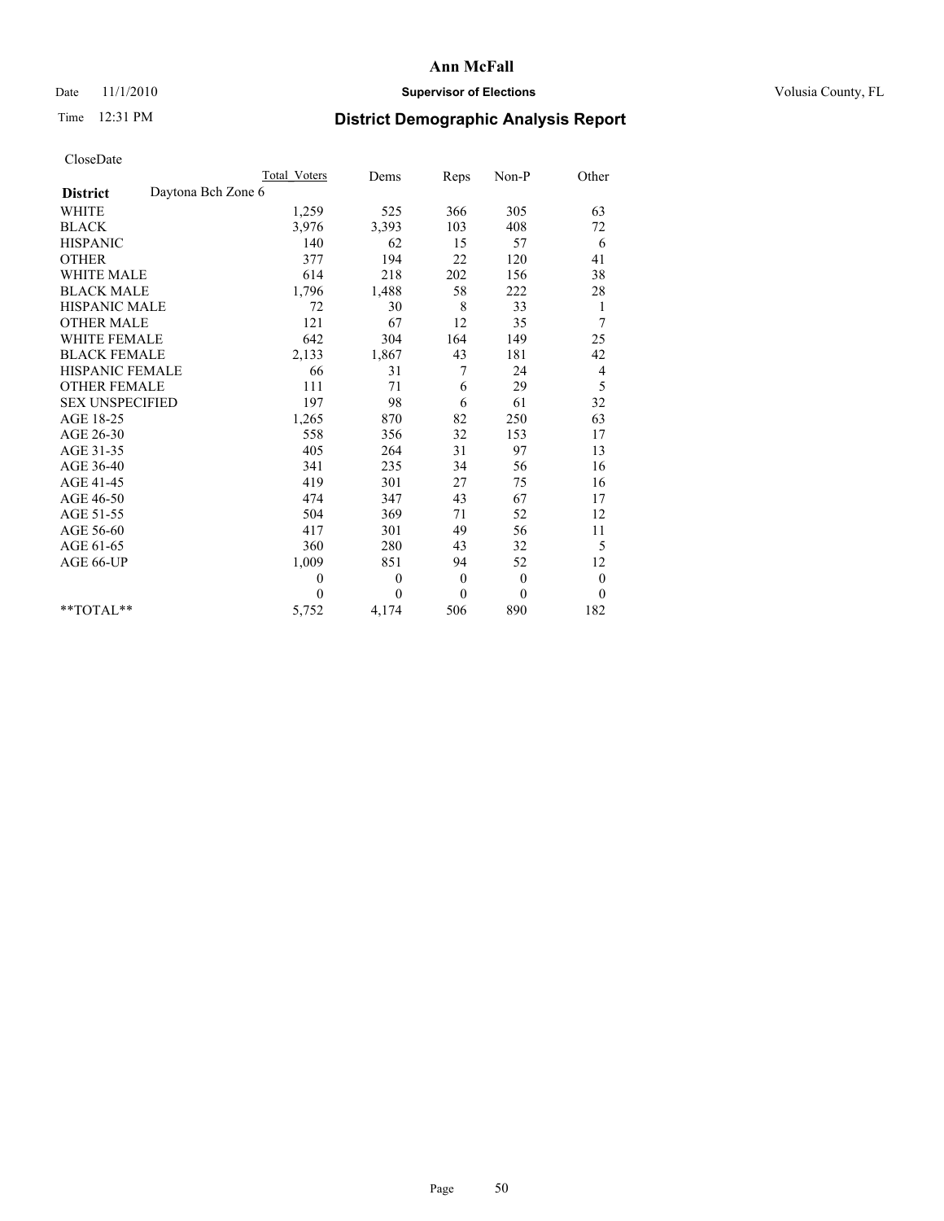# Ann McFall

Date 11/1/2010 **Supervisor of Elections** Volusia County, FL

Time 12:31 PM **District Demographic Analysis Report**

CloseDate

| | Total Voters | Dems | Reps | Non-P | Other |
|---|---|---|---|---|---|
| **District** Daytona Bch Zone 6 | | | | | |
| WHITE | 1,259 | 525 | 366 | 305 | 63 |
| BLACK | 3,976 | 3,393 | 103 | 408 | 72 |
| HISPANIC | 140 | 62 | 15 | 57 | 6 |
| OTHER | 377 | 194 | 22 | 120 | 41 |
| WHITE MALE | 614 | 218 | 202 | 156 | 38 |
| BLACK MALE | 1,796 | 1,488 | 58 | 222 | 28 |
| HISPANIC MALE | 72 | 30 | 8 | 33 | 1 |
| OTHER MALE | 121 | 67 | 12 | 35 | 7 |
| WHITE FEMALE | 642 | 304 | 164 | 149 | 25 |
| BLACK FEMALE | 2,133 | 1,867 | 43 | 181 | 42 |
| HISPANIC FEMALE | 66 | 31 | 7 | 24 | 4 |
| OTHER FEMALE | 111 | 71 | 6 | 29 | 5 |
| SEX UNSPECIFIED | 197 | 98 | 6 | 61 | 32 |
| AGE 18-25 | 1,265 | 870 | 82 | 250 | 63 |
| AGE 26-30 | 558 | 356 | 32 | 153 | 17 |
| AGE 31-35 | 405 | 264 | 31 | 97 | 13 |
| AGE 36-40 | 341 | 235 | 34 | 56 | 16 |
| AGE 41-45 | 419 | 301 | 27 | 75 | 16 |
| AGE 46-50 | 474 | 347 | 43 | 67 | 17 |
| AGE 51-55 | 504 | 369 | 71 | 52 | 12 |
| AGE 56-60 | 417 | 301 | 49 | 56 | 11 |
| AGE 61-65 | 360 | 280 | 43 | 32 | 5 |
| AGE 66-UP | 1,009 | 851 | 94 | 52 | 12 |
| | 0 | 0 | 0 | 0 | 0 |
| | 0 | 0 | 0 | 0 | 0 |
| **TOTAL** | 5,752 | 4,174 | 506 | 890 | 182 |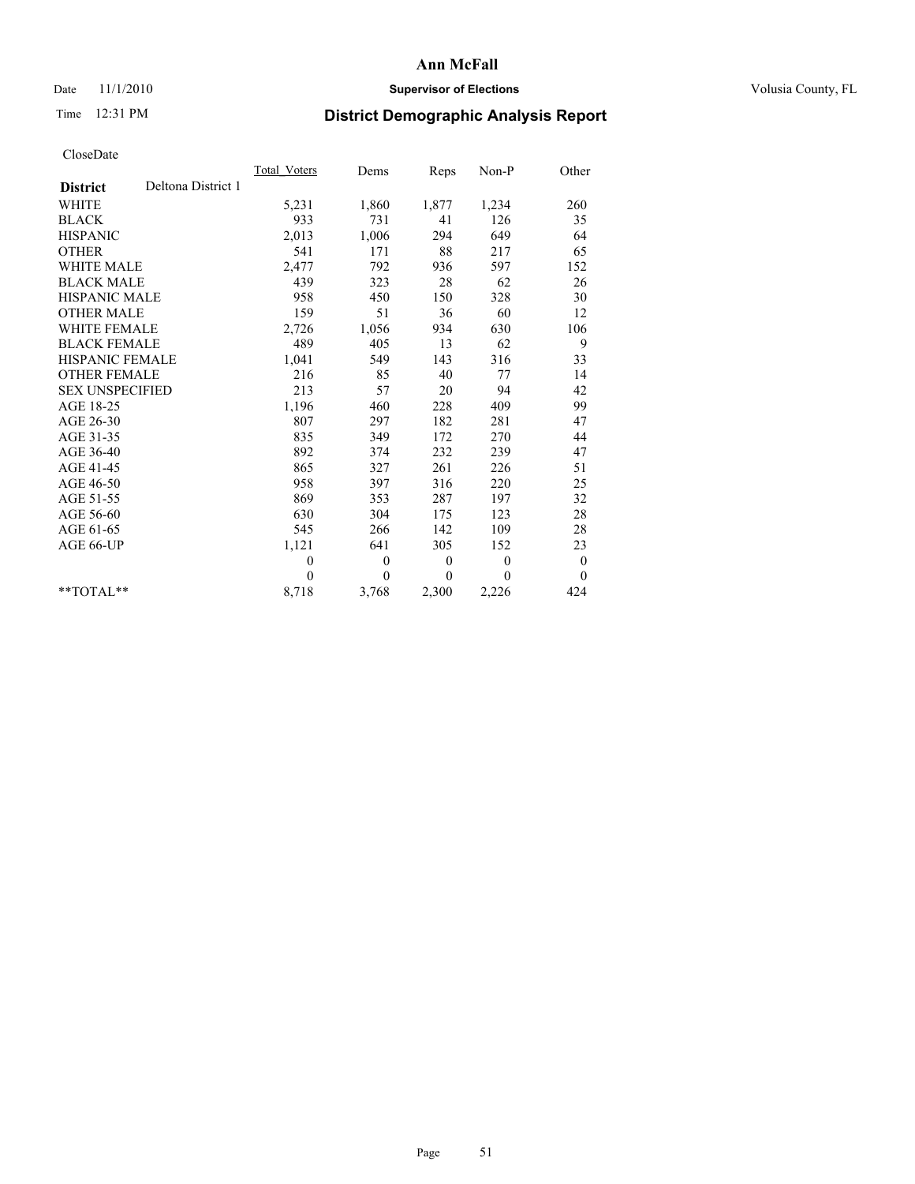# Ann McFall

Date 11/1/2010 **Supervisor of Elections** Volusia County, FL

Time 12:31 PM **District Demographic Analysis Report**

CloseDate

| **District** Deltona District 1 | Total_Voters | Dems | Reps | Non-P | Other |
|---|---|---|---|---|---|
| WHITE | 5,231 | 1,860 | 1,877 | 1,234 | 260 |
| BLACK | 933 | 731 | 41 | 126 | 35 |
| HISPANIC | 2,013 | 1,006 | 294 | 649 | 64 |
| OTHER | 541 | 171 | 88 | 217 | 65 |
| WHITE MALE | 2,477 | 792 | 936 | 597 | 152 |
| BLACK MALE | 439 | 323 | 28 | 62 | 26 |
| HISPANIC MALE | 958 | 450 | 150 | 328 | 30 |
| OTHER MALE | 159 | 51 | 36 | 60 | 12 |
| WHITE FEMALE | 2,726 | 1,056 | 934 | 630 | 106 |
| BLACK FEMALE | 489 | 405 | 13 | 62 | 9 |
| HISPANIC FEMALE | 1,041 | 549 | 143 | 316 | 33 |
| OTHER FEMALE | 216 | 85 | 40 | 77 | 14 |
| SEX UNSPECIFIED | 213 | 57 | 20 | 94 | 42 |
| AGE 18-25 | 1,196 | 460 | 228 | 409 | 99 |
| AGE 26-30 | 807 | 297 | 182 | 281 | 47 |
| AGE 31-35 | 835 | 349 | 172 | 270 | 44 |
| AGE 36-40 | 892 | 374 | 232 | 239 | 47 |
| AGE 41-45 | 865 | 327 | 261 | 226 | 51 |
| AGE 46-50 | 958 | 397 | 316 | 220 | 25 |
| AGE 51-55 | 869 | 353 | 287 | 197 | 32 |
| AGE 56-60 | 630 | 304 | 175 | 123 | 28 |
| AGE 61-65 | 545 | 266 | 142 | 109 | 28 |
| AGE 66-UP | 1,121 | 641 | 305 | 152 | 23 |
| | 0 | 0 | 0 | 0 | 0 |
| | 0 | 0 | 0 | 0 | 0 |
| **TOTAL** | 8,718 | 3,768 | 2,300 | 2,226 | 424 |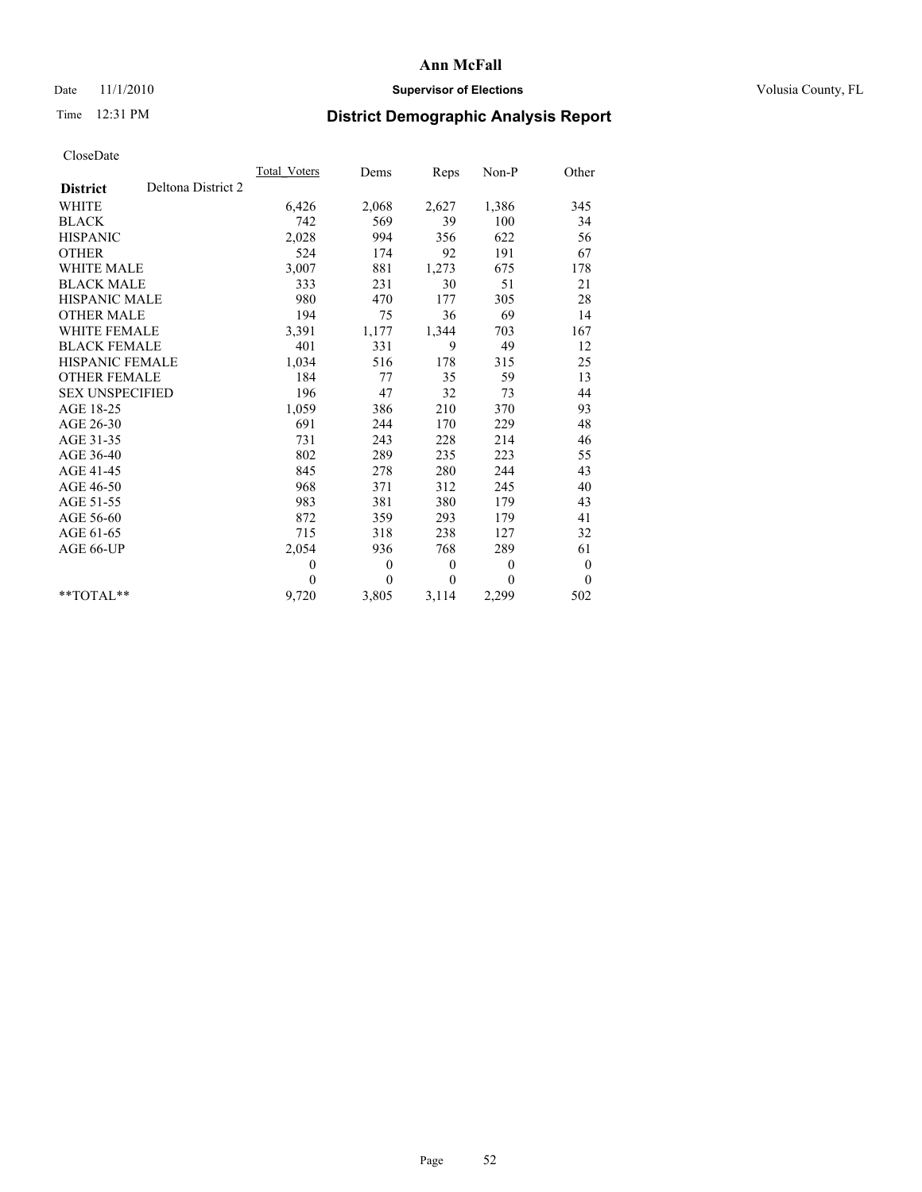# Ann McFall

Date 11/1/2010 **Supervisor of Elections** Volusia County, FL

Time 12:31 PM **District Demographic Analysis Report**

CloseDate

| | Total_Voters | Dems | Reps | Non-P | Other |
|---|---|---|---|---|---|
| **District** Deltona District 2 | | | | | |
| WHITE | 6,426 | 2,068 | 2,627 | 1,386 | 345 |
| BLACK | 742 | 569 | 39 | 100 | 34 |
| HISPANIC | 2,028 | 994 | 356 | 622 | 56 |
| OTHER | 524 | 174 | 92 | 191 | 67 |
| WHITE MALE | 3,007 | 881 | 1,273 | 675 | 178 |
| BLACK MALE | 333 | 231 | 30 | 51 | 21 |
| HISPANIC MALE | 980 | 470 | 177 | 305 | 28 |
| OTHER MALE | 194 | 75 | 36 | 69 | 14 |
| WHITE FEMALE | 3,391 | 1,177 | 1,344 | 703 | 167 |
| BLACK FEMALE | 401 | 331 | 9 | 49 | 12 |
| HISPANIC FEMALE | 1,034 | 516 | 178 | 315 | 25 |
| OTHER FEMALE | 184 | 77 | 35 | 59 | 13 |
| SEX UNSPECIFIED | 196 | 47 | 32 | 73 | 44 |
| AGE 18-25 | 1,059 | 386 | 210 | 370 | 93 |
| AGE 26-30 | 691 | 244 | 170 | 229 | 48 |
| AGE 31-35 | 731 | 243 | 228 | 214 | 46 |
| AGE 36-40 | 802 | 289 | 235 | 223 | 55 |
| AGE 41-45 | 845 | 278 | 280 | 244 | 43 |
| AGE 46-50 | 968 | 371 | 312 | 245 | 40 |
| AGE 51-55 | 983 | 381 | 380 | 179 | 43 |
| AGE 56-60 | 872 | 359 | 293 | 179 | 41 |
| AGE 61-65 | 715 | 318 | 238 | 127 | 32 |
| AGE 66-UP | 2,054 | 936 | 768 | 289 | 61 |
| | 0 | 0 | 0 | 0 | 0 |
| | 0 | 0 | 0 | 0 | 0 |
| **TOTAL** | 9,720 | 3,805 | 3,114 | 2,299 | 502 |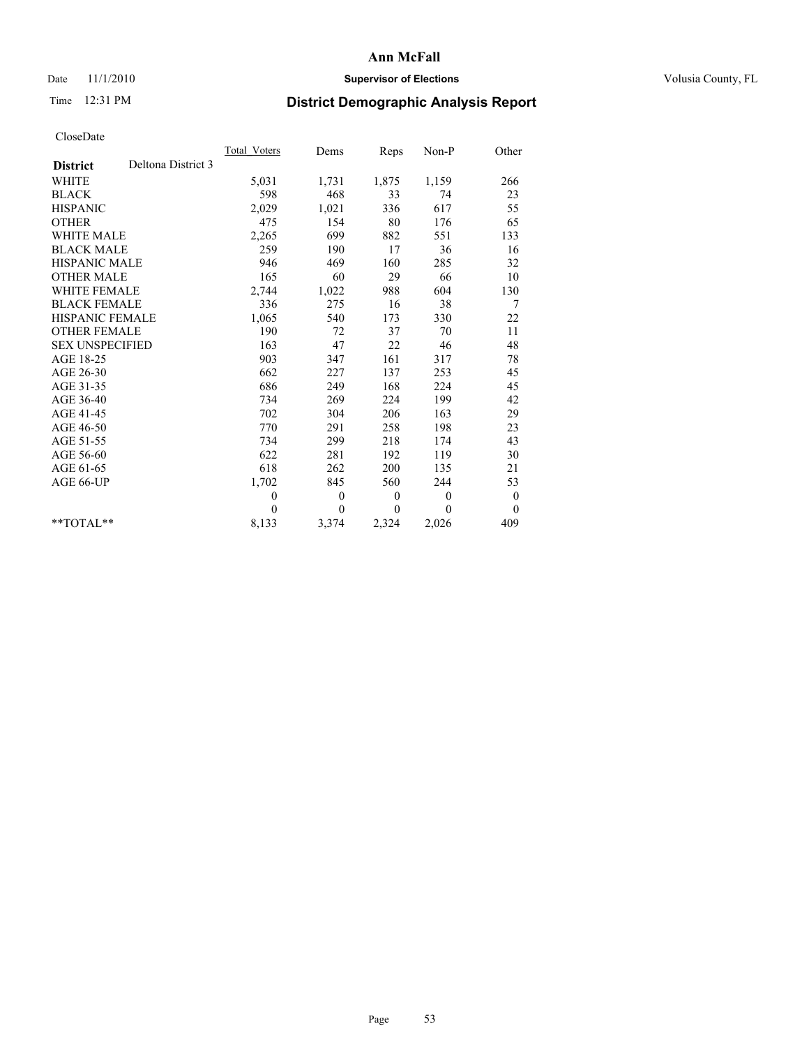**Ann McFall**

Date 11/1/2010 **Supervisor of Elections** Volusia County, FL

Time 12:31 PM

# District Demographic Analysis Report

CloseDate

| District: Deltona District 3 | Total_Voters | Dems | Reps | Non-P | Other |
|---|---|---|---|---|---|
| WHITE | 5,031 | 1,731 | 1,875 | 1,159 | 266 |
| BLACK | 598 | 468 | 33 | 74 | 23 |
| HISPANIC | 2,029 | 1,021 | 336 | 617 | 55 |
| OTHER | 475 | 154 | 80 | 176 | 65 |
| WHITE MALE | 2,265 | 699 | 882 | 551 | 133 |
| BLACK MALE | 259 | 190 | 17 | 36 | 16 |
| HISPANIC MALE | 946 | 469 | 160 | 285 | 32 |
| OTHER MALE | 165 | 60 | 29 | 66 | 10 |
| WHITE FEMALE | 2,744 | 1,022 | 988 | 604 | 130 |
| BLACK FEMALE | 336 | 275 | 16 | 38 | 7 |
| HISPANIC FEMALE | 1,065 | 540 | 173 | 330 | 22 |
| OTHER FEMALE | 190 | 72 | 37 | 70 | 11 |
| SEX UNSPECIFIED | 163 | 47 | 22 | 46 | 48 |
| AGE 18-25 | 903 | 347 | 161 | 317 | 78 |
| AGE 26-30 | 662 | 227 | 137 | 253 | 45 |
| AGE 31-35 | 686 | 249 | 168 | 224 | 45 |
| AGE 36-40 | 734 | 269 | 224 | 199 | 42 |
| AGE 41-45 | 702 | 304 | 206 | 163 | 29 |
| AGE 46-50 | 770 | 291 | 258 | 198 | 23 |
| AGE 51-55 | 734 | 299 | 218 | 174 | 43 |
| AGE 56-60 | 622 | 281 | 192 | 119 | 30 |
| AGE 61-65 | 618 | 262 | 200 | 135 | 21 |
| AGE 66-UP | 1,702 | 845 | 560 | 244 | 53 |
| | 0 | 0 | 0 | 0 | 0 |
| | 0 | 0 | 0 | 0 | 0 |
| **TOTAL** | 8,133 | 3,374 | 2,324 | 2,026 | 409 |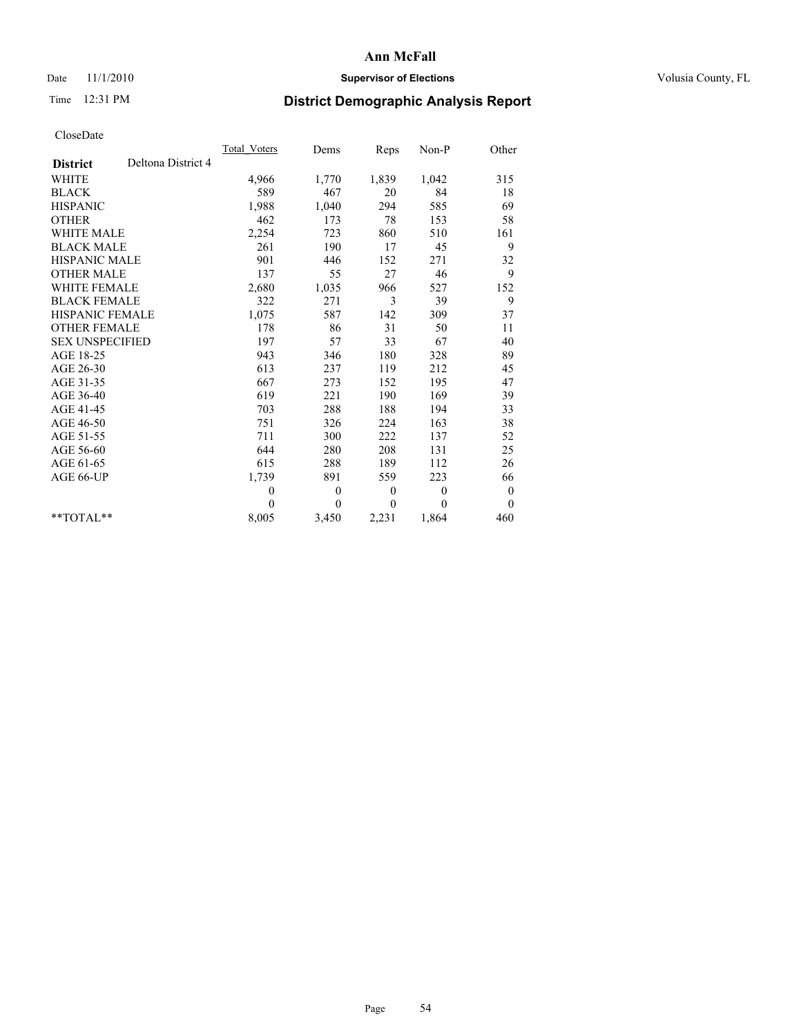# Ann McFall

Date 11/1/2010 **Supervisor of Elections** Volusia County, FL

Time 12:31 PM

## District Demographic Analysis Report

CloseDate

| | Total_Voters | Dems | Reps | Non-P | Other |
|---|---|---|---|---|---|
| **District** Deltona District 4 | | | | | |
| WHITE | 4,966 | 1,770 | 1,839 | 1,042 | 315 |
| BLACK | 589 | 467 | 20 | 84 | 18 |
| HISPANIC | 1,988 | 1,040 | 294 | 585 | 69 |
| OTHER | 462 | 173 | 78 | 153 | 58 |
| WHITE MALE | 2,254 | 723 | 860 | 510 | 161 |
| BLACK MALE | 261 | 190 | 17 | 45 | 9 |
| HISPANIC MALE | 901 | 446 | 152 | 271 | 32 |
| OTHER MALE | 137 | 55 | 27 | 46 | 9 |
| WHITE FEMALE | 2,680 | 1,035 | 966 | 527 | 152 |
| BLACK FEMALE | 322 | 271 | 3 | 39 | 9 |
| HISPANIC FEMALE | 1,075 | 587 | 142 | 309 | 37 |
| OTHER FEMALE | 178 | 86 | 31 | 50 | 11 |
| SEX UNSPECIFIED | 197 | 57 | 33 | 67 | 40 |
| AGE 18-25 | 943 | 346 | 180 | 328 | 89 |
| AGE 26-30 | 613 | 237 | 119 | 212 | 45 |
| AGE 31-35 | 667 | 273 | 152 | 195 | 47 |
| AGE 36-40 | 619 | 221 | 190 | 169 | 39 |
| AGE 41-45 | 703 | 288 | 188 | 194 | 33 |
| AGE 46-50 | 751 | 326 | 224 | 163 | 38 |
| AGE 51-55 | 711 | 300 | 222 | 137 | 52 |
| AGE 56-60 | 644 | 280 | 208 | 131 | 25 |
| AGE 61-65 | 615 | 288 | 189 | 112 | 26 |
| AGE 66-UP | 1,739 | 891 | 559 | 223 | 66 |
| | 0 | 0 | 0 | 0 | 0 |
| | 0 | 0 | 0 | 0 | 0 |
| **TOTAL** | 8,005 | 3,450 | 2,231 | 1,864 | 460 |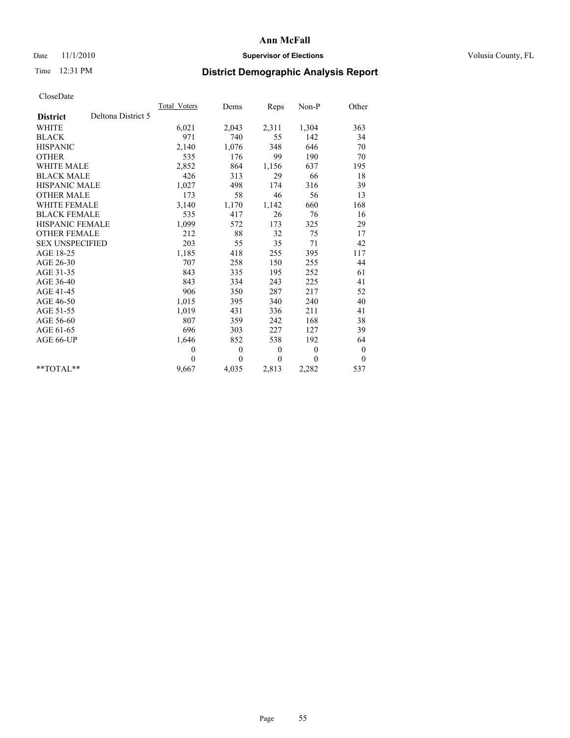**Ann McFall**

Date 11/1/2010 **Supervisor of Elections** Volusia County, FL

Time 12:31 PM **District Demographic Analysis Report**

CloseDate

| District | Deltona District 5 | Total_Voters | Dems | Reps | Non-P | Other |
|---|---|---|---|---|---|---|
| WHITE | | 6,021 | 2,043 | 2,311 | 1,304 | 363 |
| BLACK | | 971 | 740 | 55 | 142 | 34 |
| HISPANIC | | 2,140 | 1,076 | 348 | 646 | 70 |
| OTHER | | 535 | 176 | 99 | 190 | 70 |
| WHITE MALE | | 2,852 | 864 | 1,156 | 637 | 195 |
| BLACK MALE | | 426 | 313 | 29 | 66 | 18 |
| HISPANIC MALE | | 1,027 | 498 | 174 | 316 | 39 |
| OTHER MALE | | 173 | 58 | 46 | 56 | 13 |
| WHITE FEMALE | | 3,140 | 1,170 | 1,142 | 660 | 168 |
| BLACK FEMALE | | 535 | 417 | 26 | 76 | 16 |
| HISPANIC FEMALE | | 1,099 | 572 | 173 | 325 | 29 |
| OTHER FEMALE | | 212 | 88 | 32 | 75 | 17 |
| SEX UNSPECIFIED | | 203 | 55 | 35 | 71 | 42 |
| AGE 18-25 | | 1,185 | 418 | 255 | 395 | 117 |
| AGE 26-30 | | 707 | 258 | 150 | 255 | 44 |
| AGE 31-35 | | 843 | 335 | 195 | 252 | 61 |
| AGE 36-40 | | 843 | 334 | 243 | 225 | 41 |
| AGE 41-45 | | 906 | 350 | 287 | 217 | 52 |
| AGE 46-50 | | 1,015 | 395 | 340 | 240 | 40 |
| AGE 51-55 | | 1,019 | 431 | 336 | 211 | 41 |
| AGE 56-60 | | 807 | 359 | 242 | 168 | 38 |
| AGE 61-65 | | 696 | 303 | 227 | 127 | 39 |
| AGE 66-UP | | 1,646 | 852 | 538 | 192 | 64 |
| | | 0 | 0 | 0 | 0 | 0 |
| | | 0 | 0 | 0 | 0 | 0 |
| **TOTAL** | | 9,667 | 4,035 | 2,813 | 2,282 | 537 |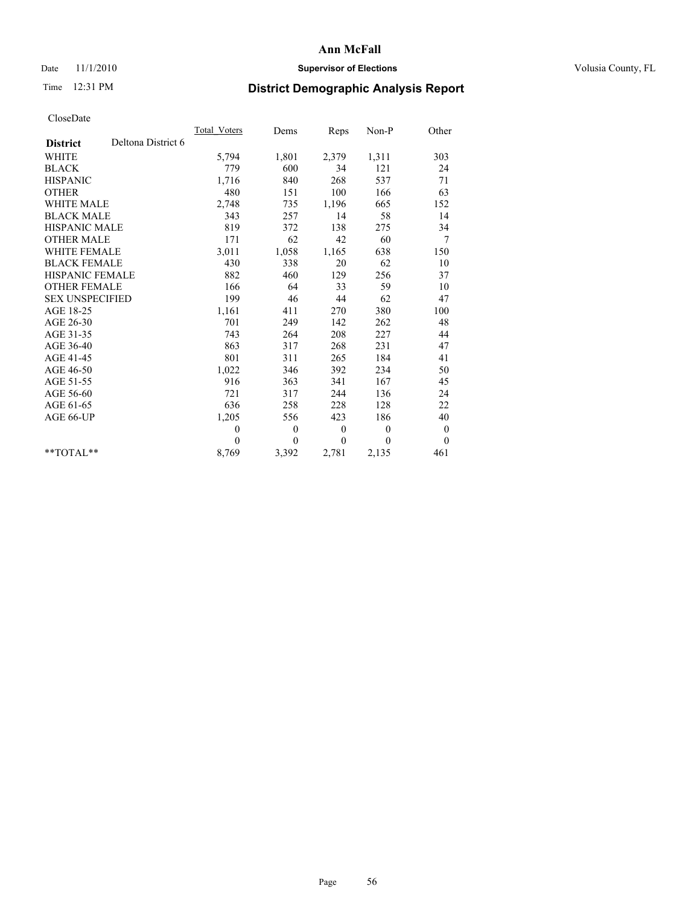**Ann McFall**

Date 11/1/2010 **Supervisor of Elections** Volusia County, FL

Time 12:31 PM **District Demographic Analysis Report**

CloseDate

| **District** Deltona District 6 | Total_Voters | Dems | Reps | Non-P | Other |
|---|---|---|---|---|---|
| WHITE | 5,794 | 1,801 | 2,379 | 1,311 | 303 |
| BLACK | 779 | 600 | 34 | 121 | 24 |
| HISPANIC | 1,716 | 840 | 268 | 537 | 71 |
| OTHER | 480 | 151 | 100 | 166 | 63 |
| WHITE MALE | 2,748 | 735 | 1,196 | 665 | 152 |
| BLACK MALE | 343 | 257 | 14 | 58 | 14 |
| HISPANIC MALE | 819 | 372 | 138 | 275 | 34 |
| OTHER MALE | 171 | 62 | 42 | 60 | 7 |
| WHITE FEMALE | 3,011 | 1,058 | 1,165 | 638 | 150 |
| BLACK FEMALE | 430 | 338 | 20 | 62 | 10 |
| HISPANIC FEMALE | 882 | 460 | 129 | 256 | 37 |
| OTHER FEMALE | 166 | 64 | 33 | 59 | 10 |
| SEX UNSPECIFIED | 199 | 46 | 44 | 62 | 47 |
| AGE 18-25 | 1,161 | 411 | 270 | 380 | 100 |
| AGE 26-30 | 701 | 249 | 142 | 262 | 48 |
| AGE 31-35 | 743 | 264 | 208 | 227 | 44 |
| AGE 36-40 | 863 | 317 | 268 | 231 | 47 |
| AGE 41-45 | 801 | 311 | 265 | 184 | 41 |
| AGE 46-50 | 1,022 | 346 | 392 | 234 | 50 |
| AGE 51-55 | 916 | 363 | 341 | 167 | 45 |
| AGE 56-60 | 721 | 317 | 244 | 136 | 24 |
| AGE 61-65 | 636 | 258 | 228 | 128 | 22 |
| AGE 66-UP | 1,205 | 556 | 423 | 186 | 40 |
| | 0 | 0 | 0 | 0 | 0 |
| | 0 | 0 | 0 | 0 | 0 |
| **TOTAL** | 8,769 | 3,392 | 2,781 | 2,135 | 461 |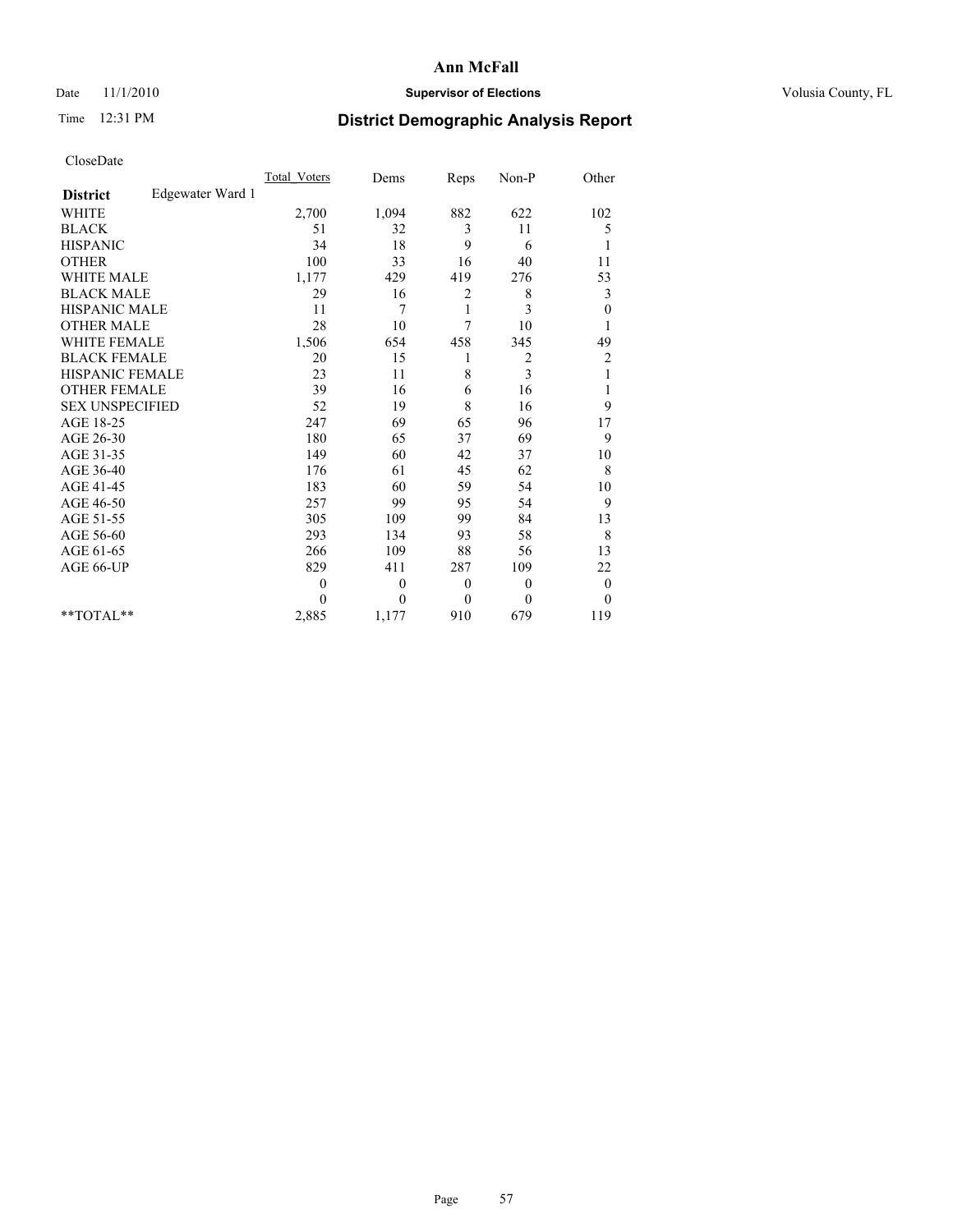**Ann McFall**

Date 11/1/2010 **Supervisor of Elections** Volusia County, FL

Time 12:31 PM **District Demographic Analysis Report**

CloseDate

| **District** Edgewater Ward 1 | Total_Voters | Dems | Reps | Non-P | Other |
|---|---|---|---|---|---|
| WHITE | 2,700 | 1,094 | 882 | 622 | 102 |
| BLACK | 51 | 32 | 3 | 11 | 5 |
| HISPANIC | 34 | 18 | 9 | 6 | 1 |
| OTHER | 100 | 33 | 16 | 40 | 11 |
| WHITE MALE | 1,177 | 429 | 419 | 276 | 53 |
| BLACK MALE | 29 | 16 | 2 | 8 | 3 |
| HISPANIC MALE | 11 | 7 | 1 | 3 | 0 |
| OTHER MALE | 28 | 10 | 7 | 10 | 1 |
| WHITE FEMALE | 1,506 | 654 | 458 | 345 | 49 |
| BLACK FEMALE | 20 | 15 | 1 | 2 | 2 |
| HISPANIC FEMALE | 23 | 11 | 8 | 3 | 1 |
| OTHER FEMALE | 39 | 16 | 6 | 16 | 1 |
| SEX UNSPECIFIED | 52 | 19 | 8 | 16 | 9 |
| AGE 18-25 | 247 | 69 | 65 | 96 | 17 |
| AGE 26-30 | 180 | 65 | 37 | 69 | 9 |
| AGE 31-35 | 149 | 60 | 42 | 37 | 10 |
| AGE 36-40 | 176 | 61 | 45 | 62 | 8 |
| AGE 41-45 | 183 | 60 | 59 | 54 | 10 |
| AGE 46-50 | 257 | 99 | 95 | 54 | 9 |
| AGE 51-55 | 305 | 109 | 99 | 84 | 13 |
| AGE 56-60 | 293 | 134 | 93 | 58 | 8 |
| AGE 61-65 | 266 | 109 | 88 | 56 | 13 |
| AGE 66-UP | 829 | 411 | 287 | 109 | 22 |
| | 0 | 0 | 0 | 0 | 0 |
| | 0 | 0 | 0 | 0 | 0 |
| **TOTAL** | 2,885 | 1,177 | 910 | 679 | 119 |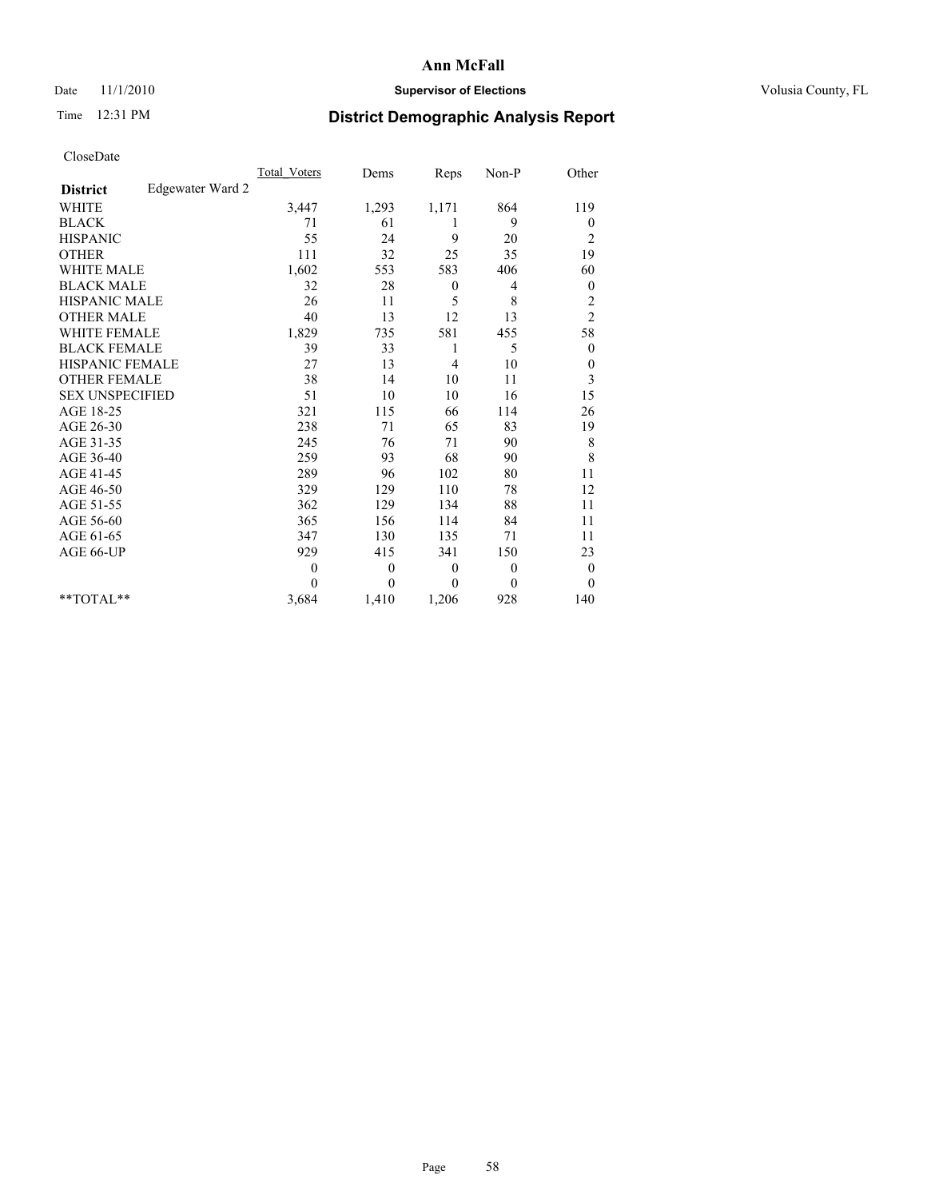# Ann McFall

Date 11/1/2010 **Supervisor of Elections** Volusia County, FL

Time 12:31 PM **District Demographic Analysis Report**

CloseDate

| | Total_Voters | Dems | Reps | Non-P | Other |
|---|---|---|---|---|---|
| **District** Edgewater Ward 2 | | | | | |
| WHITE | 3,447 | 1,293 | 1,171 | 864 | 119 |
| BLACK | 71 | 61 | 1 | 9 | 0 |
| HISPANIC | 55 | 24 | 9 | 20 | 2 |
| OTHER | 111 | 32 | 25 | 35 | 19 |
| WHITE MALE | 1,602 | 553 | 583 | 406 | 60 |
| BLACK MALE | 32 | 28 | 0 | 4 | 0 |
| HISPANIC MALE | 26 | 11 | 5 | 8 | 2 |
| OTHER MALE | 40 | 13 | 12 | 13 | 2 |
| WHITE FEMALE | 1,829 | 735 | 581 | 455 | 58 |
| BLACK FEMALE | 39 | 33 | 1 | 5 | 0 |
| HISPANIC FEMALE | 27 | 13 | 4 | 10 | 0 |
| OTHER FEMALE | 38 | 14 | 10 | 11 | 3 |
| SEX UNSPECIFIED | 51 | 10 | 10 | 16 | 15 |
| AGE 18-25 | 321 | 115 | 66 | 114 | 26 |
| AGE 26-30 | 238 | 71 | 65 | 83 | 19 |
| AGE 31-35 | 245 | 76 | 71 | 90 | 8 |
| AGE 36-40 | 259 | 93 | 68 | 90 | 8 |
| AGE 41-45 | 289 | 96 | 102 | 80 | 11 |
| AGE 46-50 | 329 | 129 | 110 | 78 | 12 |
| AGE 51-55 | 362 | 129 | 134 | 88 | 11 |
| AGE 56-60 | 365 | 156 | 114 | 84 | 11 |
| AGE 61-65 | 347 | 130 | 135 | 71 | 11 |
| AGE 66-UP | 929 | 415 | 341 | 150 | 23 |
| | 0 | 0 | 0 | 0 | 0 |
| | 0 | 0 | 0 | 0 | 0 |
| **TOTAL** | 3,684 | 1,410 | 1,206 | 928 | 140 |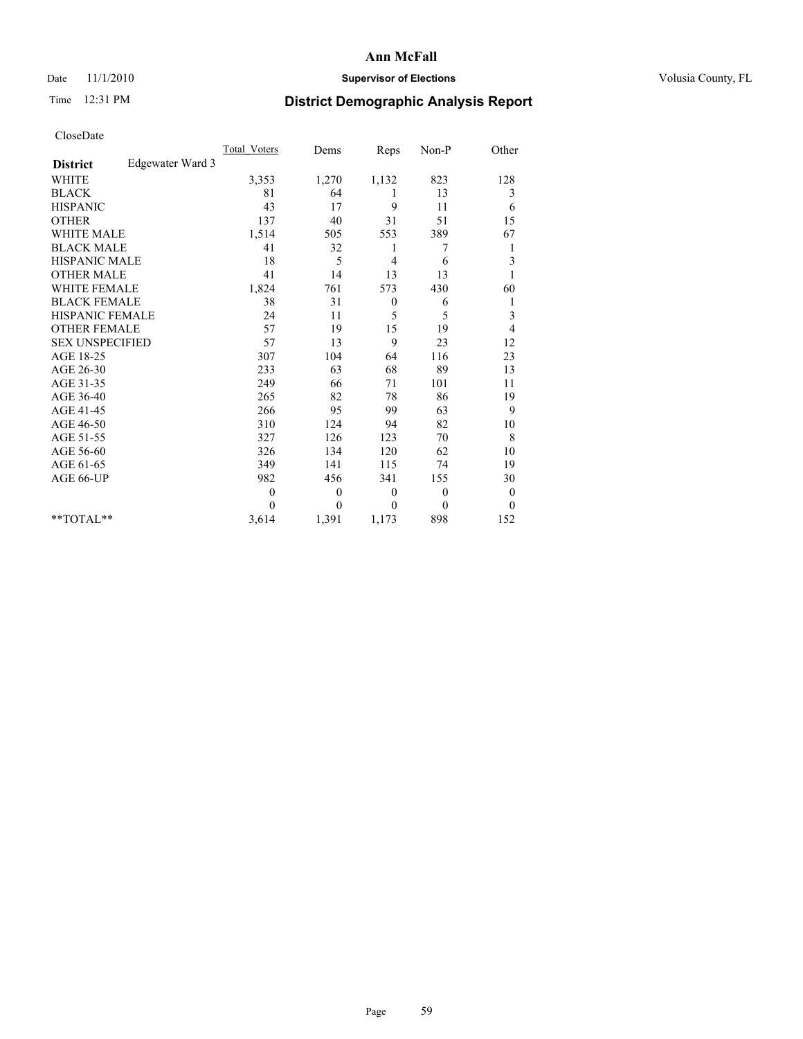# Ann McFall

Date 11/1/2010 **Supervisor of Elections** Volusia County, FL

Time 12:31 PM **District Demographic Analysis Report**

CloseDate

| **District** Edgewater Ward 3 | Total_Voters | Dems | Reps | Non-P | Other |
|---|---|---|---|---|---|
| WHITE | 3,353 | 1,270 | 1,132 | 823 | 128 |
| BLACK | 81 | 64 | 1 | 13 | 3 |
| HISPANIC | 43 | 17 | 9 | 11 | 6 |
| OTHER | 137 | 40 | 31 | 51 | 15 |
| WHITE MALE | 1,514 | 505 | 553 | 389 | 67 |
| BLACK MALE | 41 | 32 | 1 | 7 | 1 |
| HISPANIC MALE | 18 | 5 | 4 | 6 | 3 |
| OTHER MALE | 41 | 14 | 13 | 13 | 1 |
| WHITE FEMALE | 1,824 | 761 | 573 | 430 | 60 |
| BLACK FEMALE | 38 | 31 | 0 | 6 | 1 |
| HISPANIC FEMALE | 24 | 11 | 5 | 5 | 3 |
| OTHER FEMALE | 57 | 19 | 15 | 19 | 4 |
| SEX UNSPECIFIED | 57 | 13 | 9 | 23 | 12 |
| AGE 18-25 | 307 | 104 | 64 | 116 | 23 |
| AGE 26-30 | 233 | 63 | 68 | 89 | 13 |
| AGE 31-35 | 249 | 66 | 71 | 101 | 11 |
| AGE 36-40 | 265 | 82 | 78 | 86 | 19 |
| AGE 41-45 | 266 | 95 | 99 | 63 | 9 |
| AGE 46-50 | 310 | 124 | 94 | 82 | 10 |
| AGE 51-55 | 327 | 126 | 123 | 70 | 8 |
| AGE 56-60 | 326 | 134 | 120 | 62 | 10 |
| AGE 61-65 | 349 | 141 | 115 | 74 | 19 |
| AGE 66-UP | 982 | 456 | 341 | 155 | 30 |
| | 0 | 0 | 0 | 0 | 0 |
| | 0 | 0 | 0 | 0 | 0 |
| **TOTAL** | 3,614 | 1,391 | 1,173 | 898 | 152 |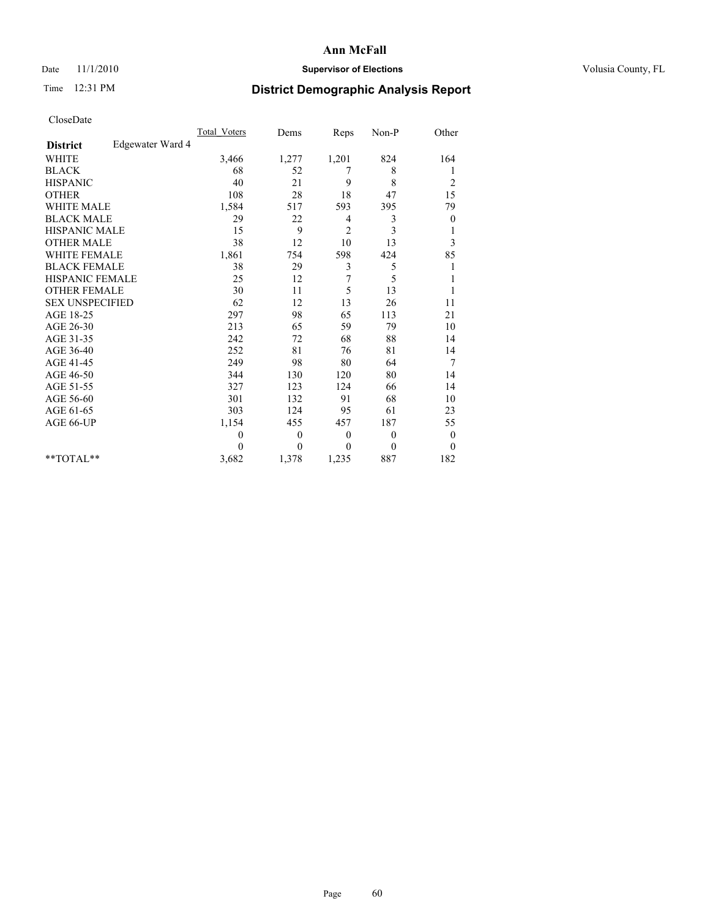# Ann McFall

Date 11/1/2010 **Supervisor of Elections** Volusia County, FL

Time 12:31 PM **District Demographic Analysis Report**

CloseDate

| **District** Edgewater Ward 4 | Total_Voters | Dems | Reps | Non-P | Other |
|---|---|---|---|---|---|
| WHITE | 3,466 | 1,277 | 1,201 | 824 | 164 |
| BLACK | 68 | 52 | 7 | 8 | 1 |
| HISPANIC | 40 | 21 | 9 | 8 | 2 |
| OTHER | 108 | 28 | 18 | 47 | 15 |
| WHITE MALE | 1,584 | 517 | 593 | 395 | 79 |
| BLACK MALE | 29 | 22 | 4 | 3 | 0 |
| HISPANIC MALE | 15 | 9 | 2 | 3 | 1 |
| OTHER MALE | 38 | 12 | 10 | 13 | 3 |
| WHITE FEMALE | 1,861 | 754 | 598 | 424 | 85 |
| BLACK FEMALE | 38 | 29 | 3 | 5 | 1 |
| HISPANIC FEMALE | 25 | 12 | 7 | 5 | 1 |
| OTHER FEMALE | 30 | 11 | 5 | 13 | 1 |
| SEX UNSPECIFIED | 62 | 12 | 13 | 26 | 11 |
| AGE 18-25 | 297 | 98 | 65 | 113 | 21 |
| AGE 26-30 | 213 | 65 | 59 | 79 | 10 |
| AGE 31-35 | 242 | 72 | 68 | 88 | 14 |
| AGE 36-40 | 252 | 81 | 76 | 81 | 14 |
| AGE 41-45 | 249 | 98 | 80 | 64 | 7 |
| AGE 46-50 | 344 | 130 | 120 | 80 | 14 |
| AGE 51-55 | 327 | 123 | 124 | 66 | 14 |
| AGE 56-60 | 301 | 132 | 91 | 68 | 10 |
| AGE 61-65 | 303 | 124 | 95 | 61 | 23 |
| AGE 66-UP | 1,154 | 455 | 457 | 187 | 55 |
| | 0 | 0 | 0 | 0 | 0 |
| | 0 | 0 | 0 | 0 | 0 |
| **TOTAL** | 3,682 | 1,378 | 1,235 | 887 | 182 |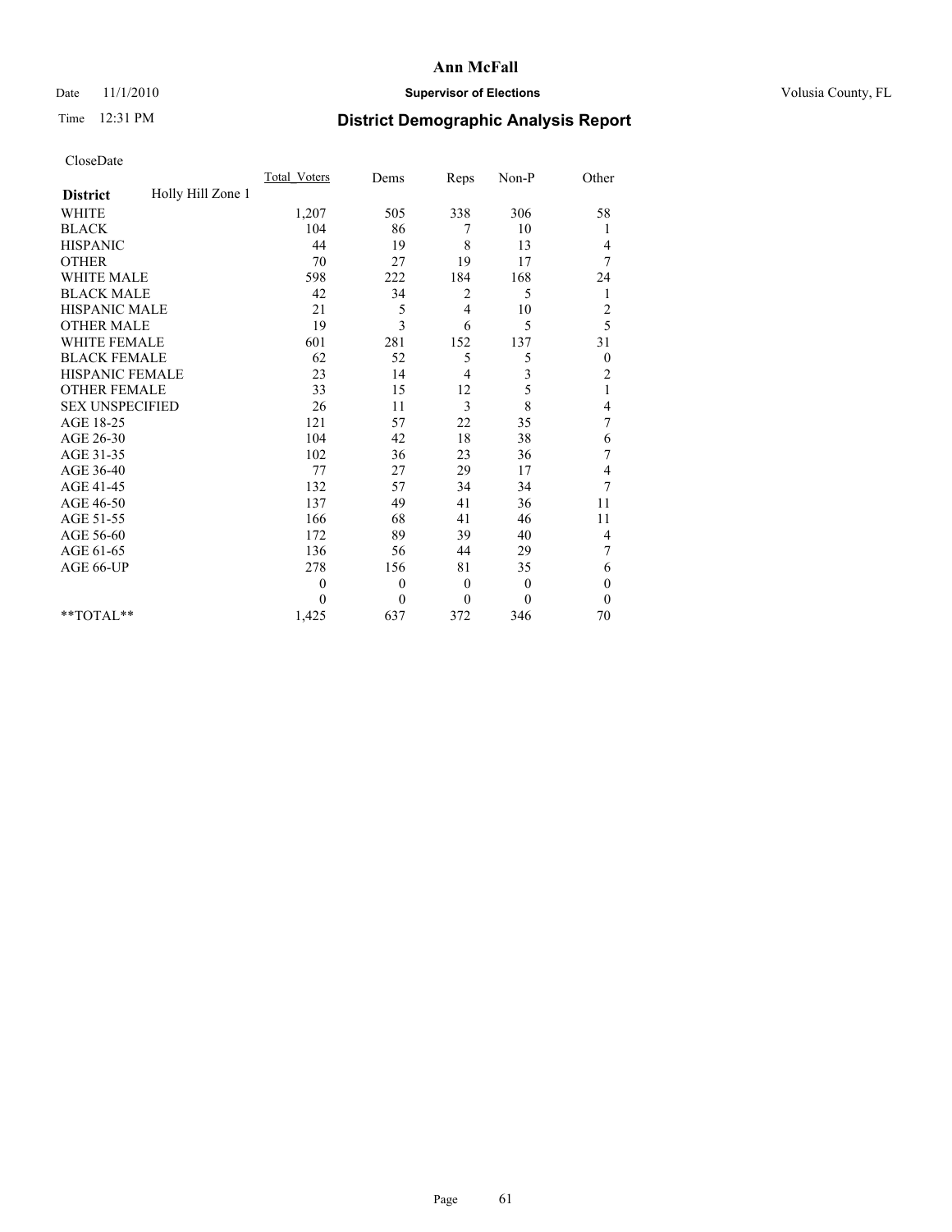**Ann McFall**

Date 11/1/2010 **Supervisor of Elections** Volusia County, FL

Time 12:31 PM

## District Demographic Analysis Report

CloseDate

| | Total_Voters | Dems | Reps | Non-P | Other |
|---|---|---|---|---|---|
| **District** Holly Hill Zone 1 | | | | | |
| WHITE | 1,207 | 505 | 338 | 306 | 58 |
| BLACK | 104 | 86 | 7 | 10 | 1 |
| HISPANIC | 44 | 19 | 8 | 13 | 4 |
| OTHER | 70 | 27 | 19 | 17 | 7 |
| WHITE MALE | 598 | 222 | 184 | 168 | 24 |
| BLACK MALE | 42 | 34 | 2 | 5 | 1 |
| HISPANIC MALE | 21 | 5 | 4 | 10 | 2 |
| OTHER MALE | 19 | 3 | 6 | 5 | 5 |
| WHITE FEMALE | 601 | 281 | 152 | 137 | 31 |
| BLACK FEMALE | 62 | 52 | 5 | 5 | 0 |
| HISPANIC FEMALE | 23 | 14 | 4 | 3 | 2 |
| OTHER FEMALE | 33 | 15 | 12 | 5 | 1 |
| SEX UNSPECIFIED | 26 | 11 | 3 | 8 | 4 |
| AGE 18-25 | 121 | 57 | 22 | 35 | 7 |
| AGE 26-30 | 104 | 42 | 18 | 38 | 6 |
| AGE 31-35 | 102 | 36 | 23 | 36 | 7 |
| AGE 36-40 | 77 | 27 | 29 | 17 | 4 |
| AGE 41-45 | 132 | 57 | 34 | 34 | 7 |
| AGE 46-50 | 137 | 49 | 41 | 36 | 11 |
| AGE 51-55 | 166 | 68 | 41 | 46 | 11 |
| AGE 56-60 | 172 | 89 | 39 | 40 | 4 |
| AGE 61-65 | 136 | 56 | 44 | 29 | 7 |
| AGE 66-UP | 278 | 156 | 81 | 35 | 6 |
| | 0 | 0 | 0 | 0 | 0 |
| | 0 | 0 | 0 | 0 | 0 |
| **TOTAL** | 1,425 | 637 | 372 | 346 | 70 |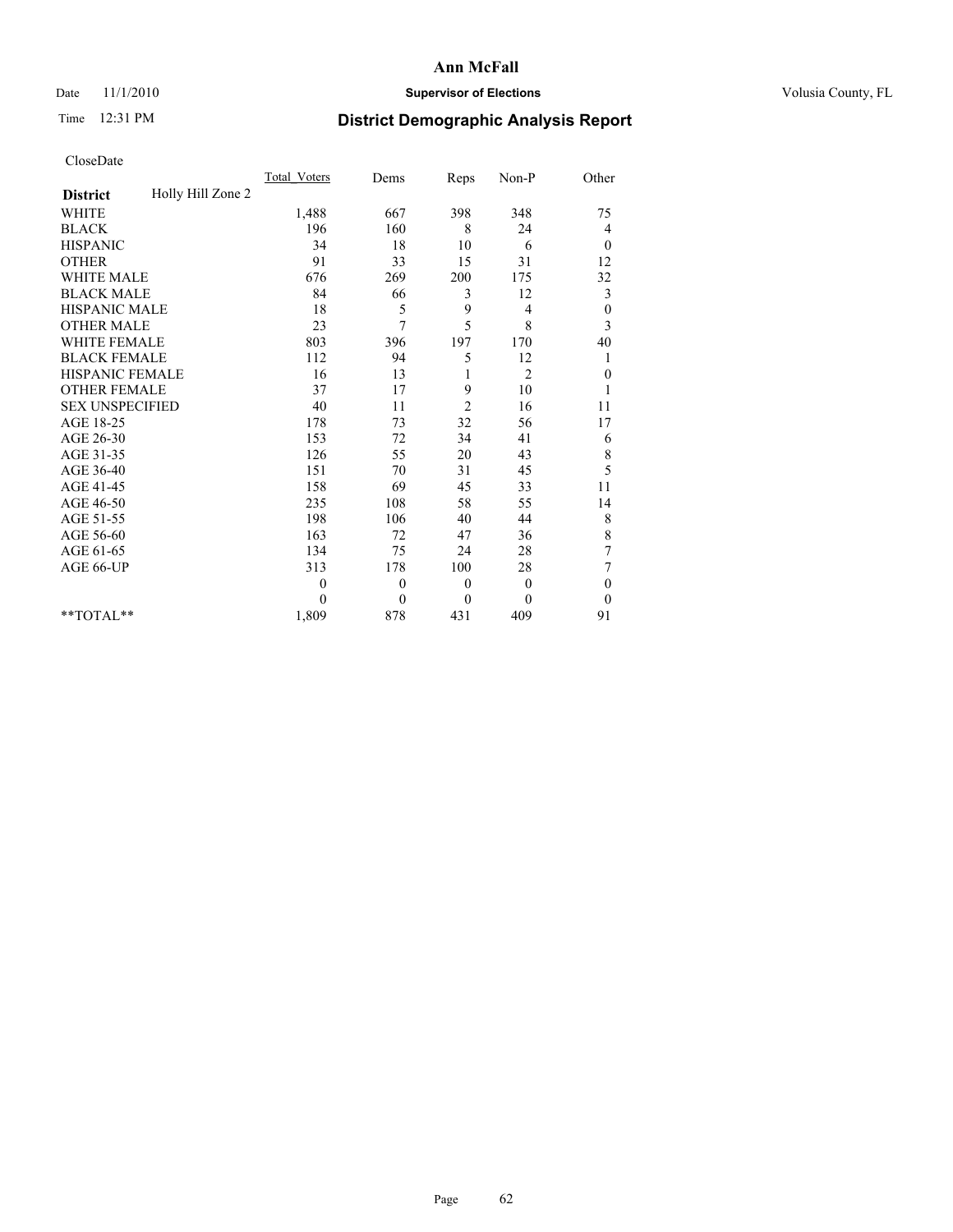Date 11/1/2010

Time 12:31 PM

# Ann McFall

## Supervisor of Elections

Volusia County, FL

## District Demographic Analysis Report

CloseDate

| District | Holly Hill Zone 2 | Total_Voters | Dems | Reps | Non-P | Other |
|---|---|---|---|---|---|---|
| WHITE | | 1,488 | 667 | 398 | 348 | 75 |
| BLACK | | 196 | 160 | 8 | 24 | 4 |
| HISPANIC | | 34 | 18 | 10 | 6 | 0 |
| OTHER | | 91 | 33 | 15 | 31 | 12 |
| WHITE MALE | | 676 | 269 | 200 | 175 | 32 |
| BLACK MALE | | 84 | 66 | 3 | 12 | 3 |
| HISPANIC MALE | | 18 | 5 | 9 | 4 | 0 |
| OTHER MALE | | 23 | 7 | 5 | 8 | 3 |
| WHITE FEMALE | | 803 | 396 | 197 | 170 | 40 |
| BLACK FEMALE | | 112 | 94 | 5 | 12 | 1 |
| HISPANIC FEMALE | | 16 | 13 | 1 | 2 | 0 |
| OTHER FEMALE | | 37 | 17 | 9 | 10 | 1 |
| SEX UNSPECIFIED | | 40 | 11 | 2 | 16 | 11 |
| AGE 18-25 | | 178 | 73 | 32 | 56 | 17 |
| AGE 26-30 | | 153 | 72 | 34 | 41 | 6 |
| AGE 31-35 | | 126 | 55 | 20 | 43 | 8 |
| AGE 36-40 | | 151 | 70 | 31 | 45 | 5 |
| AGE 41-45 | | 158 | 69 | 45 | 33 | 11 |
| AGE 46-50 | | 235 | 108 | 58 | 55 | 14 |
| AGE 51-55 | | 198 | 106 | 40 | 44 | 8 |
| AGE 56-60 | | 163 | 72 | 47 | 36 | 8 |
| AGE 61-65 | | 134 | 75 | 24 | 28 | 7 |
| AGE 66-UP | | 313 | 178 | 100 | 28 | 7 |
| | | 0 | 0 | 0 | 0 | 0 |
| | | 0 | 0 | 0 | 0 | 0 |
| **TOTAL** | | 1,809 | 878 | 431 | 409 | 91 |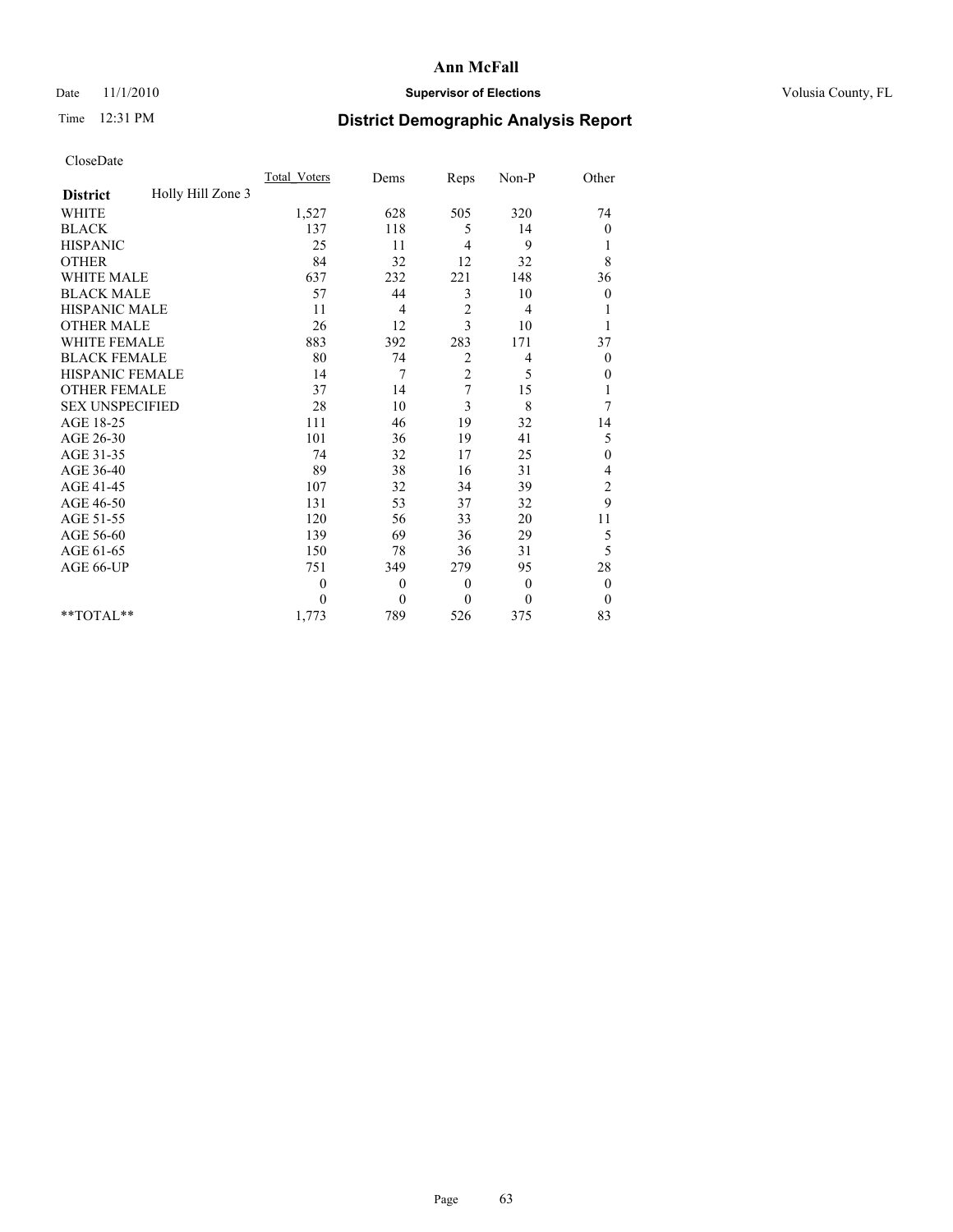# Ann McFall

Date 11/1/2010 **Supervisor of Elections** Volusia County, FL

Time 12:31 PM **District Demographic Analysis Report**

CloseDate

| **District** Holly Hill Zone 3 | Total_Voters | Dems | Reps | Non-P | Other |
|---|---|---|---|---|---|
| WHITE | 1,527 | 628 | 505 | 320 | 74 |
| BLACK | 137 | 118 | 5 | 14 | 0 |
| HISPANIC | 25 | 11 | 4 | 9 | 1 |
| OTHER | 84 | 32 | 12 | 32 | 8 |
| WHITE MALE | 637 | 232 | 221 | 148 | 36 |
| BLACK MALE | 57 | 44 | 3 | 10 | 0 |
| HISPANIC MALE | 11 | 4 | 2 | 4 | 1 |
| OTHER MALE | 26 | 12 | 3 | 10 | 1 |
| WHITE FEMALE | 883 | 392 | 283 | 171 | 37 |
| BLACK FEMALE | 80 | 74 | 2 | 4 | 0 |
| HISPANIC FEMALE | 14 | 7 | 2 | 5 | 0 |
| OTHER FEMALE | 37 | 14 | 7 | 15 | 1 |
| SEX UNSPECIFIED | 28 | 10 | 3 | 8 | 7 |
| AGE 18-25 | 111 | 46 | 19 | 32 | 14 |
| AGE 26-30 | 101 | 36 | 19 | 41 | 5 |
| AGE 31-35 | 74 | 32 | 17 | 25 | 0 |
| AGE 36-40 | 89 | 38 | 16 | 31 | 4 |
| AGE 41-45 | 107 | 32 | 34 | 39 | 2 |
| AGE 46-50 | 131 | 53 | 37 | 32 | 9 |
| AGE 51-55 | 120 | 56 | 33 | 20 | 11 |
| AGE 56-60 | 139 | 69 | 36 | 29 | 5 |
| AGE 61-65 | 150 | 78 | 36 | 31 | 5 |
| AGE 66-UP | 751 | 349 | 279 | 95 | 28 |
| | 0 | 0 | 0 | 0 | 0 |
| | 0 | 0 | 0 | 0 | 0 |
| **TOTAL** | 1,773 | 789 | 526 | 375 | 83 |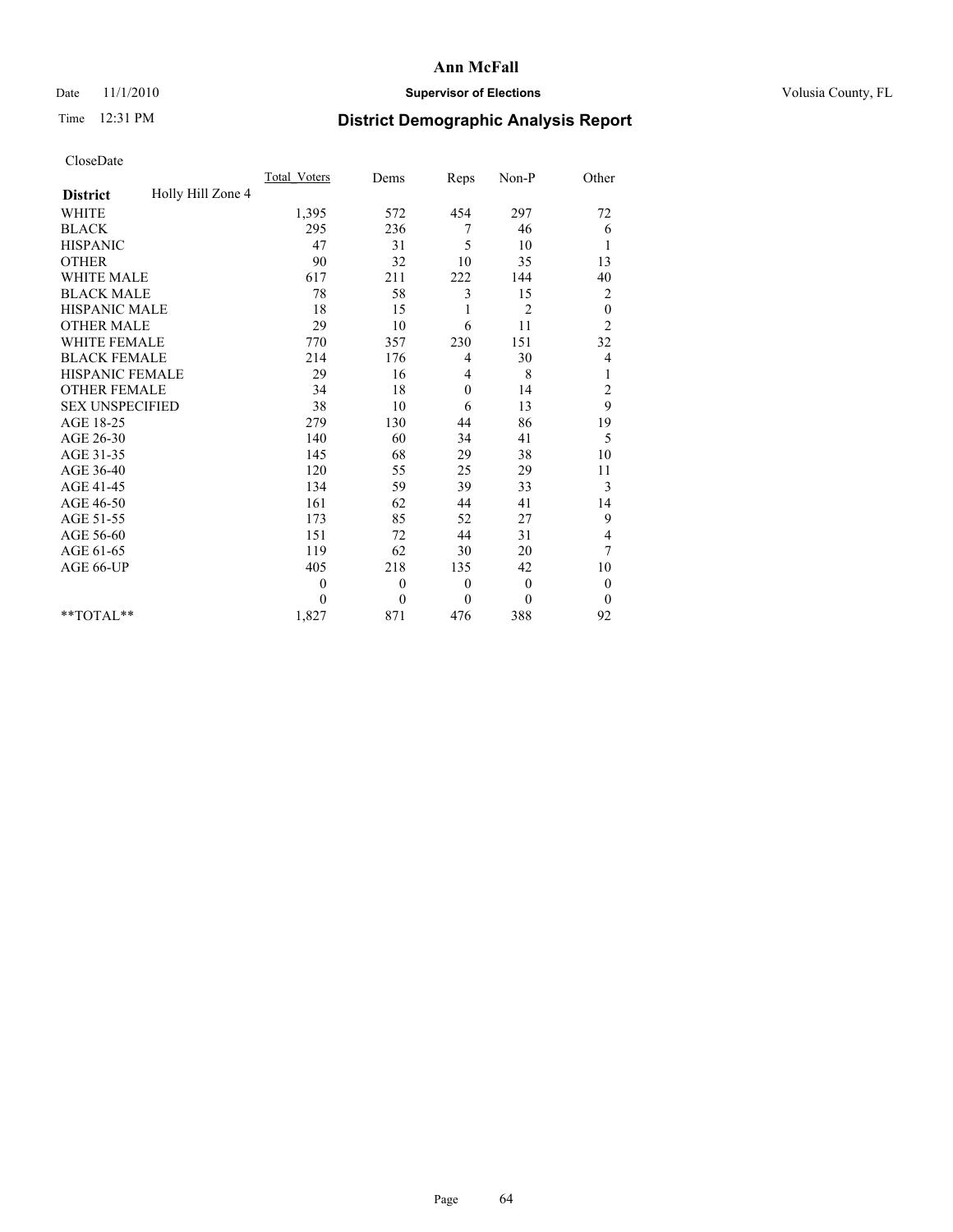# Ann McFall

Date 11/1/2010 **Supervisor of Elections** Volusia County, FL

Time 12:31 PM **District Demographic Analysis Report**

CloseDate

| **District** Holly Hill Zone 4 | Total_Voters | Dems | Reps | Non-P | Other |
|---|---|---|---|---|---|
| WHITE | 1,395 | 572 | 454 | 297 | 72 |
| BLACK | 295 | 236 | 7 | 46 | 6 |
| HISPANIC | 47 | 31 | 5 | 10 | 1 |
| OTHER | 90 | 32 | 10 | 35 | 13 |
| WHITE MALE | 617 | 211 | 222 | 144 | 40 |
| BLACK MALE | 78 | 58 | 3 | 15 | 2 |
| HISPANIC MALE | 18 | 15 | 1 | 2 | 0 |
| OTHER MALE | 29 | 10 | 6 | 11 | 2 |
| WHITE FEMALE | 770 | 357 | 230 | 151 | 32 |
| BLACK FEMALE | 214 | 176 | 4 | 30 | 4 |
| HISPANIC FEMALE | 29 | 16 | 4 | 8 | 1 |
| OTHER FEMALE | 34 | 18 | 0 | 14 | 2 |
| SEX UNSPECIFIED | 38 | 10 | 6 | 13 | 9 |
| AGE 18-25 | 279 | 130 | 44 | 86 | 19 |
| AGE 26-30 | 140 | 60 | 34 | 41 | 5 |
| AGE 31-35 | 145 | 68 | 29 | 38 | 10 |
| AGE 36-40 | 120 | 55 | 25 | 29 | 11 |
| AGE 41-45 | 134 | 59 | 39 | 33 | 3 |
| AGE 46-50 | 161 | 62 | 44 | 41 | 14 |
| AGE 51-55 | 173 | 85 | 52 | 27 | 9 |
| AGE 56-60 | 151 | 72 | 44 | 31 | 4 |
| AGE 61-65 | 119 | 62 | 30 | 20 | 7 |
| AGE 66-UP | 405 | 218 | 135 | 42 | 10 |
| | 0 | 0 | 0 | 0 | 0 |
| | 0 | 0 | 0 | 0 | 0 |
| **TOTAL** | 1,827 | 871 | 476 | 388 | 92 |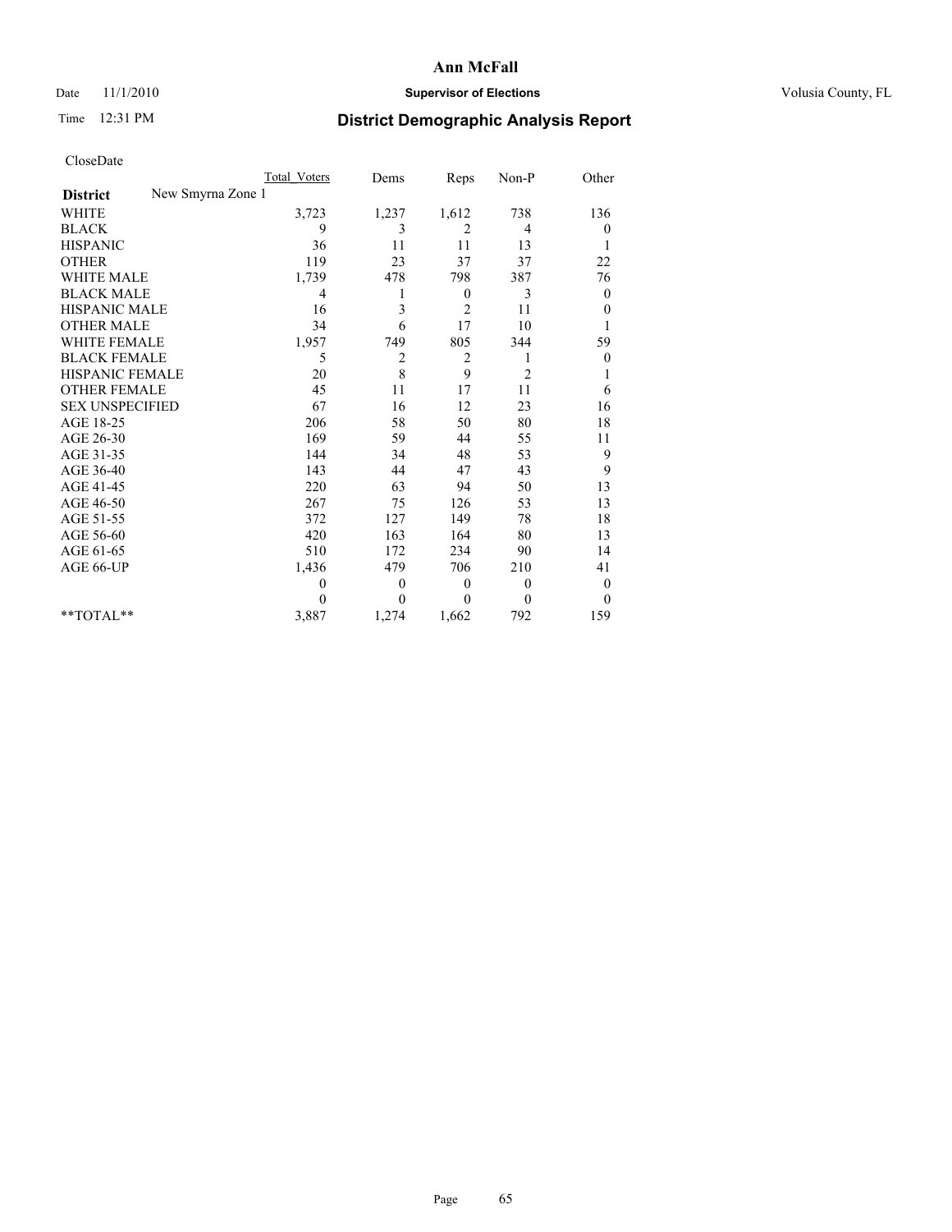**Ann McFall**

Date 11/1/2010 **Supervisor of Elections** Volusia County, FL

Time 12:31 PM

# District Demographic Analysis Report

CloseDate

| | Total_Voters | Dems | Reps | Non-P | Other |
|---|---|---|---|---|---|
| **District** New Smyrna Zone 1 | | | | | |
| WHITE | 3,723 | 1,237 | 1,612 | 738 | 136 |
| BLACK | 9 | 3 | 2 | 4 | 0 |
| HISPANIC | 36 | 11 | 11 | 13 | 1 |
| OTHER | 119 | 23 | 37 | 37 | 22 |
| WHITE MALE | 1,739 | 478 | 798 | 387 | 76 |
| BLACK MALE | 4 | 1 | 0 | 3 | 0 |
| HISPANIC MALE | 16 | 3 | 2 | 11 | 0 |
| OTHER MALE | 34 | 6 | 17 | 10 | 1 |
| WHITE FEMALE | 1,957 | 749 | 805 | 344 | 59 |
| BLACK FEMALE | 5 | 2 | 2 | 1 | 0 |
| HISPANIC FEMALE | 20 | 8 | 9 | 2 | 1 |
| OTHER FEMALE | 45 | 11 | 17 | 11 | 6 |
| SEX UNSPECIFIED | 67 | 16 | 12 | 23 | 16 |
| AGE 18-25 | 206 | 58 | 50 | 80 | 18 |
| AGE 26-30 | 169 | 59 | 44 | 55 | 11 |
| AGE 31-35 | 144 | 34 | 48 | 53 | 9 |
| AGE 36-40 | 143 | 44 | 47 | 43 | 9 |
| AGE 41-45 | 220 | 63 | 94 | 50 | 13 |
| AGE 46-50 | 267 | 75 | 126 | 53 | 13 |
| AGE 51-55 | 372 | 127 | 149 | 78 | 18 |
| AGE 56-60 | 420 | 163 | 164 | 80 | 13 |
| AGE 61-65 | 510 | 172 | 234 | 90 | 14 |
| AGE 66-UP | 1,436 | 479 | 706 | 210 | 41 |
| | 0 | 0 | 0 | 0 | 0 |
| | 0 | 0 | 0 | 0 | 0 |
| **TOTAL** | 3,887 | 1,274 | 1,662 | 792 | 159 |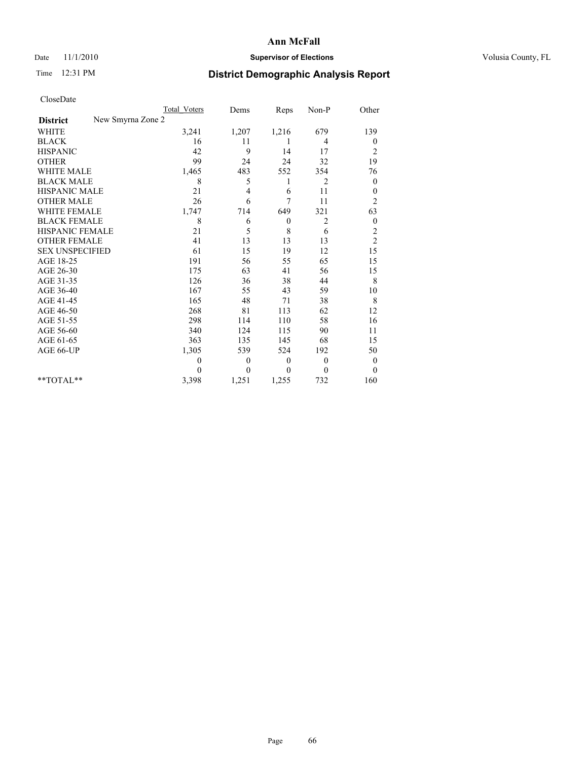**Ann McFall**

Date 11/1/2010 **Supervisor of Elections** Volusia County, FL

Time 12:31 PM

# District Demographic Analysis Report

CloseDate

| District: New Smyrna Zone 2 | Total_Voters | Dems | Reps | Non-P | Other |
|---|---|---|---|---|---|
| WHITE | 3,241 | 1,207 | 1,216 | 679 | 139 |
| BLACK | 16 | 11 | 1 | 4 | 0 |
| HISPANIC | 42 | 9 | 14 | 17 | 2 |
| OTHER | 99 | 24 | 24 | 32 | 19 |
| WHITE MALE | 1,465 | 483 | 552 | 354 | 76 |
| BLACK MALE | 8 | 5 | 1 | 2 | 0 |
| HISPANIC MALE | 21 | 4 | 6 | 11 | 0 |
| OTHER MALE | 26 | 6 | 7 | 11 | 2 |
| WHITE FEMALE | 1,747 | 714 | 649 | 321 | 63 |
| BLACK FEMALE | 8 | 6 | 0 | 2 | 0 |
| HISPANIC FEMALE | 21 | 5 | 8 | 6 | 2 |
| OTHER FEMALE | 41 | 13 | 13 | 13 | 2 |
| SEX UNSPECIFIED | 61 | 15 | 19 | 12 | 15 |
| AGE 18-25 | 191 | 56 | 55 | 65 | 15 |
| AGE 26-30 | 175 | 63 | 41 | 56 | 15 |
| AGE 31-35 | 126 | 36 | 38 | 44 | 8 |
| AGE 36-40 | 167 | 55 | 43 | 59 | 10 |
| AGE 41-45 | 165 | 48 | 71 | 38 | 8 |
| AGE 46-50 | 268 | 81 | 113 | 62 | 12 |
| AGE 51-55 | 298 | 114 | 110 | 58 | 16 |
| AGE 56-60 | 340 | 124 | 115 | 90 | 11 |
| AGE 61-65 | 363 | 135 | 145 | 68 | 15 |
| AGE 66-UP | 1,305 | 539 | 524 | 192 | 50 |
| | 0 | 0 | 0 | 0 | 0 |
| | 0 | 0 | 0 | 0 | 0 |
| **TOTAL** | 3,398 | 1,251 | 1,255 | 732 | 160 |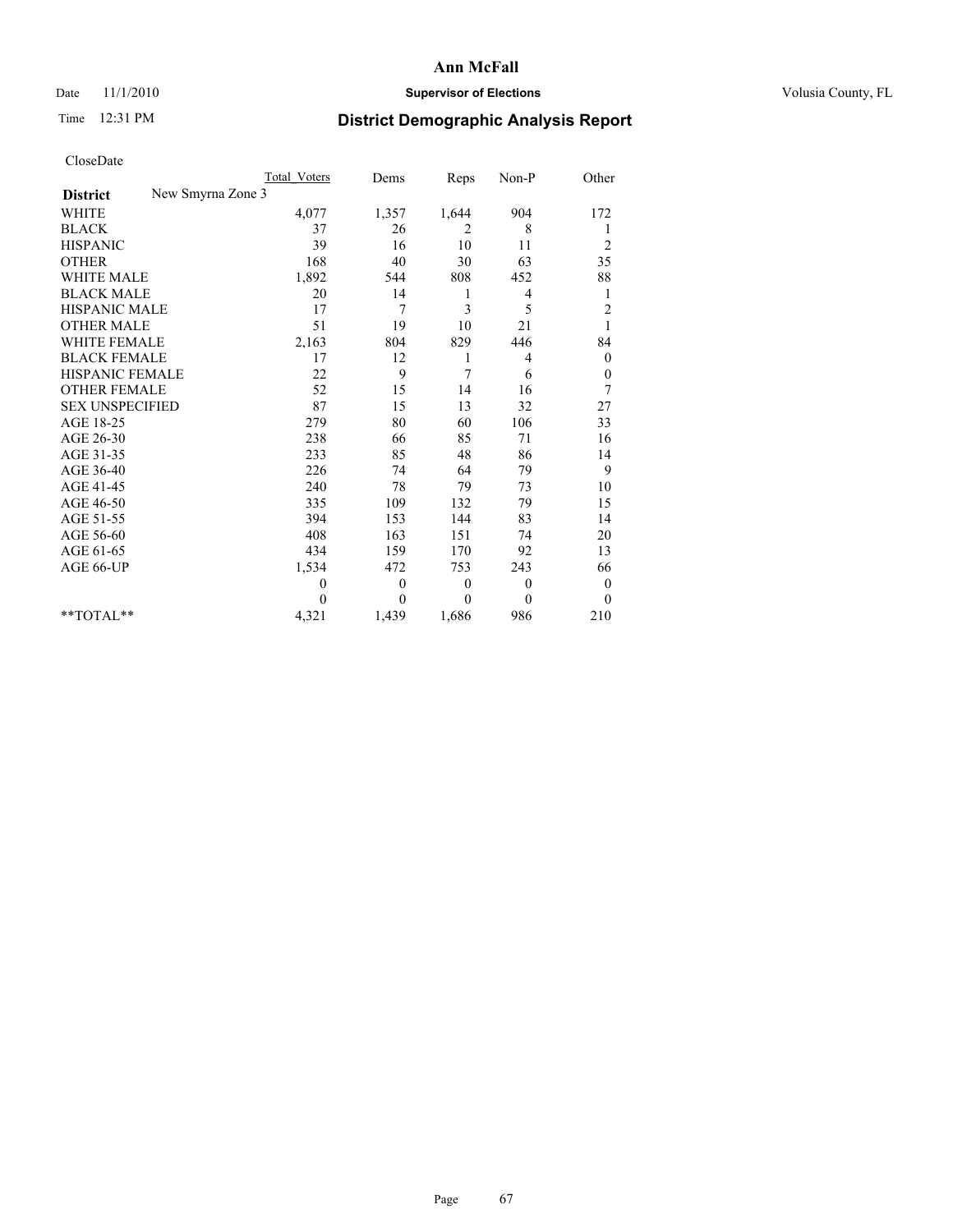**Ann McFall**

Date 11/1/2010 **Supervisor of Elections** Volusia County, FL

Time 12:31 PM

# District Demographic Analysis Report

CloseDate

| | Total_Voters | Dems | Reps | Non-P | Other |
|---|---|---|---|---|---|
| **District** New Smyrna Zone 3 | | | | | |
| WHITE | 4,077 | 1,357 | 1,644 | 904 | 172 |
| BLACK | 37 | 26 | 2 | 8 | 1 |
| HISPANIC | 39 | 16 | 10 | 11 | 2 |
| OTHER | 168 | 40 | 30 | 63 | 35 |
| WHITE MALE | 1,892 | 544 | 808 | 452 | 88 |
| BLACK MALE | 20 | 14 | 1 | 4 | 1 |
| HISPANIC MALE | 17 | 7 | 3 | 5 | 2 |
| OTHER MALE | 51 | 19 | 10 | 21 | 1 |
| WHITE FEMALE | 2,163 | 804 | 829 | 446 | 84 |
| BLACK FEMALE | 17 | 12 | 1 | 4 | 0 |
| HISPANIC FEMALE | 22 | 9 | 7 | 6 | 0 |
| OTHER FEMALE | 52 | 15 | 14 | 16 | 7 |
| SEX UNSPECIFIED | 87 | 15 | 13 | 32 | 27 |
| AGE 18-25 | 279 | 80 | 60 | 106 | 33 |
| AGE 26-30 | 238 | 66 | 85 | 71 | 16 |
| AGE 31-35 | 233 | 85 | 48 | 86 | 14 |
| AGE 36-40 | 226 | 74 | 64 | 79 | 9 |
| AGE 41-45 | 240 | 78 | 79 | 73 | 10 |
| AGE 46-50 | 335 | 109 | 132 | 79 | 15 |
| AGE 51-55 | 394 | 153 | 144 | 83 | 14 |
| AGE 56-60 | 408 | 163 | 151 | 74 | 20 |
| AGE 61-65 | 434 | 159 | 170 | 92 | 13 |
| AGE 66-UP | 1,534 | 472 | 753 | 243 | 66 |
| | 0 | 0 | 0 | 0 | 0 |
| | 0 | 0 | 0 | 0 | 0 |
| **TOTAL** | 4,321 | 1,439 | 1,686 | 986 | 210 |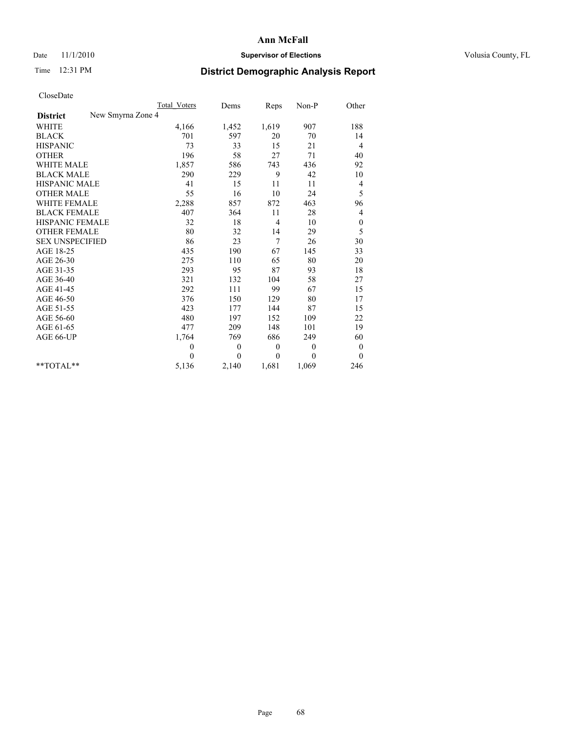**Ann McFall**

Date 11/1/2010 **Supervisor of Elections** Volusia County, FL

Time 12:31 PM **District Demographic Analysis Report**

CloseDate

| | Total Voters | Dems | Reps | Non-P | Other |
|---|---|---|---|---|---|
| **District** New Smyrna Zone 4 | | | | | |
| WHITE | 4,166 | 1,452 | 1,619 | 907 | 188 |
| BLACK | 701 | 597 | 20 | 70 | 14 |
| HISPANIC | 73 | 33 | 15 | 21 | 4 |
| OTHER | 196 | 58 | 27 | 71 | 40 |
| WHITE MALE | 1,857 | 586 | 743 | 436 | 92 |
| BLACK MALE | 290 | 229 | 9 | 42 | 10 |
| HISPANIC MALE | 41 | 15 | 11 | 11 | 4 |
| OTHER MALE | 55 | 16 | 10 | 24 | 5 |
| WHITE FEMALE | 2,288 | 857 | 872 | 463 | 96 |
| BLACK FEMALE | 407 | 364 | 11 | 28 | 4 |
| HISPANIC FEMALE | 32 | 18 | 4 | 10 | 0 |
| OTHER FEMALE | 80 | 32 | 14 | 29 | 5 |
| SEX UNSPECIFIED | 86 | 23 | 7 | 26 | 30 |
| AGE 18-25 | 435 | 190 | 67 | 145 | 33 |
| AGE 26-30 | 275 | 110 | 65 | 80 | 20 |
| AGE 31-35 | 293 | 95 | 87 | 93 | 18 |
| AGE 36-40 | 321 | 132 | 104 | 58 | 27 |
| AGE 41-45 | 292 | 111 | 99 | 67 | 15 |
| AGE 46-50 | 376 | 150 | 129 | 80 | 17 |
| AGE 51-55 | 423 | 177 | 144 | 87 | 15 |
| AGE 56-60 | 480 | 197 | 152 | 109 | 22 |
| AGE 61-65 | 477 | 209 | 148 | 101 | 19 |
| AGE 66-UP | 1,764 | 769 | 686 | 249 | 60 |
| | 0 | 0 | 0 | 0 | 0 |
| | 0 | 0 | 0 | 0 | 0 |
| **TOTAL** | 5,136 | 2,140 | 1,681 | 1,069 | 246 |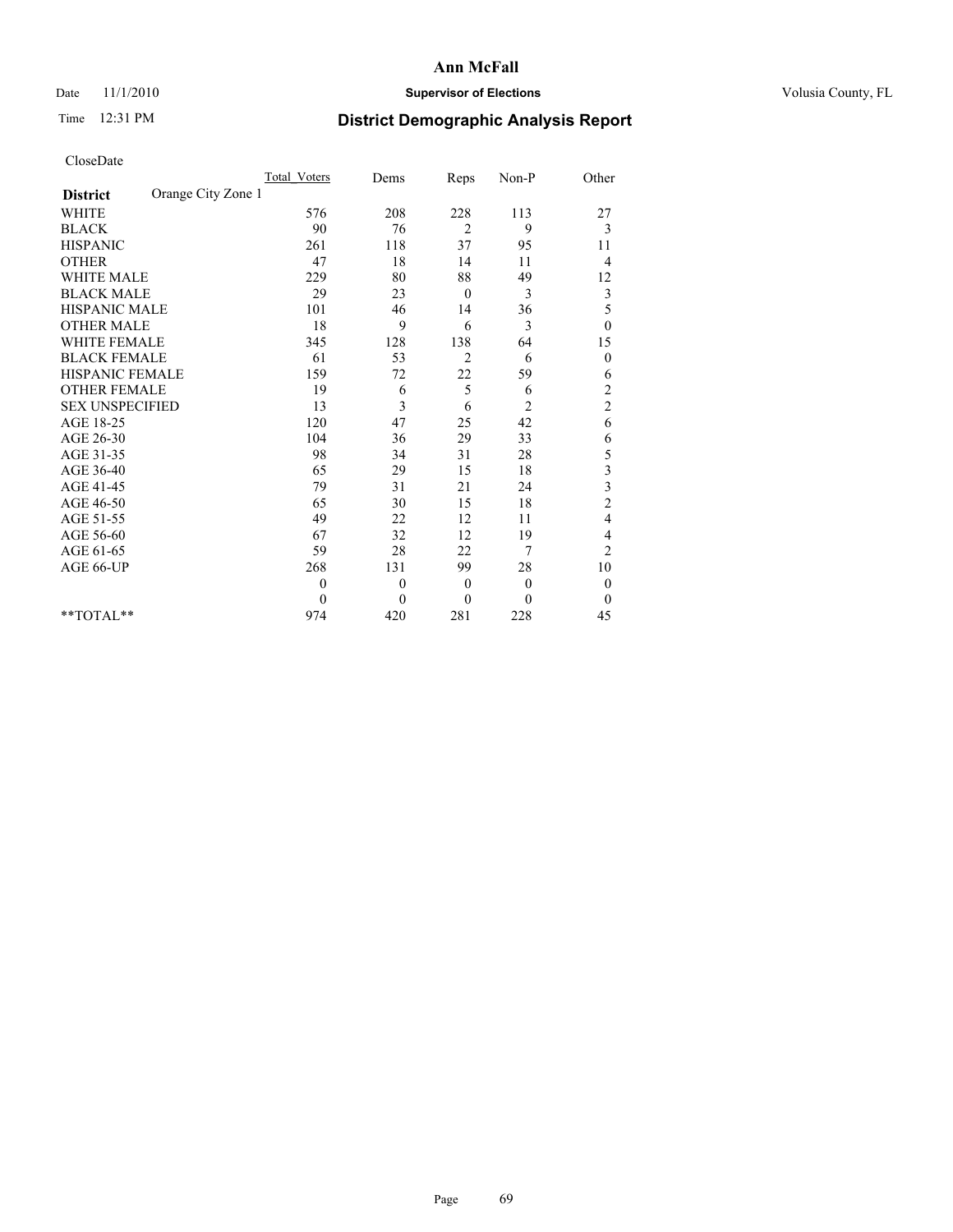**Ann McFall**

Date 11/1/2010 **Supervisor of Elections** Volusia County, FL

Time 12:31 PM

# District Demographic Analysis Report

CloseDate

| | Total_Voters | Dems | Reps | Non-P | Other |
|---|---|---|---|---|---|
| **District** Orange City Zone 1 | | | | | |
| WHITE | 576 | 208 | 228 | 113 | 27 |
| BLACK | 90 | 76 | 2 | 9 | 3 |
| HISPANIC | 261 | 118 | 37 | 95 | 11 |
| OTHER | 47 | 18 | 14 | 11 | 4 |
| WHITE MALE | 229 | 80 | 88 | 49 | 12 |
| BLACK MALE | 29 | 23 | 0 | 3 | 3 |
| HISPANIC MALE | 101 | 46 | 14 | 36 | 5 |
| OTHER MALE | 18 | 9 | 6 | 3 | 0 |
| WHITE FEMALE | 345 | 128 | 138 | 64 | 15 |
| BLACK FEMALE | 61 | 53 | 2 | 6 | 0 |
| HISPANIC FEMALE | 159 | 72 | 22 | 59 | 6 |
| OTHER FEMALE | 19 | 6 | 5 | 6 | 2 |
| SEX UNSPECIFIED | 13 | 3 | 6 | 2 | 2 |
| AGE 18-25 | 120 | 47 | 25 | 42 | 6 |
| AGE 26-30 | 104 | 36 | 29 | 33 | 6 |
| AGE 31-35 | 98 | 34 | 31 | 28 | 5 |
| AGE 36-40 | 65 | 29 | 15 | 18 | 3 |
| AGE 41-45 | 79 | 31 | 21 | 24 | 3 |
| AGE 46-50 | 65 | 30 | 15 | 18 | 2 |
| AGE 51-55 | 49 | 22 | 12 | 11 | 4 |
| AGE 56-60 | 67 | 32 | 12 | 19 | 4 |
| AGE 61-65 | 59 | 28 | 22 | 7 | 2 |
| AGE 66-UP | 268 | 131 | 99 | 28 | 10 |
| | 0 | 0 | 0 | 0 | 0 |
| | 0 | 0 | 0 | 0 | 0 |
| **TOTAL** | 974 | 420 | 281 | 228 | 45 |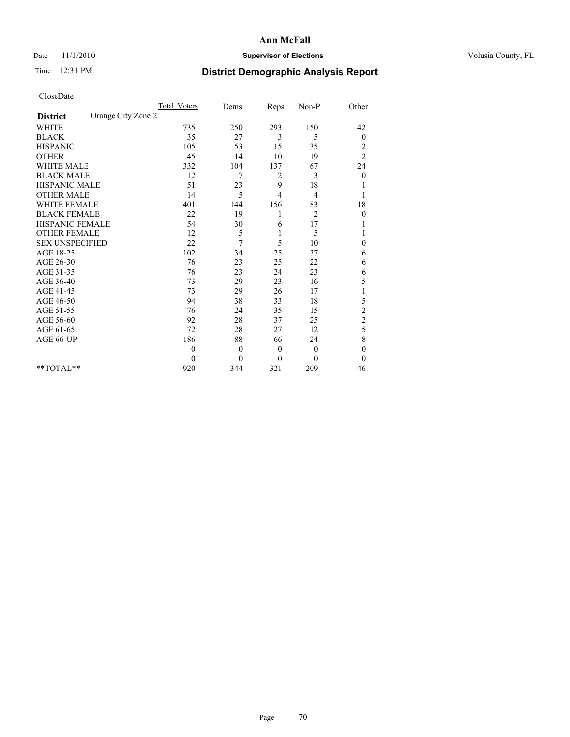**Ann McFall**

Date 11/1/2010 **Supervisor of Elections** Volusia County, FL

Time 12:31 PM

# District Demographic Analysis Report

CloseDate

| | Total_Voters | Dems | Reps | Non-P | Other |
|---|---|---|---|---|---|
| **District** Orange City Zone 2 | | | | | |
| WHITE | 735 | 250 | 293 | 150 | 42 |
| BLACK | 35 | 27 | 3 | 5 | 0 |
| HISPANIC | 105 | 53 | 15 | 35 | 2 |
| OTHER | 45 | 14 | 10 | 19 | 2 |
| WHITE MALE | 332 | 104 | 137 | 67 | 24 |
| BLACK MALE | 12 | 7 | 2 | 3 | 0 |
| HISPANIC MALE | 51 | 23 | 9 | 18 | 1 |
| OTHER MALE | 14 | 5 | 4 | 4 | 1 |
| WHITE FEMALE | 401 | 144 | 156 | 83 | 18 |
| BLACK FEMALE | 22 | 19 | 1 | 2 | 0 |
| HISPANIC FEMALE | 54 | 30 | 6 | 17 | 1 |
| OTHER FEMALE | 12 | 5 | 1 | 5 | 1 |
| SEX UNSPECIFIED | 22 | 7 | 5 | 10 | 0 |
| AGE 18-25 | 102 | 34 | 25 | 37 | 6 |
| AGE 26-30 | 76 | 23 | 25 | 22 | 6 |
| AGE 31-35 | 76 | 23 | 24 | 23 | 6 |
| AGE 36-40 | 73 | 29 | 23 | 16 | 5 |
| AGE 41-45 | 73 | 29 | 26 | 17 | 1 |
| AGE 46-50 | 94 | 38 | 33 | 18 | 5 |
| AGE 51-55 | 76 | 24 | 35 | 15 | 2 |
| AGE 56-60 | 92 | 28 | 37 | 25 | 2 |
| AGE 61-65 | 72 | 28 | 27 | 12 | 5 |
| AGE 66-UP | 186 | 88 | 66 | 24 | 8 |
| | 0 | 0 | 0 | 0 | 0 |
| | 0 | 0 | 0 | 0 | 0 |
| **TOTAL** | 920 | 344 | 321 | 209 | 46 |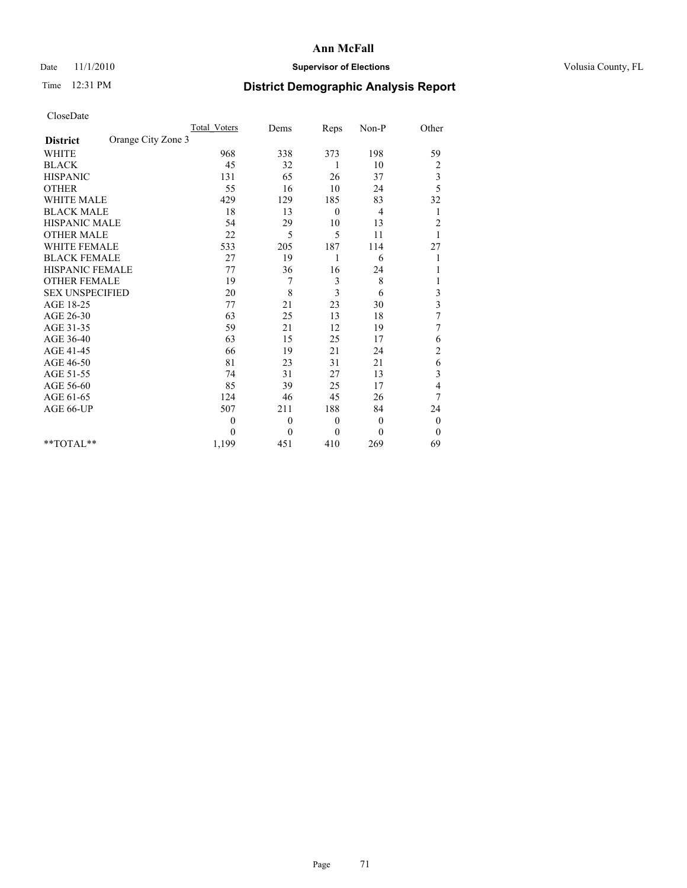**Ann McFall**

Date 11/1/2010 **Supervisor of Elections** Volusia County, FL

Time 12:31 PM **District Demographic Analysis Report**

CloseDate

| **District** Orange City Zone 3 | Total Voters | Dems | Reps | Non-P | Other |
|---|---|---|---|---|---|
| WHITE | 968 | 338 | 373 | 198 | 59 |
| BLACK | 45 | 32 | 1 | 10 | 2 |
| HISPANIC | 131 | 65 | 26 | 37 | 3 |
| OTHER | 55 | 16 | 10 | 24 | 5 |
| WHITE MALE | 429 | 129 | 185 | 83 | 32 |
| BLACK MALE | 18 | 13 | 0 | 4 | 1 |
| HISPANIC MALE | 54 | 29 | 10 | 13 | 2 |
| OTHER MALE | 22 | 5 | 5 | 11 | 1 |
| WHITE FEMALE | 533 | 205 | 187 | 114 | 27 |
| BLACK FEMALE | 27 | 19 | 1 | 6 | 1 |
| HISPANIC FEMALE | 77 | 36 | 16 | 24 | 1 |
| OTHER FEMALE | 19 | 7 | 3 | 8 | 1 |
| SEX UNSPECIFIED | 20 | 8 | 3 | 6 | 3 |
| AGE 18-25 | 77 | 21 | 23 | 30 | 3 |
| AGE 26-30 | 63 | 25 | 13 | 18 | 7 |
| AGE 31-35 | 59 | 21 | 12 | 19 | 7 |
| AGE 36-40 | 63 | 15 | 25 | 17 | 6 |
| AGE 41-45 | 66 | 19 | 21 | 24 | 2 |
| AGE 46-50 | 81 | 23 | 31 | 21 | 6 |
| AGE 51-55 | 74 | 31 | 27 | 13 | 3 |
| AGE 56-60 | 85 | 39 | 25 | 17 | 4 |
| AGE 61-65 | 124 | 46 | 45 | 26 | 7 |
| AGE 66-UP | 507 | 211 | 188 | 84 | 24 |
| | 0 | 0 | 0 | 0 | 0 |
| | 0 | 0 | 0 | 0 | 0 |
| **TOTAL** | 1,199 | 451 | 410 | 269 | 69 |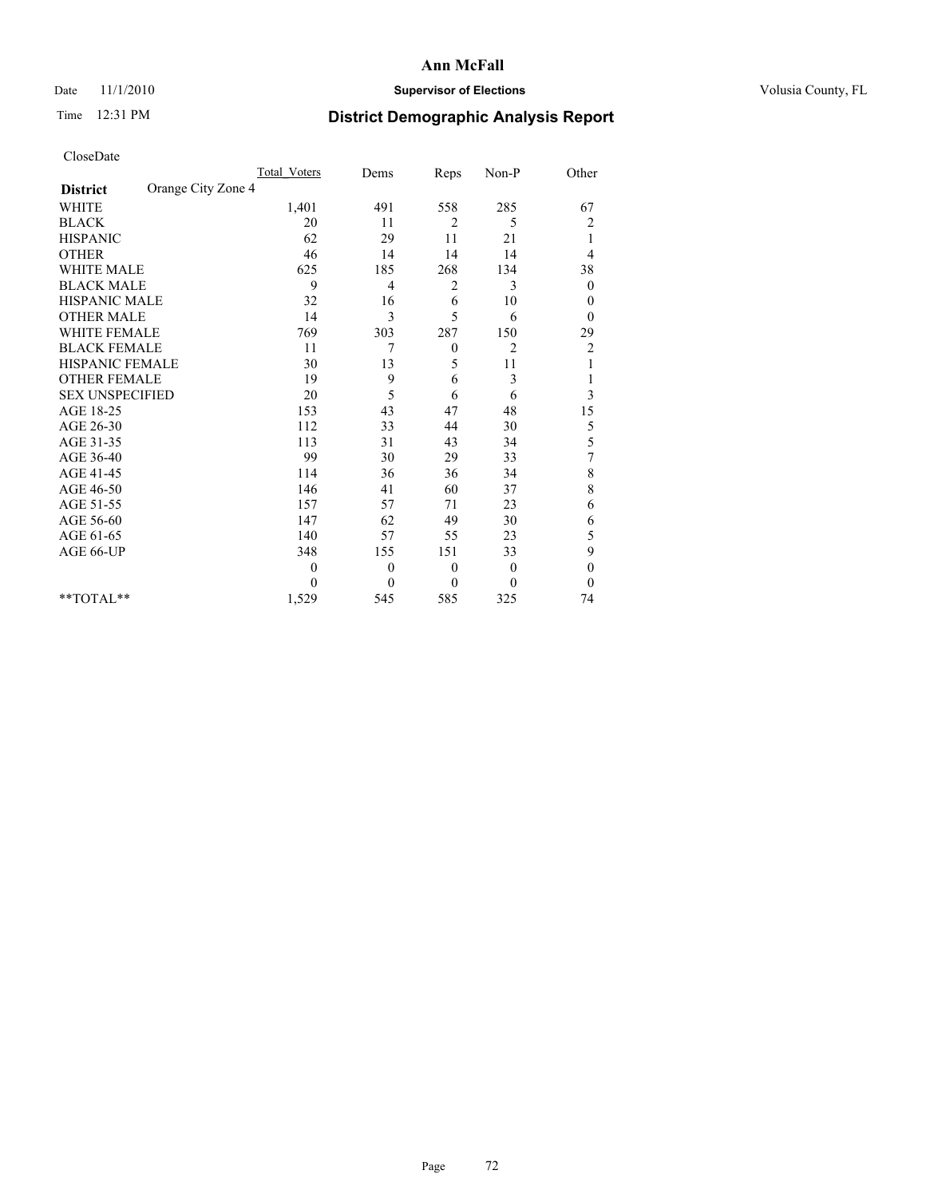**Ann McFall**

Date 11/1/2010 **Supervisor of Elections** Volusia County, FL

Time 12:31 PM **District Demographic Analysis Report**

CloseDate

| | Total_Voters | Dems | Reps | Non-P | Other |
|---|---|---|---|---|---|
| **District** Orange City Zone 4 | | | | | |
| WHITE | 1,401 | 491 | 558 | 285 | 67 |
| BLACK | 20 | 11 | 2 | 5 | 2 |
| HISPANIC | 62 | 29 | 11 | 21 | 1 |
| OTHER | 46 | 14 | 14 | 14 | 4 |
| WHITE MALE | 625 | 185 | 268 | 134 | 38 |
| BLACK MALE | 9 | 4 | 2 | 3 | 0 |
| HISPANIC MALE | 32 | 16 | 6 | 10 | 0 |
| OTHER MALE | 14 | 3 | 5 | 6 | 0 |
| WHITE FEMALE | 769 | 303 | 287 | 150 | 29 |
| BLACK FEMALE | 11 | 7 | 0 | 2 | 2 |
| HISPANIC FEMALE | 30 | 13 | 5 | 11 | 1 |
| OTHER FEMALE | 19 | 9 | 6 | 3 | 1 |
| SEX UNSPECIFIED | 20 | 5 | 6 | 6 | 3 |
| AGE 18-25 | 153 | 43 | 47 | 48 | 15 |
| AGE 26-30 | 112 | 33 | 44 | 30 | 5 |
| AGE 31-35 | 113 | 31 | 43 | 34 | 5 |
| AGE 36-40 | 99 | 30 | 29 | 33 | 7 |
| AGE 41-45 | 114 | 36 | 36 | 34 | 8 |
| AGE 46-50 | 146 | 41 | 60 | 37 | 8 |
| AGE 51-55 | 157 | 57 | 71 | 23 | 6 |
| AGE 56-60 | 147 | 62 | 49 | 30 | 6 |
| AGE 61-65 | 140 | 57 | 55 | 23 | 5 |
| AGE 66-UP | 348 | 155 | 151 | 33 | 9 |
| | 0 | 0 | 0 | 0 | 0 |
| | 0 | 0 | 0 | 0 | 0 |
| **TOTAL** | 1,529 | 545 | 585 | 325 | 74 |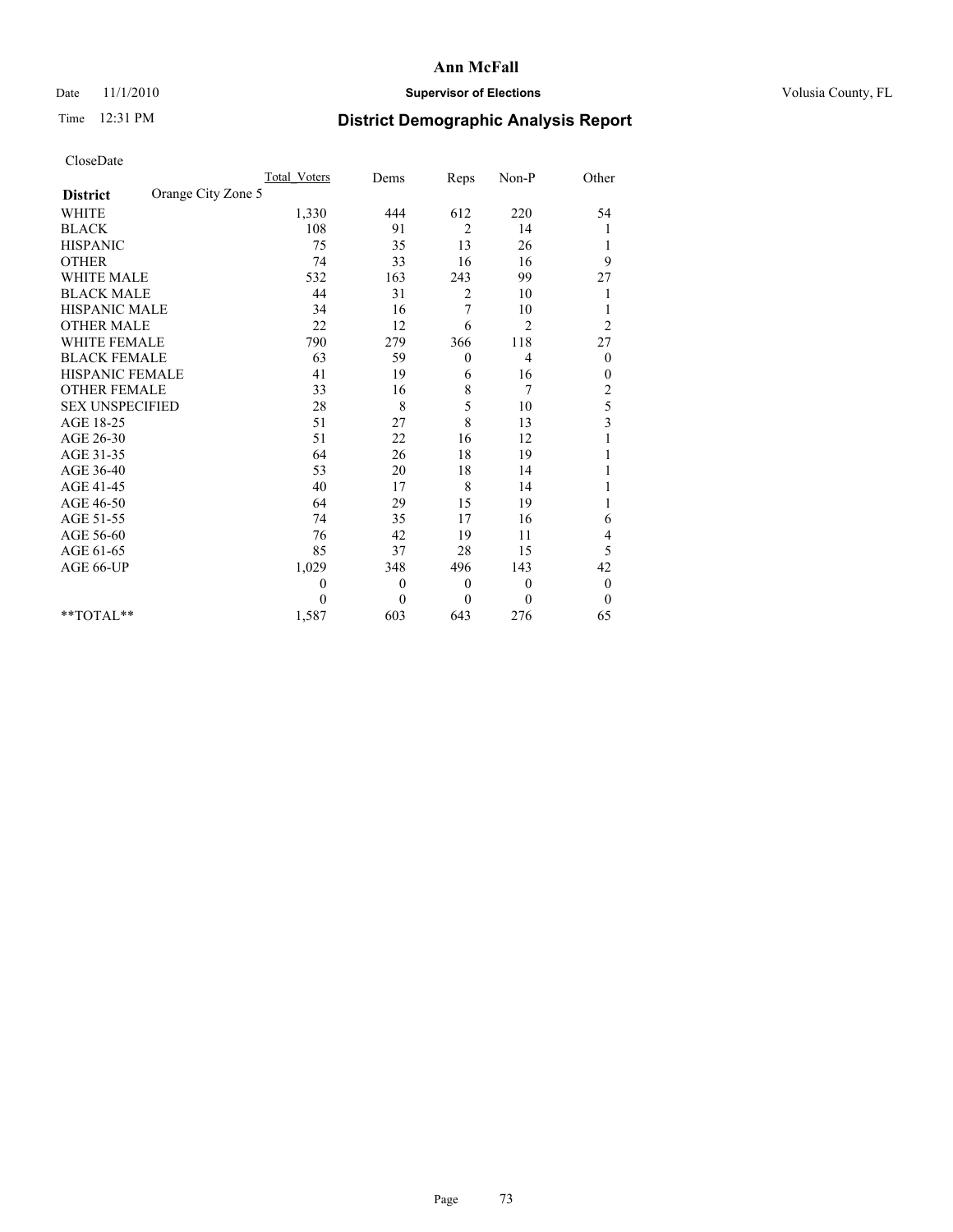**Ann McFall**

Date 11/1/2010 **Supervisor of Elections** Volusia County, FL

Time 12:31 PM **District Demographic Analysis Report**

CloseDate

| | Total_Voters | Dems | Reps | Non-P | Other |
|---|---|---|---|---|---|
| **District** Orange City Zone 5 | | | | | |
| WHITE | 1,330 | 444 | 612 | 220 | 54 |
| BLACK | 108 | 91 | 2 | 14 | 1 |
| HISPANIC | 75 | 35 | 13 | 26 | 1 |
| OTHER | 74 | 33 | 16 | 16 | 9 |
| WHITE MALE | 532 | 163 | 243 | 99 | 27 |
| BLACK MALE | 44 | 31 | 2 | 10 | 1 |
| HISPANIC MALE | 34 | 16 | 7 | 10 | 1 |
| OTHER MALE | 22 | 12 | 6 | 2 | 2 |
| WHITE FEMALE | 790 | 279 | 366 | 118 | 27 |
| BLACK FEMALE | 63 | 59 | 0 | 4 | 0 |
| HISPANIC FEMALE | 41 | 19 | 6 | 16 | 0 |
| OTHER FEMALE | 33 | 16 | 8 | 7 | 2 |
| SEX UNSPECIFIED | 28 | 8 | 5 | 10 | 5 |
| AGE 18-25 | 51 | 27 | 8 | 13 | 3 |
| AGE 26-30 | 51 | 22 | 16 | 12 | 1 |
| AGE 31-35 | 64 | 26 | 18 | 19 | 1 |
| AGE 36-40 | 53 | 20 | 18 | 14 | 1 |
| AGE 41-45 | 40 | 17 | 8 | 14 | 1 |
| AGE 46-50 | 64 | 29 | 15 | 19 | 1 |
| AGE 51-55 | 74 | 35 | 17 | 16 | 6 |
| AGE 56-60 | 76 | 42 | 19 | 11 | 4 |
| AGE 61-65 | 85 | 37 | 28 | 15 | 5 |
| AGE 66-UP | 1,029 | 348 | 496 | 143 | 42 |
| | 0 | 0 | 0 | 0 | 0 |
| | 0 | 0 | 0 | 0 | 0 |
| **TOTAL** | 1,587 | 603 | 643 | 276 | 65 |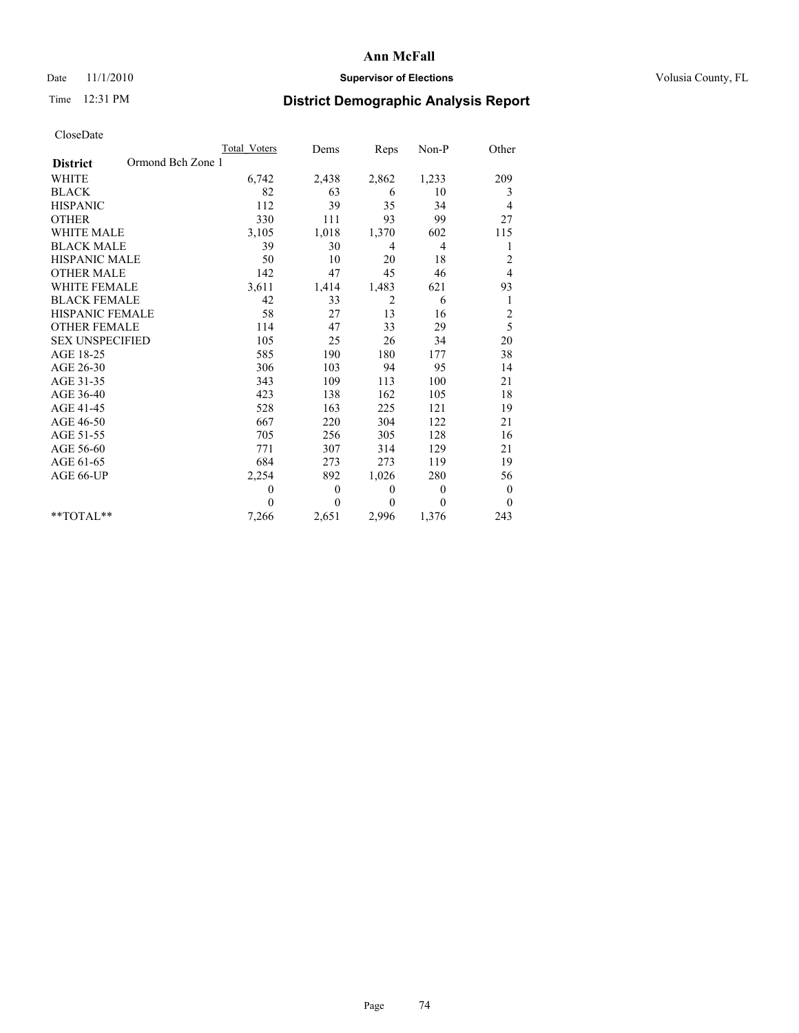# Ann McFall

Date 11/1/2010 **Supervisor of Elections** Volusia County, FL

Time 12:31 PM **District Demographic Analysis Report**

CloseDate

| | Total_Voters | Dems | Reps | Non-P | Other |
|---|---|---|---|---|---|
| **District** Ormond Bch Zone 1 | | | | | |
| WHITE | 6,742 | 2,438 | 2,862 | 1,233 | 209 |
| BLACK | 82 | 63 | 6 | 10 | 3 |
| HISPANIC | 112 | 39 | 35 | 34 | 4 |
| OTHER | 330 | 111 | 93 | 99 | 27 |
| WHITE MALE | 3,105 | 1,018 | 1,370 | 602 | 115 |
| BLACK MALE | 39 | 30 | 4 | 4 | 1 |
| HISPANIC MALE | 50 | 10 | 20 | 18 | 2 |
| OTHER MALE | 142 | 47 | 45 | 46 | 4 |
| WHITE FEMALE | 3,611 | 1,414 | 1,483 | 621 | 93 |
| BLACK FEMALE | 42 | 33 | 2 | 6 | 1 |
| HISPANIC FEMALE | 58 | 27 | 13 | 16 | 2 |
| OTHER FEMALE | 114 | 47 | 33 | 29 | 5 |
| SEX UNSPECIFIED | 105 | 25 | 26 | 34 | 20 |
| AGE 18-25 | 585 | 190 | 180 | 177 | 38 |
| AGE 26-30 | 306 | 103 | 94 | 95 | 14 |
| AGE 31-35 | 343 | 109 | 113 | 100 | 21 |
| AGE 36-40 | 423 | 138 | 162 | 105 | 18 |
| AGE 41-45 | 528 | 163 | 225 | 121 | 19 |
| AGE 46-50 | 667 | 220 | 304 | 122 | 21 |
| AGE 51-55 | 705 | 256 | 305 | 128 | 16 |
| AGE 56-60 | 771 | 307 | 314 | 129 | 21 |
| AGE 61-65 | 684 | 273 | 273 | 119 | 19 |
| AGE 66-UP | 2,254 | 892 | 1,026 | 280 | 56 |
| | 0 | 0 | 0 | 0 | 0 |
| | 0 | 0 | 0 | 0 | 0 |
| **TOTAL** | 7,266 | 2,651 | 2,996 | 1,376 | 243 |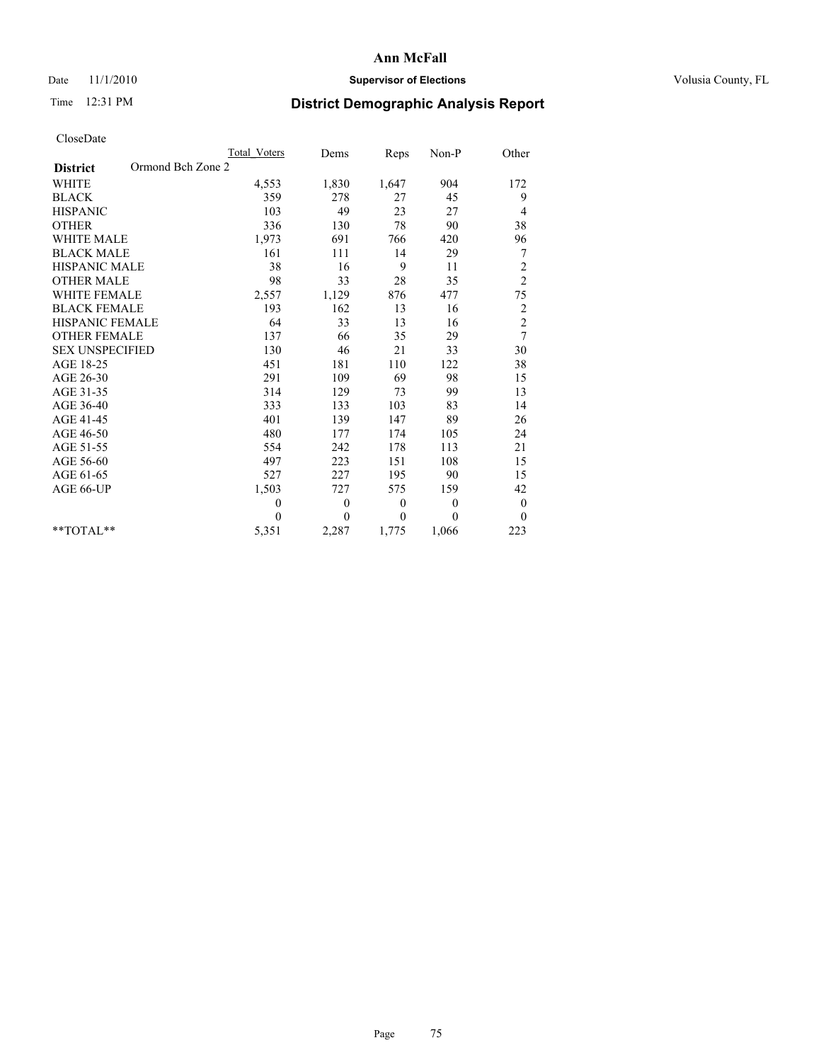# Ann McFall

Date 11/1/2010 **Supervisor of Elections** Volusia County, FL

Time 12:31 PM

## District Demographic Analysis Report

CloseDate

| District: Ormond Bch Zone 2 | Total Voters | Dems | Reps | Non-P | Other |
|---|---|---|---|---|---|
| WHITE | 4,553 | 1,830 | 1,647 | 904 | 172 |
| BLACK | 359 | 278 | 27 | 45 | 9 |
| HISPANIC | 103 | 49 | 23 | 27 | 4 |
| OTHER | 336 | 130 | 78 | 90 | 38 |
| WHITE MALE | 1,973 | 691 | 766 | 420 | 96 |
| BLACK MALE | 161 | 111 | 14 | 29 | 7 |
| HISPANIC MALE | 38 | 16 | 9 | 11 | 2 |
| OTHER MALE | 98 | 33 | 28 | 35 | 2 |
| WHITE FEMALE | 2,557 | 1,129 | 876 | 477 | 75 |
| BLACK FEMALE | 193 | 162 | 13 | 16 | 2 |
| HISPANIC FEMALE | 64 | 33 | 13 | 16 | 2 |
| OTHER FEMALE | 137 | 66 | 35 | 29 | 7 |
| SEX UNSPECIFIED | 130 | 46 | 21 | 33 | 30 |
| AGE 18-25 | 451 | 181 | 110 | 122 | 38 |
| AGE 26-30 | 291 | 109 | 69 | 98 | 15 |
| AGE 31-35 | 314 | 129 | 73 | 99 | 13 |
| AGE 36-40 | 333 | 133 | 103 | 83 | 14 |
| AGE 41-45 | 401 | 139 | 147 | 89 | 26 |
| AGE 46-50 | 480 | 177 | 174 | 105 | 24 |
| AGE 51-55 | 554 | 242 | 178 | 113 | 21 |
| AGE 56-60 | 497 | 223 | 151 | 108 | 15 |
| AGE 61-65 | 527 | 227 | 195 | 90 | 15 |
| AGE 66-UP | 1,503 | 727 | 575 | 159 | 42 |
| | 0 | 0 | 0 | 0 | 0 |
| | 0 | 0 | 0 | 0 | 0 |
| **TOTAL** | 5,351 | 2,287 | 1,775 | 1,066 | 223 |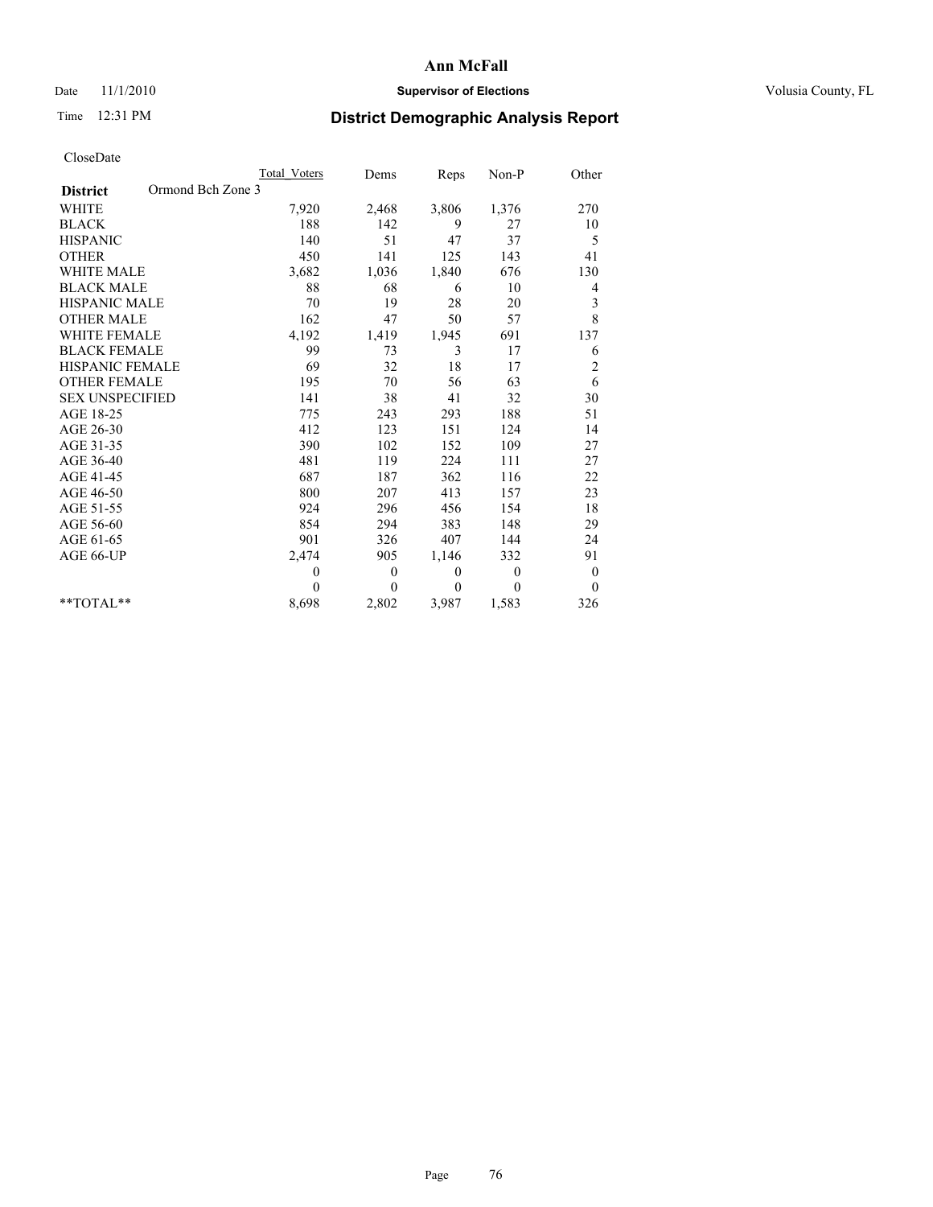**Ann McFall**

Date 11/1/2010 **Supervisor of Elections** Volusia County, FL

Time 12:31 PM

## District Demographic Analysis Report

CloseDate

| | Total Voters | Dems | Reps | Non-P | Other |
|---|---|---|---|---|---|
| **District** Ormond Bch Zone 3 | | | | | |
| WHITE | 7,920 | 2,468 | 3,806 | 1,376 | 270 |
| BLACK | 188 | 142 | 9 | 27 | 10 |
| HISPANIC | 140 | 51 | 47 | 37 | 5 |
| OTHER | 450 | 141 | 125 | 143 | 41 |
| WHITE MALE | 3,682 | 1,036 | 1,840 | 676 | 130 |
| BLACK MALE | 88 | 68 | 6 | 10 | 4 |
| HISPANIC MALE | 70 | 19 | 28 | 20 | 3 |
| OTHER MALE | 162 | 47 | 50 | 57 | 8 |
| WHITE FEMALE | 4,192 | 1,419 | 1,945 | 691 | 137 |
| BLACK FEMALE | 99 | 73 | 3 | 17 | 6 |
| HISPANIC FEMALE | 69 | 32 | 18 | 17 | 2 |
| OTHER FEMALE | 195 | 70 | 56 | 63 | 6 |
| SEX UNSPECIFIED | 141 | 38 | 41 | 32 | 30 |
| AGE 18-25 | 775 | 243 | 293 | 188 | 51 |
| AGE 26-30 | 412 | 123 | 151 | 124 | 14 |
| AGE 31-35 | 390 | 102 | 152 | 109 | 27 |
| AGE 36-40 | 481 | 119 | 224 | 111 | 27 |
| AGE 41-45 | 687 | 187 | 362 | 116 | 22 |
| AGE 46-50 | 800 | 207 | 413 | 157 | 23 |
| AGE 51-55 | 924 | 296 | 456 | 154 | 18 |
| AGE 56-60 | 854 | 294 | 383 | 148 | 29 |
| AGE 61-65 | 901 | 326 | 407 | 144 | 24 |
| AGE 66-UP | 2,474 | 905 | 1,146 | 332 | 91 |
| | 0 | 0 | 0 | 0 | 0 |
| | 0 | 0 | 0 | 0 | 0 |
| **TOTAL** | 8,698 | 2,802 | 3,987 | 1,583 | 326 |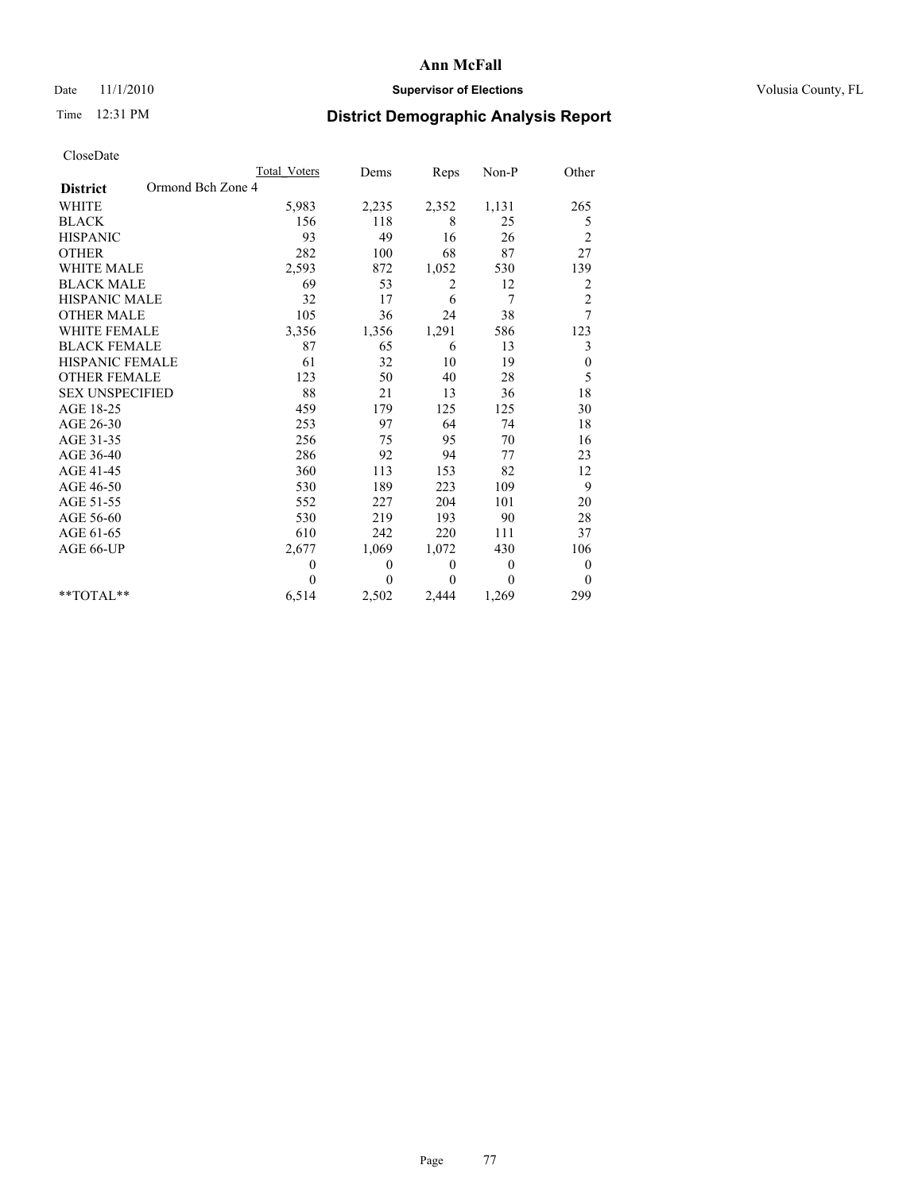**Ann McFall**

Date 11/1/2010 **Supervisor of Elections** Volusia County, FL

Time 12:31 PM **District Demographic Analysis Report**

CloseDate

| **District** Ormond Bch Zone 4 | Total Voters | Dems | Reps | Non-P | Other |
|---|---|---|---|---|---|
| WHITE | 5,983 | 2,235 | 2,352 | 1,131 | 265 |
| BLACK | 156 | 118 | 8 | 25 | 5 |
| HISPANIC | 93 | 49 | 16 | 26 | 2 |
| OTHER | 282 | 100 | 68 | 87 | 27 |
| WHITE MALE | 2,593 | 872 | 1,052 | 530 | 139 |
| BLACK MALE | 69 | 53 | 2 | 12 | 2 |
| HISPANIC MALE | 32 | 17 | 6 | 7 | 2 |
| OTHER MALE | 105 | 36 | 24 | 38 | 7 |
| WHITE FEMALE | 3,356 | 1,356 | 1,291 | 586 | 123 |
| BLACK FEMALE | 87 | 65 | 6 | 13 | 3 |
| HISPANIC FEMALE | 61 | 32 | 10 | 19 | 0 |
| OTHER FEMALE | 123 | 50 | 40 | 28 | 5 |
| SEX UNSPECIFIED | 88 | 21 | 13 | 36 | 18 |
| AGE 18-25 | 459 | 179 | 125 | 125 | 30 |
| AGE 26-30 | 253 | 97 | 64 | 74 | 18 |
| AGE 31-35 | 256 | 75 | 95 | 70 | 16 |
| AGE 36-40 | 286 | 92 | 94 | 77 | 23 |
| AGE 41-45 | 360 | 113 | 153 | 82 | 12 |
| AGE 46-50 | 530 | 189 | 223 | 109 | 9 |
| AGE 51-55 | 552 | 227 | 204 | 101 | 20 |
| AGE 56-60 | 530 | 219 | 193 | 90 | 28 |
| AGE 61-65 | 610 | 242 | 220 | 111 | 37 |
| AGE 66-UP | 2,677 | 1,069 | 1,072 | 430 | 106 |
| | 0 | 0 | 0 | 0 | 0 |
| | 0 | 0 | 0 | 0 | 0 |
| **TOTAL** | 6,514 | 2,502 | 2,444 | 1,269 | 299 |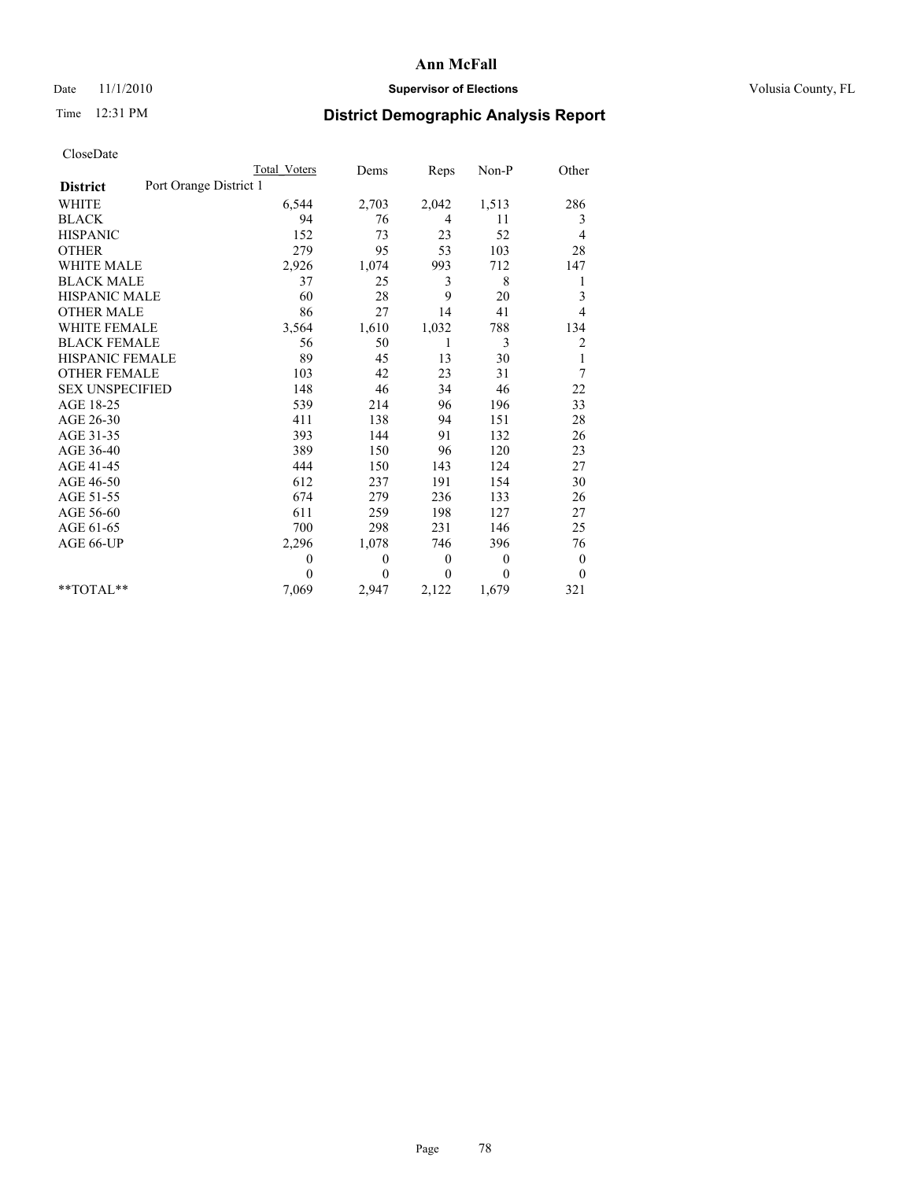# Ann McFall

Date 11/1/2010 **Supervisor of Elections** Volusia County, FL

Time 12:31 PM

## District Demographic Analysis Report

CloseDate

| | Total Voters | Dems | Reps | Non-P | Other |
|---|---|---|---|---|---|
| **District** Port Orange District 1 | | | | | |
| WHITE | 6,544 | 2,703 | 2,042 | 1,513 | 286 |
| BLACK | 94 | 76 | 4 | 11 | 3 |
| HISPANIC | 152 | 73 | 23 | 52 | 4 |
| OTHER | 279 | 95 | 53 | 103 | 28 |
| WHITE MALE | 2,926 | 1,074 | 993 | 712 | 147 |
| BLACK MALE | 37 | 25 | 3 | 8 | 1 |
| HISPANIC MALE | 60 | 28 | 9 | 20 | 3 |
| OTHER MALE | 86 | 27 | 14 | 41 | 4 |
| WHITE FEMALE | 3,564 | 1,610 | 1,032 | 788 | 134 |
| BLACK FEMALE | 56 | 50 | 1 | 3 | 2 |
| HISPANIC FEMALE | 89 | 45 | 13 | 30 | 1 |
| OTHER FEMALE | 103 | 42 | 23 | 31 | 7 |
| SEX UNSPECIFIED | 148 | 46 | 34 | 46 | 22 |
| AGE 18-25 | 539 | 214 | 96 | 196 | 33 |
| AGE 26-30 | 411 | 138 | 94 | 151 | 28 |
| AGE 31-35 | 393 | 144 | 91 | 132 | 26 |
| AGE 36-40 | 389 | 150 | 96 | 120 | 23 |
| AGE 41-45 | 444 | 150 | 143 | 124 | 27 |
| AGE 46-50 | 612 | 237 | 191 | 154 | 30 |
| AGE 51-55 | 674 | 279 | 236 | 133 | 26 |
| AGE 56-60 | 611 | 259 | 198 | 127 | 27 |
| AGE 61-65 | 700 | 298 | 231 | 146 | 25 |
| AGE 66-UP | 2,296 | 1,078 | 746 | 396 | 76 |
| | 0 | 0 | 0 | 0 | 0 |
| | 0 | 0 | 0 | 0 | 0 |
| **TOTAL** | 7,069 | 2,947 | 2,122 | 1,679 | 321 |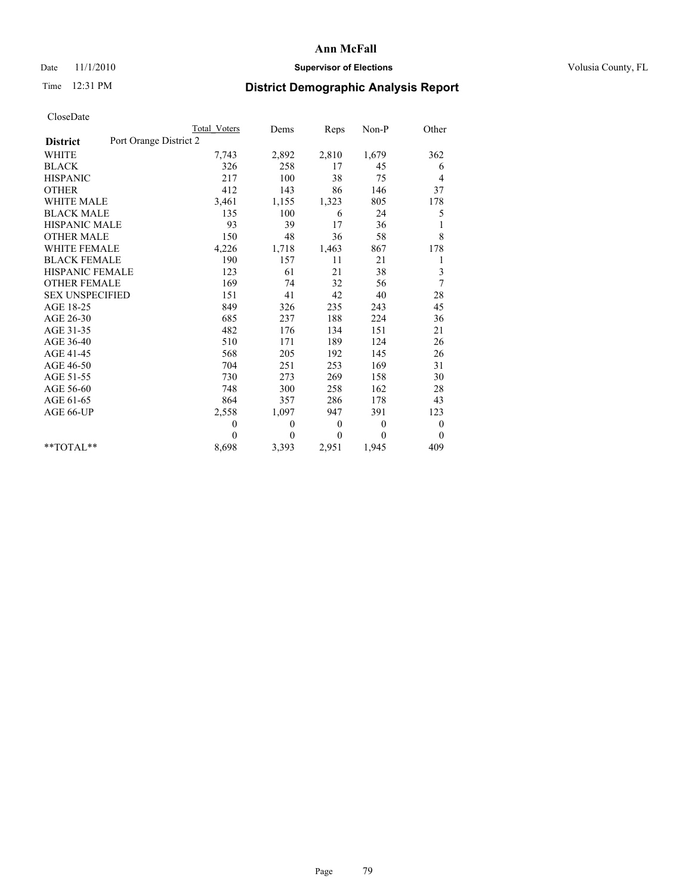# Ann McFall

Date 11/1/2010 **Supervisor of Elections** Volusia County, FL

Time 12:31 PM

## District Demographic Analysis Report

CloseDate

| | Total Voters | Dems | Reps | Non-P | Other |
|---|---|---|---|---|---|
| **District** Port Orange District 2 | | | | | |
| WHITE | 7,743 | 2,892 | 2,810 | 1,679 | 362 |
| BLACK | 326 | 258 | 17 | 45 | 6 |
| HISPANIC | 217 | 100 | 38 | 75 | 4 |
| OTHER | 412 | 143 | 86 | 146 | 37 |
| WHITE MALE | 3,461 | 1,155 | 1,323 | 805 | 178 |
| BLACK MALE | 135 | 100 | 6 | 24 | 5 |
| HISPANIC MALE | 93 | 39 | 17 | 36 | 1 |
| OTHER MALE | 150 | 48 | 36 | 58 | 8 |
| WHITE FEMALE | 4,226 | 1,718 | 1,463 | 867 | 178 |
| BLACK FEMALE | 190 | 157 | 11 | 21 | 1 |
| HISPANIC FEMALE | 123 | 61 | 21 | 38 | 3 |
| OTHER FEMALE | 169 | 74 | 32 | 56 | 7 |
| SEX UNSPECIFIED | 151 | 41 | 42 | 40 | 28 |
| AGE 18-25 | 849 | 326 | 235 | 243 | 45 |
| AGE 26-30 | 685 | 237 | 188 | 224 | 36 |
| AGE 31-35 | 482 | 176 | 134 | 151 | 21 |
| AGE 36-40 | 510 | 171 | 189 | 124 | 26 |
| AGE 41-45 | 568 | 205 | 192 | 145 | 26 |
| AGE 46-50 | 704 | 251 | 253 | 169 | 31 |
| AGE 51-55 | 730 | 273 | 269 | 158 | 30 |
| AGE 56-60 | 748 | 300 | 258 | 162 | 28 |
| AGE 61-65 | 864 | 357 | 286 | 178 | 43 |
| AGE 66-UP | 2,558 | 1,097 | 947 | 391 | 123 |
| | 0 | 0 | 0 | 0 | 0 |
| | 0 | 0 | 0 | 0 | 0 |
| **TOTAL** | 8,698 | 3,393 | 2,951 | 1,945 | 409 |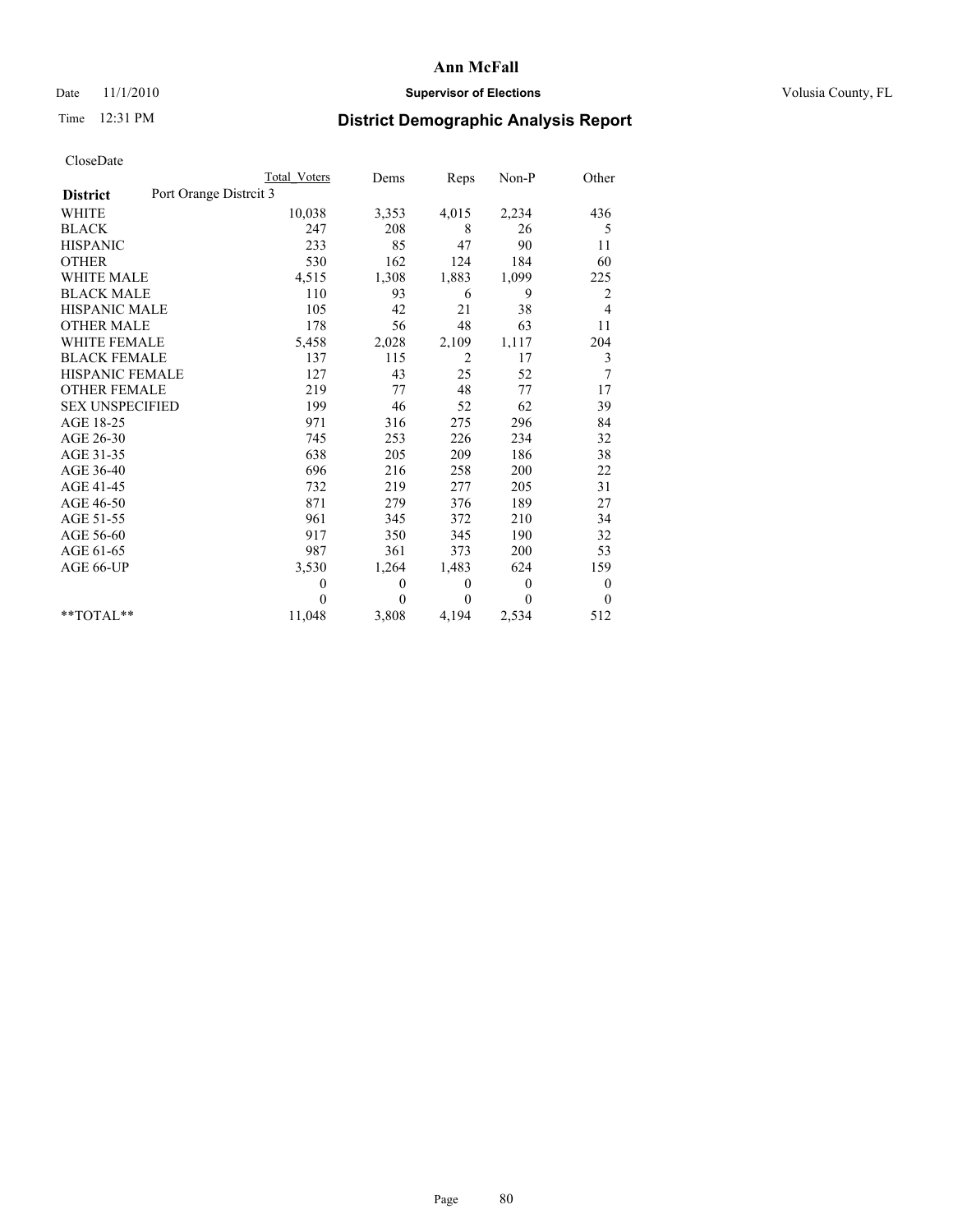**Ann McFall**

Date 11/1/2010 **Supervisor of Elections** Volusia County, FL

Time 12:31 PM **District Demographic Analysis Report**

CloseDate

| | Total Voters | Dems | Reps | Non-P | Other |
|---|---|---|---|---|---|
| **District** Port Orange Distrcit 3 | | | | | |
| WHITE | 10,038 | 3,353 | 4,015 | 2,234 | 436 |
| BLACK | 247 | 208 | 8 | 26 | 5 |
| HISPANIC | 233 | 85 | 47 | 90 | 11 |
| OTHER | 530 | 162 | 124 | 184 | 60 |
| WHITE MALE | 4,515 | 1,308 | 1,883 | 1,099 | 225 |
| BLACK MALE | 110 | 93 | 6 | 9 | 2 |
| HISPANIC MALE | 105 | 42 | 21 | 38 | 4 |
| OTHER MALE | 178 | 56 | 48 | 63 | 11 |
| WHITE FEMALE | 5,458 | 2,028 | 2,109 | 1,117 | 204 |
| BLACK FEMALE | 137 | 115 | 2 | 17 | 3 |
| HISPANIC FEMALE | 127 | 43 | 25 | 52 | 7 |
| OTHER FEMALE | 219 | 77 | 48 | 77 | 17 |
| SEX UNSPECIFIED | 199 | 46 | 52 | 62 | 39 |
| AGE 18-25 | 971 | 316 | 275 | 296 | 84 |
| AGE 26-30 | 745 | 253 | 226 | 234 | 32 |
| AGE 31-35 | 638 | 205 | 209 | 186 | 38 |
| AGE 36-40 | 696 | 216 | 258 | 200 | 22 |
| AGE 41-45 | 732 | 219 | 277 | 205 | 31 |
| AGE 46-50 | 871 | 279 | 376 | 189 | 27 |
| AGE 51-55 | 961 | 345 | 372 | 210 | 34 |
| AGE 56-60 | 917 | 350 | 345 | 190 | 32 |
| AGE 61-65 | 987 | 361 | 373 | 200 | 53 |
| AGE 66-UP | 3,530 | 1,264 | 1,483 | 624 | 159 |
| | 0 | 0 | 0 | 0 | 0 |
| | 0 | 0 | 0 | 0 | 0 |
| **TOTAL** | 11,048 | 3,808 | 4,194 | 2,534 | 512 |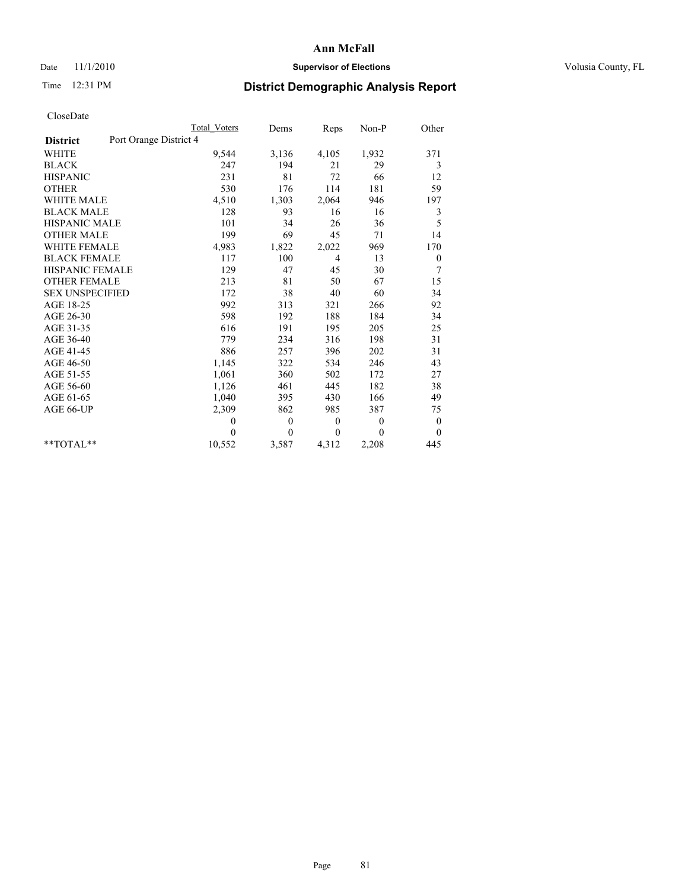# Ann McFall

Date 11/1/2010 **Supervisor of Elections** Volusia County, FL

Time 12:31 PM **District Demographic Analysis Report**

CloseDate

| **District** Port Orange District 4 | Total Voters | Dems | Reps | Non-P | Other |
|---|---|---|---|---|---|
| WHITE | 9,544 | 3,136 | 4,105 | 1,932 | 371 |
| BLACK | 247 | 194 | 21 | 29 | 3 |
| HISPANIC | 231 | 81 | 72 | 66 | 12 |
| OTHER | 530 | 176 | 114 | 181 | 59 |
| WHITE MALE | 4,510 | 1,303 | 2,064 | 946 | 197 |
| BLACK MALE | 128 | 93 | 16 | 16 | 3 |
| HISPANIC MALE | 101 | 34 | 26 | 36 | 5 |
| OTHER MALE | 199 | 69 | 45 | 71 | 14 |
| WHITE FEMALE | 4,983 | 1,822 | 2,022 | 969 | 170 |
| BLACK FEMALE | 117 | 100 | 4 | 13 | 0 |
| HISPANIC FEMALE | 129 | 47 | 45 | 30 | 7 |
| OTHER FEMALE | 213 | 81 | 50 | 67 | 15 |
| SEX UNSPECIFIED | 172 | 38 | 40 | 60 | 34 |
| AGE 18-25 | 992 | 313 | 321 | 266 | 92 |
| AGE 26-30 | 598 | 192 | 188 | 184 | 34 |
| AGE 31-35 | 616 | 191 | 195 | 205 | 25 |
| AGE 36-40 | 779 | 234 | 316 | 198 | 31 |
| AGE 41-45 | 886 | 257 | 396 | 202 | 31 |
| AGE 46-50 | 1,145 | 322 | 534 | 246 | 43 |
| AGE 51-55 | 1,061 | 360 | 502 | 172 | 27 |
| AGE 56-60 | 1,126 | 461 | 445 | 182 | 38 |
| AGE 61-65 | 1,040 | 395 | 430 | 166 | 49 |
| AGE 66-UP | 2,309 | 862 | 985 | 387 | 75 |
| | 0 | 0 | 0 | 0 | 0 |
| | 0 | 0 | 0 | 0 | 0 |
| **TOTAL** | 10,552 | 3,587 | 4,312 | 2,208 | 445 |